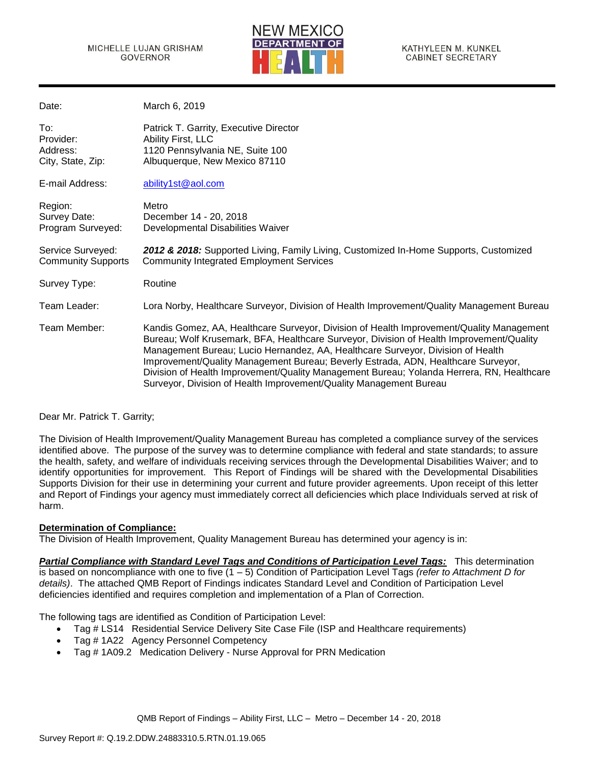MICHELLE LUJAN GRISHAM
GOVERNOR

NEW MEXICO
DEPARTMENT OF
HEALTH

KATHYLEEN M. KUNKEL
CABINET SECRETARY

| | |
|---|---|
| Date: | March 6, 2019 |
| To: | Patrick T. Garrity, Executive Director |
| Provider: | Ability First, LLC |
| Address: | 1120 Pennsylvania NE, Suite 100 |
| City, State, Zip: | Albuquerque, New Mexico 87110 |
| E-mail Address: | ability1st@aol.com |
| Region: | Metro |
| Survey Date: | December 14 - 20, 2018 |
| Program Surveyed: | Developmental Disabilities Waiver |
| Service Surveyed: | ***2012 & 2018:*** Supported Living, Family Living, Customized In-Home Supports, Customized Community Supports Community Integrated Employment Services |
| Survey Type: | Routine |
| Team Leader: | Lora Norby, Healthcare Surveyor, Division of Health Improvement/Quality Management Bureau |
| Team Member: | Kandis Gomez, AA, Healthcare Surveyor, Division of Health Improvement/Quality Management Bureau; Wolf Krusemark, BFA, Healthcare Surveyor, Division of Health Improvement/Quality Management Bureau; Lucio Hernandez, AA, Healthcare Surveyor, Division of Health Improvement/Quality Management Bureau; Beverly Estrada, ADN, Healthcare Surveyor, Division of Health Improvement/Quality Management Bureau; Yolanda Herrera, RN, Healthcare Surveyor, Division of Health Improvement/Quality Management Bureau |

Dear Mr. Patrick T. Garrity;

The Division of Health Improvement/Quality Management Bureau has completed a compliance survey of the services identified above. The purpose of the survey was to determine compliance with federal and state standards; to assure the health, safety, and welfare of individuals receiving services through the Developmental Disabilities Waiver; and to identify opportunities for improvement. This Report of Findings will be shared with the Developmental Disabilities Supports Division for their use in determining your current and future provider agreements. Upon receipt of this letter and Report of Findings your agency must immediately correct all deficiencies which place Individuals served at risk of harm.

**Determination of Compliance:**

The Division of Health Improvement, Quality Management Bureau has determined your agency is in:

***Partial Compliance with Standard Level Tags and Conditions of Participation Level Tags:*** This determination is based on noncompliance with one to five (1 – 5) Condition of Participation Level Tags *(refer to Attachment D for details)*. The attached QMB Report of Findings indicates Standard Level and Condition of Participation Level deficiencies identified and requires completion and implementation of a Plan of Correction.

The following tags are identified as Condition of Participation Level:

- Tag # LS14 Residential Service Delivery Site Case File (ISP and Healthcare requirements)
- Tag # 1A22 Agency Personnel Competency
- Tag # 1A09.2 Medication Delivery - Nurse Approval for PRN Medication

QMB Report of Findings – Ability First, LLC – Metro – December 14 - 20, 2018

Survey Report #: Q.19.2.DDW.24883310.5.RTN.01.19.065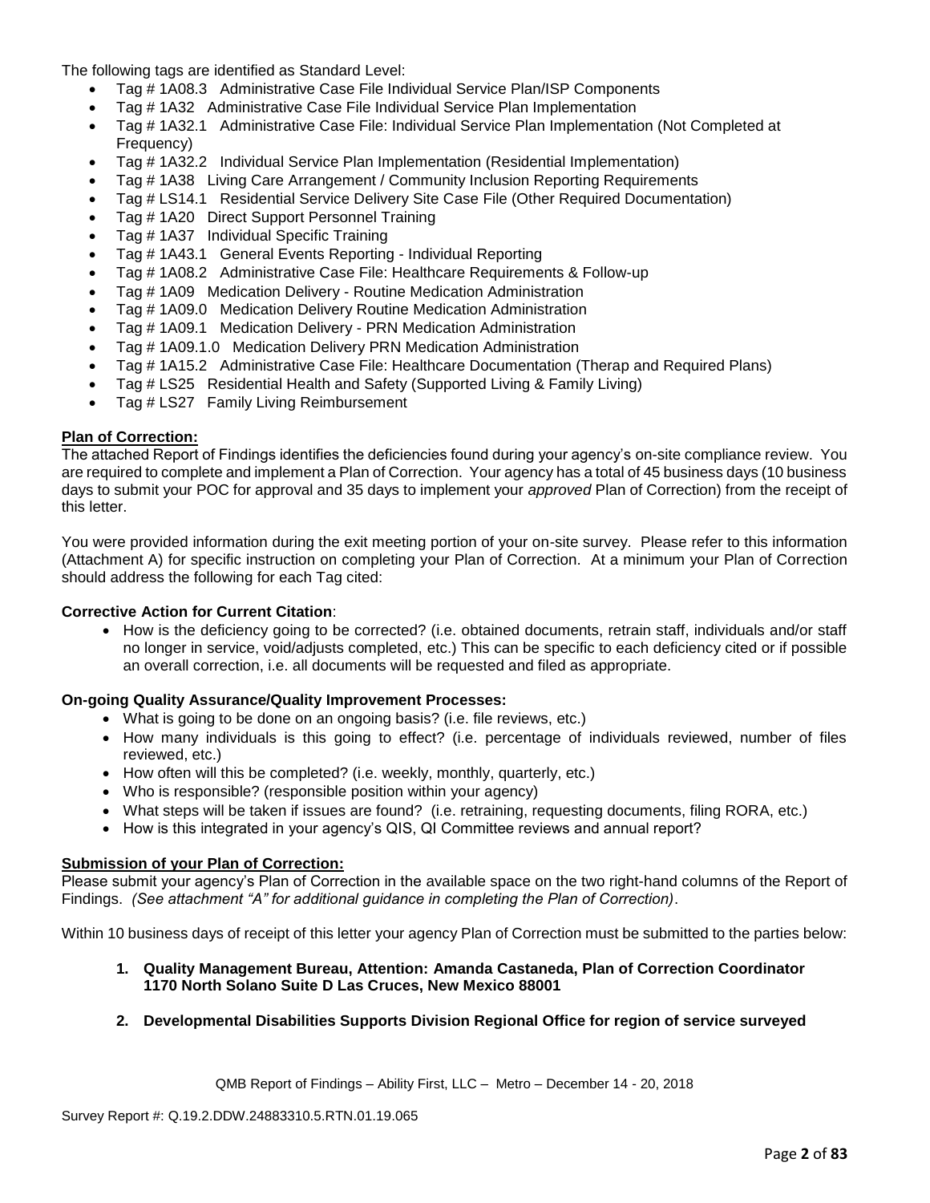The following tags are identified as Standard Level:

- Tag # 1A08.3 Administrative Case File Individual Service Plan/ISP Components
- Tag # 1A32 Administrative Case File Individual Service Plan Implementation
- Tag # 1A32.1 Administrative Case File: Individual Service Plan Implementation (Not Completed at Frequency)
- Tag # 1A32.2 Individual Service Plan Implementation (Residential Implementation)
- Tag # 1A38 Living Care Arrangement / Community Inclusion Reporting Requirements
- Tag # LS14.1 Residential Service Delivery Site Case File (Other Required Documentation)
- Tag # 1A20 Direct Support Personnel Training
- Tag # 1A37 Individual Specific Training
- Tag # 1A43.1 General Events Reporting - Individual Reporting
- Tag # 1A08.2 Administrative Case File: Healthcare Requirements & Follow-up
- Tag # 1A09 Medication Delivery - Routine Medication Administration
- Tag # 1A09.0 Medication Delivery Routine Medication Administration
- Tag # 1A09.1 Medication Delivery - PRN Medication Administration
- Tag # 1A09.1.0 Medication Delivery PRN Medication Administration
- Tag # 1A15.2 Administrative Case File: Healthcare Documentation (Therap and Required Plans)
- Tag # LS25 Residential Health and Safety (Supported Living & Family Living)
- Tag # LS27 Family Living Reimbursement

**Plan of Correction:**

The attached Report of Findings identifies the deficiencies found during your agency's on-site compliance review. You are required to complete and implement a Plan of Correction. Your agency has a total of 45 business days (10 business days to submit your POC for approval and 35 days to implement your *approved* Plan of Correction) from the receipt of this letter.

You were provided information during the exit meeting portion of your on-site survey. Please refer to this information (Attachment A) for specific instruction on completing your Plan of Correction. At a minimum your Plan of Correction should address the following for each Tag cited:

**Corrective Action for Current Citation**:

- How is the deficiency going to be corrected? (i.e. obtained documents, retrain staff, individuals and/or staff no longer in service, void/adjusts completed, etc.) This can be specific to each deficiency cited or if possible an overall correction, i.e. all documents will be requested and filed as appropriate.

**On-going Quality Assurance/Quality Improvement Processes:**

- What is going to be done on an ongoing basis? (i.e. file reviews, etc.)
- How many individuals is this going to effect? (i.e. percentage of individuals reviewed, number of files reviewed, etc.)
- How often will this be completed? (i.e. weekly, monthly, quarterly, etc.)
- Who is responsible? (responsible position within your agency)
- What steps will be taken if issues are found? (i.e. retraining, requesting documents, filing RORA, etc.)
- How is this integrated in your agency's QIS, QI Committee reviews and annual report?

**Submission of your Plan of Correction:**

Please submit your agency's Plan of Correction in the available space on the two right-hand columns of the Report of Findings. *(See attachment "A" for additional guidance in completing the Plan of Correction)*.

Within 10 business days of receipt of this letter your agency Plan of Correction must be submitted to the parties below:

1. **Quality Management Bureau, Attention: Amanda Castaneda, Plan of Correction Coordinator 1170 North Solano Suite D Las Cruces, New Mexico 88001**

2. **Developmental Disabilities Supports Division Regional Office for region of service surveyed**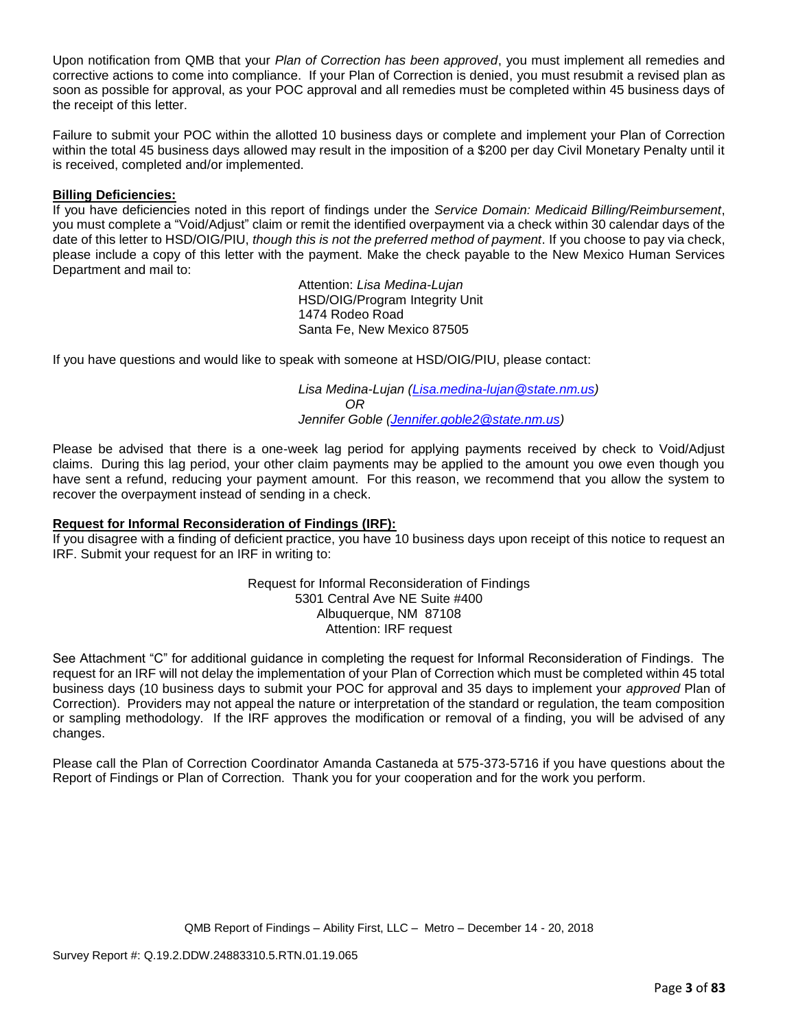Upon notification from QMB that your *Plan of Correction has been approved*, you must implement all remedies and corrective actions to come into compliance. If your Plan of Correction is denied, you must resubmit a revised plan as soon as possible for approval, as your POC approval and all remedies must be completed within 45 business days of the receipt of this letter.

Failure to submit your POC within the allotted 10 business days or complete and implement your Plan of Correction within the total 45 business days allowed may result in the imposition of a $200 per day Civil Monetary Penalty until it is received, completed and/or implemented.

**Billing Deficiencies:**
If you have deficiencies noted in this report of findings under the *Service Domain: Medicaid Billing/Reimbursement*, you must complete a "Void/Adjust" claim or remit the identified overpayment via a check within 30 calendar days of the date of this letter to HSD/OIG/PIU, *though this is not the preferred method of payment*. If you choose to pay via check, please include a copy of this letter with the payment. Make the check payable to the New Mexico Human Services Department and mail to:

Attention: *Lisa Medina-Lujan*
HSD/OIG/Program Integrity Unit
1474 Rodeo Road
Santa Fe, New Mexico 87505

If you have questions and would like to speak with someone at HSD/OIG/PIU, please contact:

*Lisa Medina-Lujan (Lisa.medina-lujan@state.nm.us)*
*OR*
*Jennifer Goble (Jennifer.goble2@state.nm.us)*

Please be advised that there is a one-week lag period for applying payments received by check to Void/Adjust claims. During this lag period, your other claim payments may be applied to the amount you owe even though you have sent a refund, reducing your payment amount. For this reason, we recommend that you allow the system to recover the overpayment instead of sending in a check.

**Request for Informal Reconsideration of Findings (IRF):**
If you disagree with a finding of deficient practice, you have 10 business days upon receipt of this notice to request an IRF. Submit your request for an IRF in writing to:

Request for Informal Reconsideration of Findings
5301 Central Ave NE Suite #400
Albuquerque, NM 87108
Attention: IRF request

See Attachment "C" for additional guidance in completing the request for Informal Reconsideration of Findings. The request for an IRF will not delay the implementation of your Plan of Correction which must be completed within 45 total business days (10 business days to submit your POC for approval and 35 days to implement your *approved* Plan of Correction). Providers may not appeal the nature or interpretation of the standard or regulation, the team composition or sampling methodology. If the IRF approves the modification or removal of a finding, you will be advised of any changes.

Please call the Plan of Correction Coordinator Amanda Castaneda at 575-373-5716 if you have questions about the Report of Findings or Plan of Correction. Thank you for your cooperation and for the work you perform.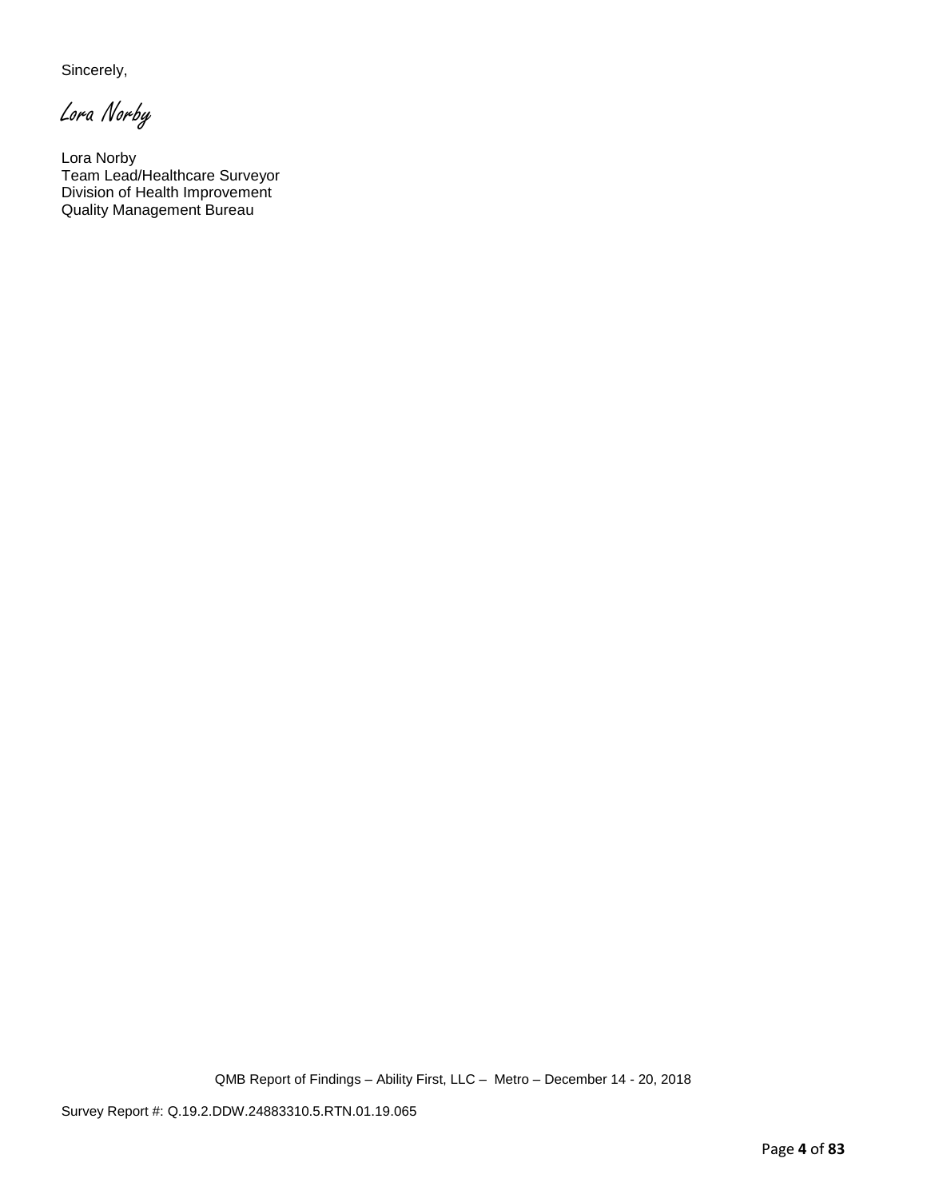Sincerely,

*Lora Norby*

Lora Norby
Team Lead/Healthcare Surveyor
Division of Health Improvement
Quality Management Bureau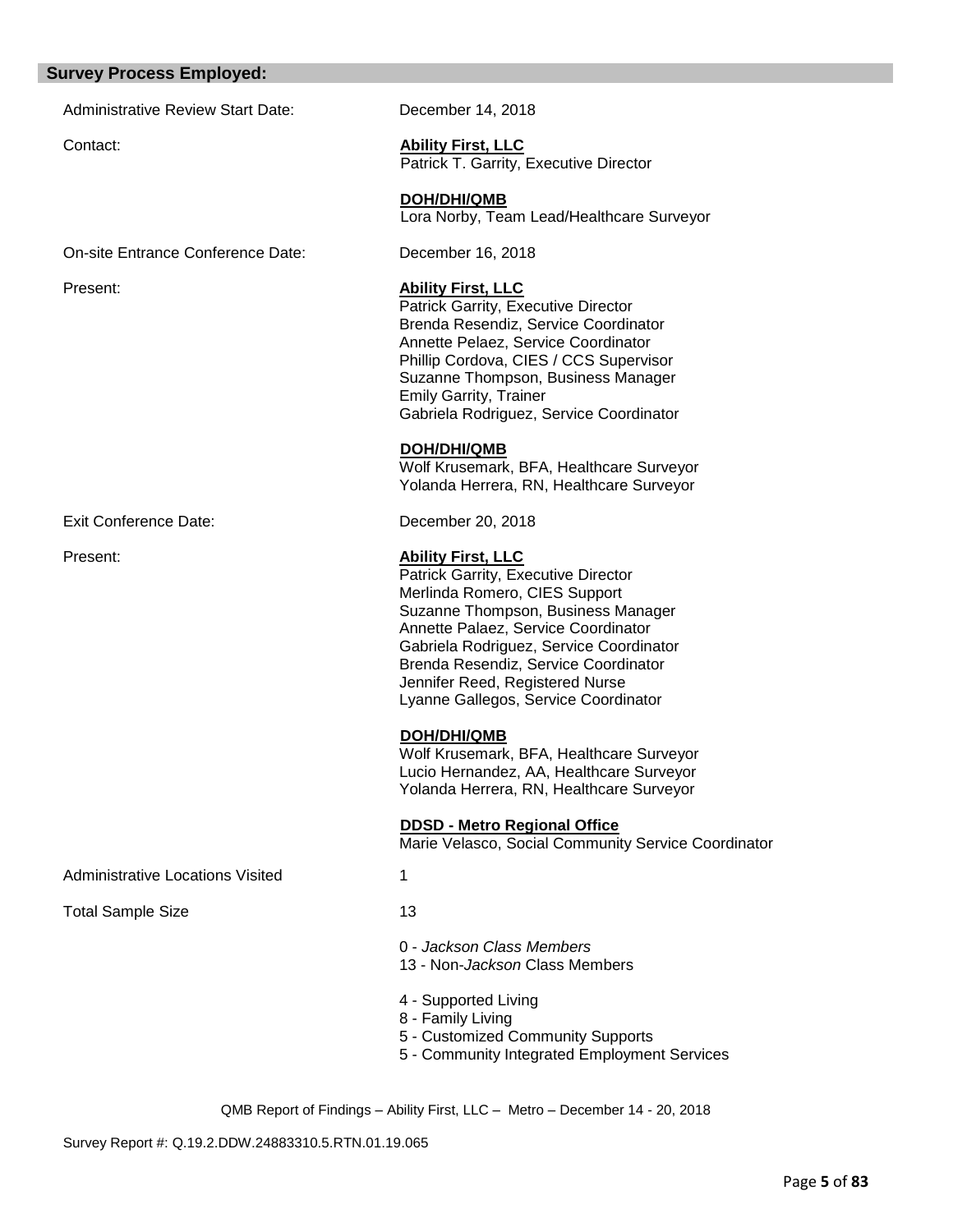## Survey Process Employed:

Administrative Review Start Date: December 14, 2018

Contact:

**Ability First, LLC**
Patrick T. Garrity, Executive Director

**DOH/DHI/QMB**
Lora Norby, Team Lead/Healthcare Surveyor

On-site Entrance Conference Date: December 16, 2018

Present:

**Ability First, LLC**
Patrick Garrity, Executive Director
Brenda Resendiz, Service Coordinator
Annette Pelaez, Service Coordinator
Phillip Cordova, CIES / CCS Supervisor
Suzanne Thompson, Business Manager
Emily Garrity, Trainer
Gabriela Rodriguez, Service Coordinator

**DOH/DHI/QMB**
Wolf Krusemark, BFA, Healthcare Surveyor
Yolanda Herrera, RN, Healthcare Surveyor

Exit Conference Date: December 20, 2018

Present:

**Ability First, LLC**
Patrick Garrity, Executive Director
Merlinda Romero, CIES Support
Suzanne Thompson, Business Manager
Annette Palaez, Service Coordinator
Gabriela Rodriguez, Service Coordinator
Brenda Resendiz, Service Coordinator
Jennifer Reed, Registered Nurse
Lyanne Gallegos, Service Coordinator

**DOH/DHI/QMB**
Wolf Krusemark, BFA, Healthcare Surveyor
Lucio Hernandez, AA, Healthcare Surveyor
Yolanda Herrera, RN, Healthcare Surveyor

**DDSD - Metro Regional Office**
Marie Velasco, Social Community Service Coordinator

Administrative Locations Visited: 1

Total Sample Size: 13

0 - *Jackson Class Members*
13 - Non-*Jackson* Class Members

4 - Supported Living
8 - Family Living
5 - Customized Community Supports
5 - Community Integrated Employment Services

QMB Report of Findings – Ability First, LLC – Metro – December 14 - 20, 2018

Survey Report #: Q.19.2.DDW.24883310.5.RTN.01.19.065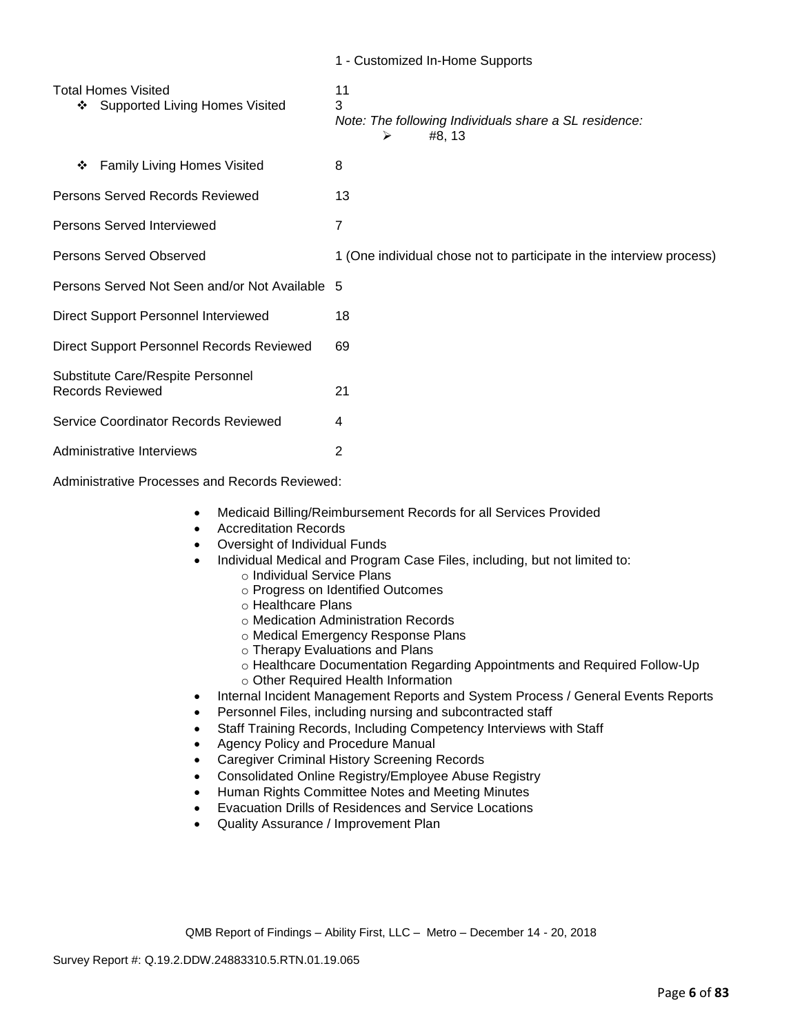| | |
|---|---|
| | 1 - Customized In-Home Supports |
| Total Homes Visited | 11 |
| ❖ Supported Living Homes Visited | 3<br>*Note: The following Individuals share a SL residence:*<br>➢ #8, 13 |
| ❖ Family Living Homes Visited | 8 |
| Persons Served Records Reviewed | 13 |
| Persons Served Interviewed | 7 |
| Persons Served Observed | 1 (One individual chose not to participate in the interview process) |
| Persons Served Not Seen and/or Not Available | 5 |
| Direct Support Personnel Interviewed | 18 |
| Direct Support Personnel Records Reviewed | 69 |
| Substitute Care/Respite Personnel Records Reviewed | 21 |
| Service Coordinator Records Reviewed | 4 |
| Administrative Interviews | 2 |

Administrative Processes and Records Reviewed:

- Medicaid Billing/Reimbursement Records for all Services Provided
- Accreditation Records
- Oversight of Individual Funds
- Individual Medical and Program Case Files, including, but not limited to:
  - Individual Service Plans
  - Progress on Identified Outcomes
  - Healthcare Plans
  - Medication Administration Records
  - Medical Emergency Response Plans
  - Therapy Evaluations and Plans
  - Healthcare Documentation Regarding Appointments and Required Follow-Up
  - Other Required Health Information
- Internal Incident Management Reports and System Process / General Events Reports
- Personnel Files, including nursing and subcontracted staff
- Staff Training Records, Including Competency Interviews with Staff
- Agency Policy and Procedure Manual
- Caregiver Criminal History Screening Records
- Consolidated Online Registry/Employee Abuse Registry
- Human Rights Committee Notes and Meeting Minutes
- Evacuation Drills of Residences and Service Locations
- Quality Assurance / Improvement Plan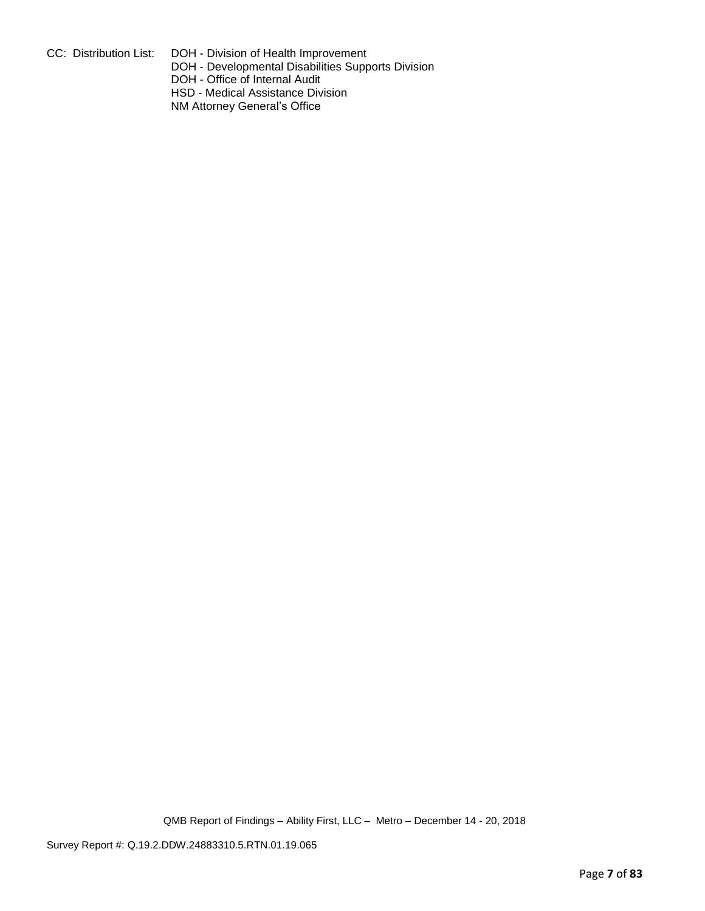CC: Distribution List: DOH - Division of Health Improvement
DOH - Developmental Disabilities Supports Division
DOH - Office of Internal Audit
HSD - Medical Assistance Division
NM Attorney General's Office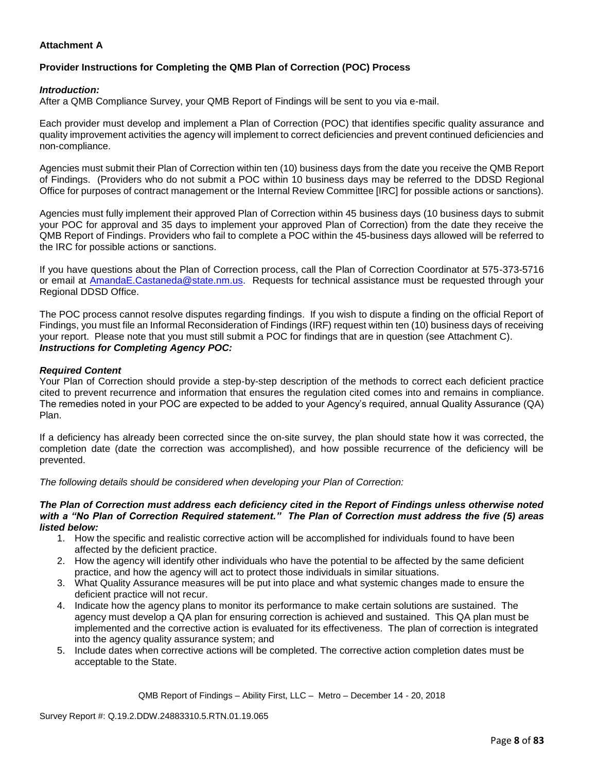**Attachment A**

**Provider Instructions for Completing the QMB Plan of Correction (POC) Process**

***Introduction:***
After a QMB Compliance Survey, your QMB Report of Findings will be sent to you via e-mail.

Each provider must develop and implement a Plan of Correction (POC) that identifies specific quality assurance and quality improvement activities the agency will implement to correct deficiencies and prevent continued deficiencies and non-compliance.

Agencies must submit their Plan of Correction within ten (10) business days from the date you receive the QMB Report of Findings. (Providers who do not submit a POC within 10 business days may be referred to the DDSD Regional Office for purposes of contract management or the Internal Review Committee [IRC] for possible actions or sanctions).

Agencies must fully implement their approved Plan of Correction within 45 business days (10 business days to submit your POC for approval and 35 days to implement your approved Plan of Correction) from the date they receive the QMB Report of Findings. Providers who fail to complete a POC within the 45-business days allowed will be referred to the IRC for possible actions or sanctions.

If you have questions about the Plan of Correction process, call the Plan of Correction Coordinator at 575-373-5716 or email at AmandaE.Castaneda@state.nm.us. Requests for technical assistance must be requested through your Regional DDSD Office.

The POC process cannot resolve disputes regarding findings. If you wish to dispute a finding on the official Report of Findings, you must file an Informal Reconsideration of Findings (IRF) request within ten (10) business days of receiving your report. Please note that you must still submit a POC for findings that are in question (see Attachment C).
***Instructions for Completing Agency POC:***

***Required Content***
Your Plan of Correction should provide a step-by-step description of the methods to correct each deficient practice cited to prevent recurrence and information that ensures the regulation cited comes into and remains in compliance. The remedies noted in your POC are expected to be added to your Agency's required, annual Quality Assurance (QA) Plan.

If a deficiency has already been corrected since the on-site survey, the plan should state how it was corrected, the completion date (date the correction was accomplished), and how possible recurrence of the deficiency will be prevented.

*The following details should be considered when developing your Plan of Correction:*

***The Plan of Correction must address each deficiency cited in the Report of Findings unless otherwise noted with a "No Plan of Correction Required statement." The Plan of Correction must address the five (5) areas listed below:***

1. How the specific and realistic corrective action will be accomplished for individuals found to have been affected by the deficient practice.
2. How the agency will identify other individuals who have the potential to be affected by the same deficient practice, and how the agency will act to protect those individuals in similar situations.
3. What Quality Assurance measures will be put into place and what systemic changes made to ensure the deficient practice will not recur.
4. Indicate how the agency plans to monitor its performance to make certain solutions are sustained. The agency must develop a QA plan for ensuring correction is achieved and sustained. This QA plan must be implemented and the corrective action is evaluated for its effectiveness. The plan of correction is integrated into the agency quality assurance system; and
5. Include dates when corrective actions will be completed. The corrective action completion dates must be acceptable to the State.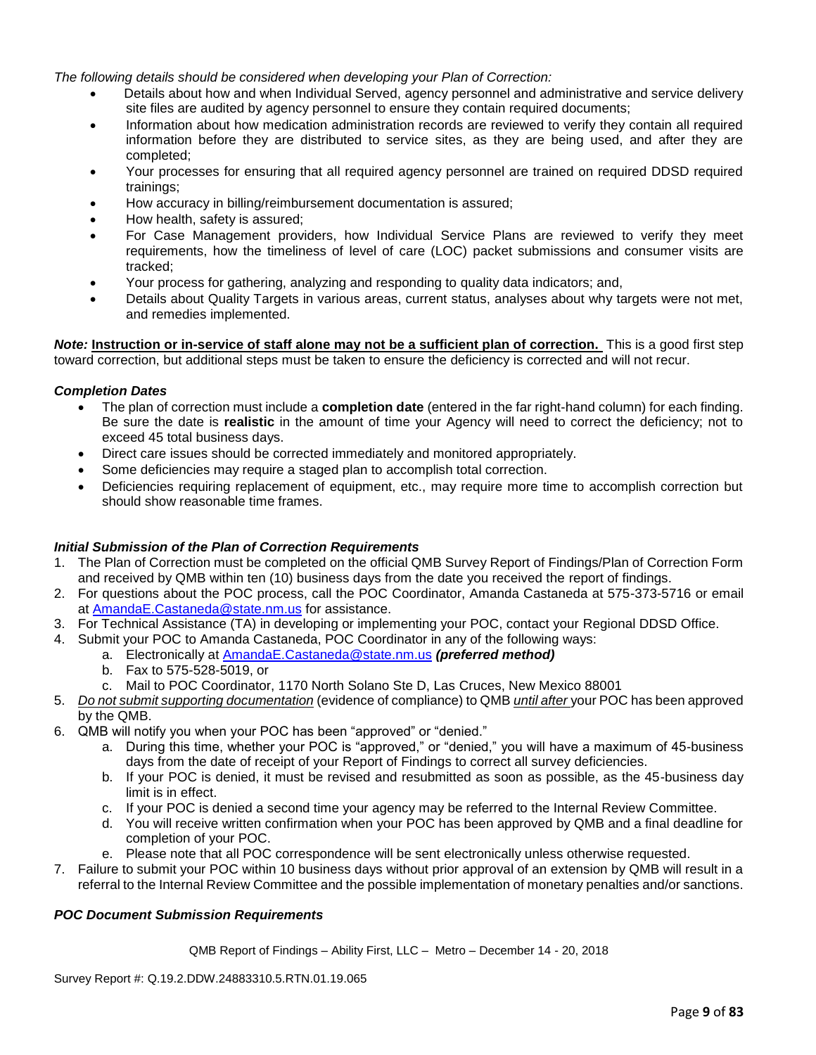*The following details should be considered when developing your Plan of Correction:*

- Details about how and when Individual Served, agency personnel and administrative and service delivery site files are audited by agency personnel to ensure they contain required documents;
- Information about how medication administration records are reviewed to verify they contain all required information before they are distributed to service sites, as they are being used, and after they are completed;
- Your processes for ensuring that all required agency personnel are trained on required DDSD required trainings;
- How accuracy in billing/reimbursement documentation is assured;
- How health, safety is assured;
- For Case Management providers, how Individual Service Plans are reviewed to verify they meet requirements, how the timeliness of level of care (LOC) packet submissions and consumer visits are tracked;
- Your process for gathering, analyzing and responding to quality data indicators; and,
- Details about Quality Targets in various areas, current status, analyses about why targets were not met, and remedies implemented.

***Note:*** **<u>Instruction or in-service of staff alone may not be a sufficient plan of correction.</u>** This is a good first step toward correction, but additional steps must be taken to ensure the deficiency is corrected and will not recur.

### *Completion Dates*

- The plan of correction must include a **completion date** (entered in the far right-hand column) for each finding. Be sure the date is **realistic** in the amount of time your Agency will need to correct the deficiency; not to exceed 45 total business days.
- Direct care issues should be corrected immediately and monitored appropriately.
- Some deficiencies may require a staged plan to accomplish total correction.
- Deficiencies requiring replacement of equipment, etc., may require more time to accomplish correction but should show reasonable time frames.

### *Initial Submission of the Plan of Correction Requirements*

1. The Plan of Correction must be completed on the official QMB Survey Report of Findings/Plan of Correction Form and received by QMB within ten (10) business days from the date you received the report of findings.
2. For questions about the POC process, call the POC Coordinator, Amanda Castaneda at 575-373-5716 or email at AmandaE.Castaneda@state.nm.us for assistance.
3. For Technical Assistance (TA) in developing or implementing your POC, contact your Regional DDSD Office.
4. Submit your POC to Amanda Castaneda, POC Coordinator in any of the following ways:
   a. Electronically at AmandaE.Castaneda@state.nm.us ***(preferred method)***
   b. Fax to 575-528-5019, or
   c. Mail to POC Coordinator, 1170 North Solano Ste D, Las Cruces, New Mexico 88001
5. *<u>Do not submit supporting documentation</u>* (evidence of compliance) to QMB *<u>until after</u>* your POC has been approved by the QMB.
6. QMB will notify you when your POC has been "approved" or "denied."
   a. During this time, whether your POC is "approved," or "denied," you will have a maximum of 45-business days from the date of receipt of your Report of Findings to correct all survey deficiencies.
   b. If your POC is denied, it must be revised and resubmitted as soon as possible, as the 45-business day limit is in effect.
   c. If your POC is denied a second time your agency may be referred to the Internal Review Committee.
   d. You will receive written confirmation when your POC has been approved by QMB and a final deadline for completion of your POC.
   e. Please note that all POC correspondence will be sent electronically unless otherwise requested.
7. Failure to submit your POC within 10 business days without prior approval of an extension by QMB will result in a referral to the Internal Review Committee and the possible implementation of monetary penalties and/or sanctions.

### *POC Document Submission Requirements*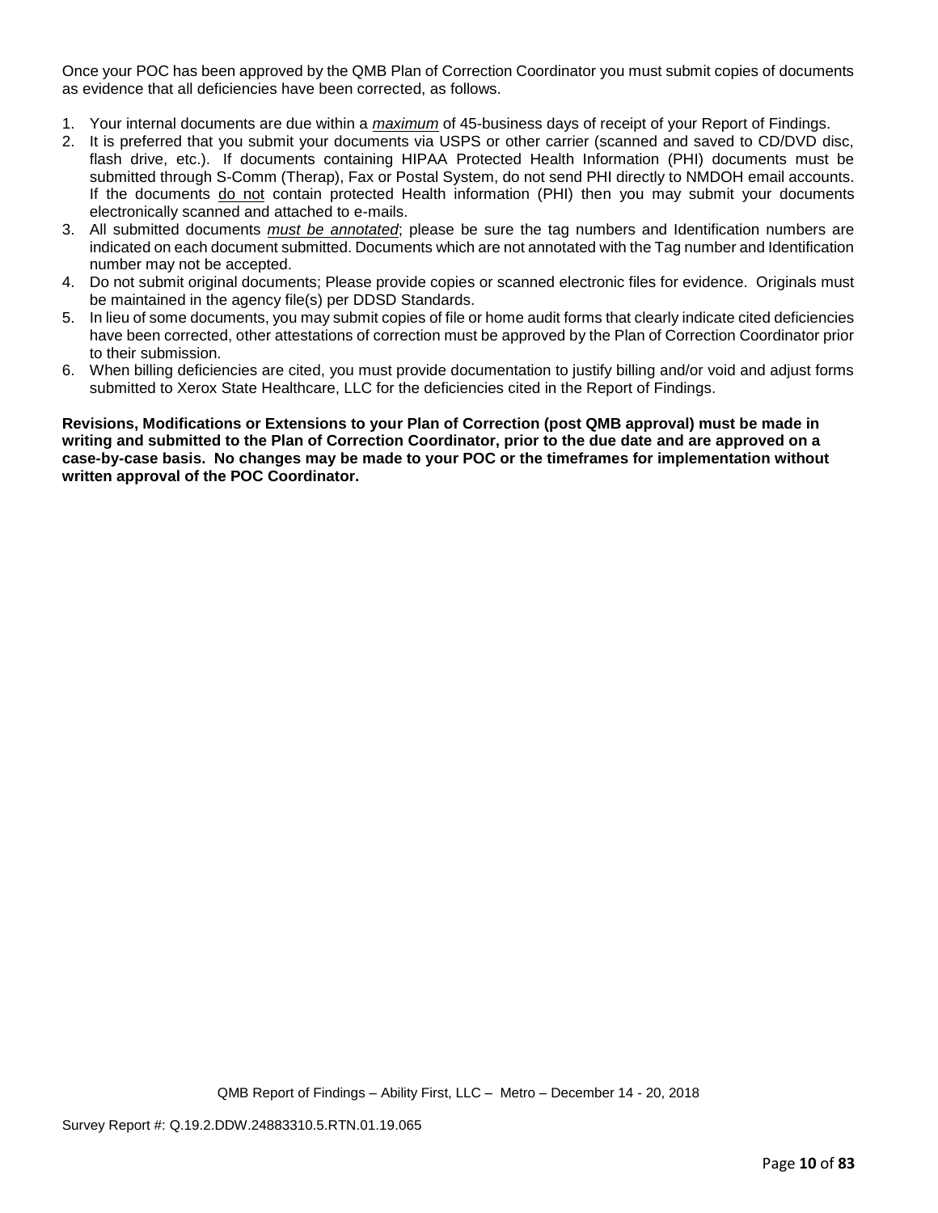Once your POC has been approved by the QMB Plan of Correction Coordinator you must submit copies of documents as evidence that all deficiencies have been corrected, as follows.

1. Your internal documents are due within a ***maximum*** of 45-business days of receipt of your Report of Findings.
2. It is preferred that you submit your documents via USPS or other carrier (scanned and saved to CD/DVD disc, flash drive, etc.). If documents containing HIPAA Protected Health Information (PHI) documents must be submitted through S-Comm (Therap), Fax or Postal System, do not send PHI directly to NMDOH email accounts. If the documents do not contain protected Health information (PHI) then you may submit your documents electronically scanned and attached to e-mails.
3. All submitted documents ***must be annotated***; please be sure the tag numbers and Identification numbers are indicated on each document submitted. Documents which are not annotated with the Tag number and Identification number may not be accepted.
4. Do not submit original documents; Please provide copies or scanned electronic files for evidence. Originals must be maintained in the agency file(s) per DDSD Standards.
5. In lieu of some documents, you may submit copies of file or home audit forms that clearly indicate cited deficiencies have been corrected, other attestations of correction must be approved by the Plan of Correction Coordinator prior to their submission.
6. When billing deficiencies are cited, you must provide documentation to justify billing and/or void and adjust forms submitted to Xerox State Healthcare, LLC for the deficiencies cited in the Report of Findings.

**Revisions, Modifications or Extensions to your Plan of Correction (post QMB approval) must be made in writing and submitted to the Plan of Correction Coordinator, prior to the due date and are approved on a case-by-case basis. No changes may be made to your POC or the timeframes for implementation without written approval of the POC Coordinator.**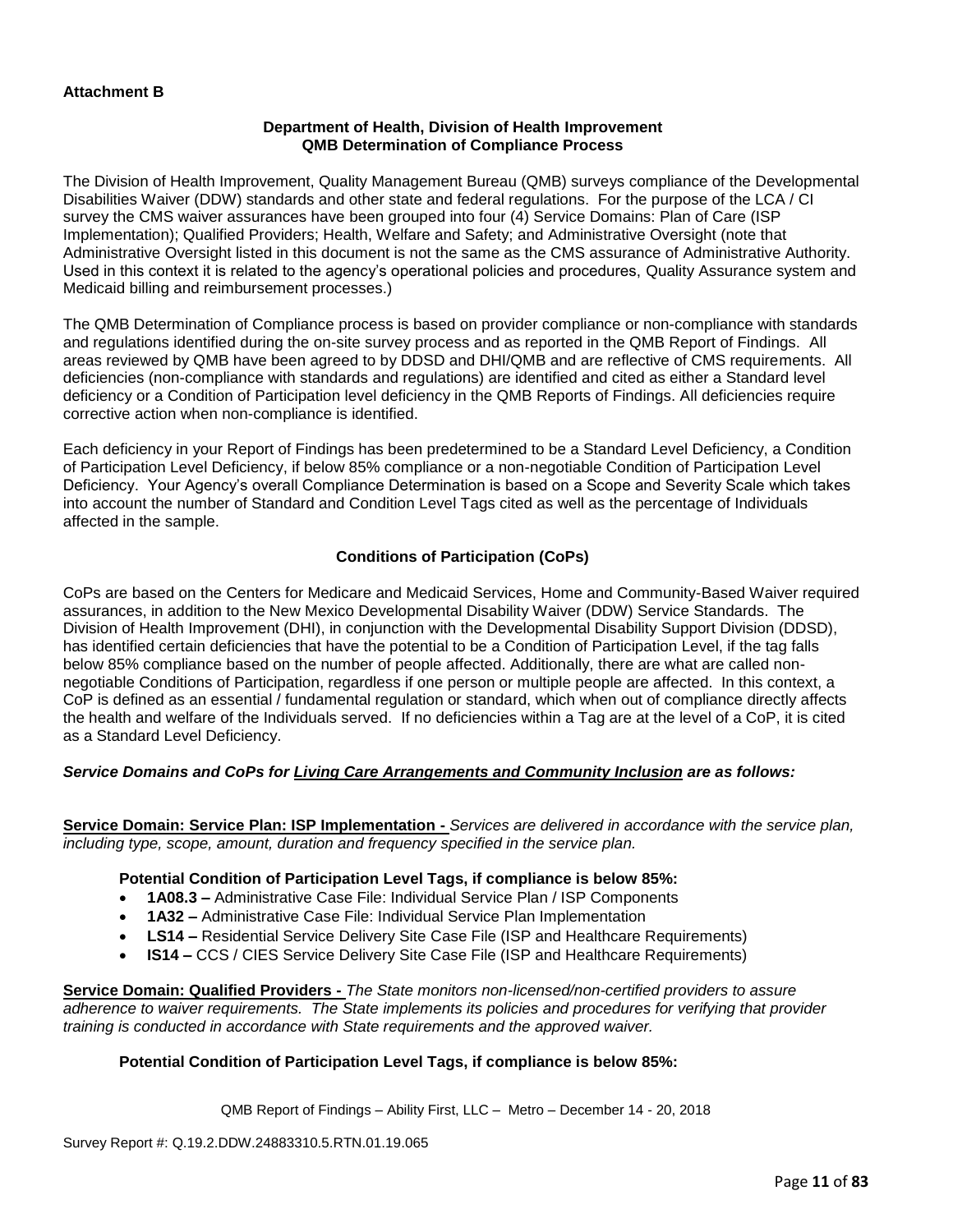**Attachment B**

**Department of Health, Division of Health Improvement**
**QMB Determination of Compliance Process**

The Division of Health Improvement, Quality Management Bureau (QMB) surveys compliance of the Developmental Disabilities Waiver (DDW) standards and other state and federal regulations. For the purpose of the LCA / CI survey the CMS waiver assurances have been grouped into four (4) Service Domains: Plan of Care (ISP Implementation); Qualified Providers; Health, Welfare and Safety; and Administrative Oversight (note that Administrative Oversight listed in this document is not the same as the CMS assurance of Administrative Authority. Used in this context it is related to the agency's operational policies and procedures, Quality Assurance system and Medicaid billing and reimbursement processes.)

The QMB Determination of Compliance process is based on provider compliance or non-compliance with standards and regulations identified during the on-site survey process and as reported in the QMB Report of Findings. All areas reviewed by QMB have been agreed to by DDSD and DHI/QMB and are reflective of CMS requirements. All deficiencies (non-compliance with standards and regulations) are identified and cited as either a Standard level deficiency or a Condition of Participation level deficiency in the QMB Reports of Findings. All deficiencies require corrective action when non-compliance is identified.

Each deficiency in your Report of Findings has been predetermined to be a Standard Level Deficiency, a Condition of Participation Level Deficiency, if below 85% compliance or a non-negotiable Condition of Participation Level Deficiency. Your Agency's overall Compliance Determination is based on a Scope and Severity Scale which takes into account the number of Standard and Condition Level Tags cited as well as the percentage of Individuals affected in the sample.

**Conditions of Participation (CoPs)**

CoPs are based on the Centers for Medicare and Medicaid Services, Home and Community-Based Waiver required assurances, in addition to the New Mexico Developmental Disability Waiver (DDW) Service Standards. The Division of Health Improvement (DHI), in conjunction with the Developmental Disability Support Division (DDSD), has identified certain deficiencies that have the potential to be a Condition of Participation Level, if the tag falls below 85% compliance based on the number of people affected. Additionally, there are what are called non-negotiable Conditions of Participation, regardless if one person or multiple people are affected. In this context, a CoP is defined as an essential / fundamental regulation or standard, which when out of compliance directly affects the health and welfare of the Individuals served. If no deficiencies within a Tag are at the level of a CoP, it is cited as a Standard Level Deficiency.

***Service Domains and CoPs for Living Care Arrangements and Community Inclusion are as follows:***

**Service Domain: Service Plan: ISP Implementation -** *Services are delivered in accordance with the service plan, including type, scope, amount, duration and frequency specified in the service plan.*

**Potential Condition of Participation Level Tags, if compliance is below 85%:**

- **1A08.3 –** Administrative Case File: Individual Service Plan / ISP Components
- **1A32 –** Administrative Case File: Individual Service Plan Implementation
- **LS14 –** Residential Service Delivery Site Case File (ISP and Healthcare Requirements)
- **IS14 –** CCS / CIES Service Delivery Site Case File (ISP and Healthcare Requirements)

**Service Domain: Qualified Providers -** *The State monitors non-licensed/non-certified providers to assure adherence to waiver requirements. The State implements its policies and procedures for verifying that provider training is conducted in accordance with State requirements and the approved waiver.*

**Potential Condition of Participation Level Tags, if compliance is below 85%:**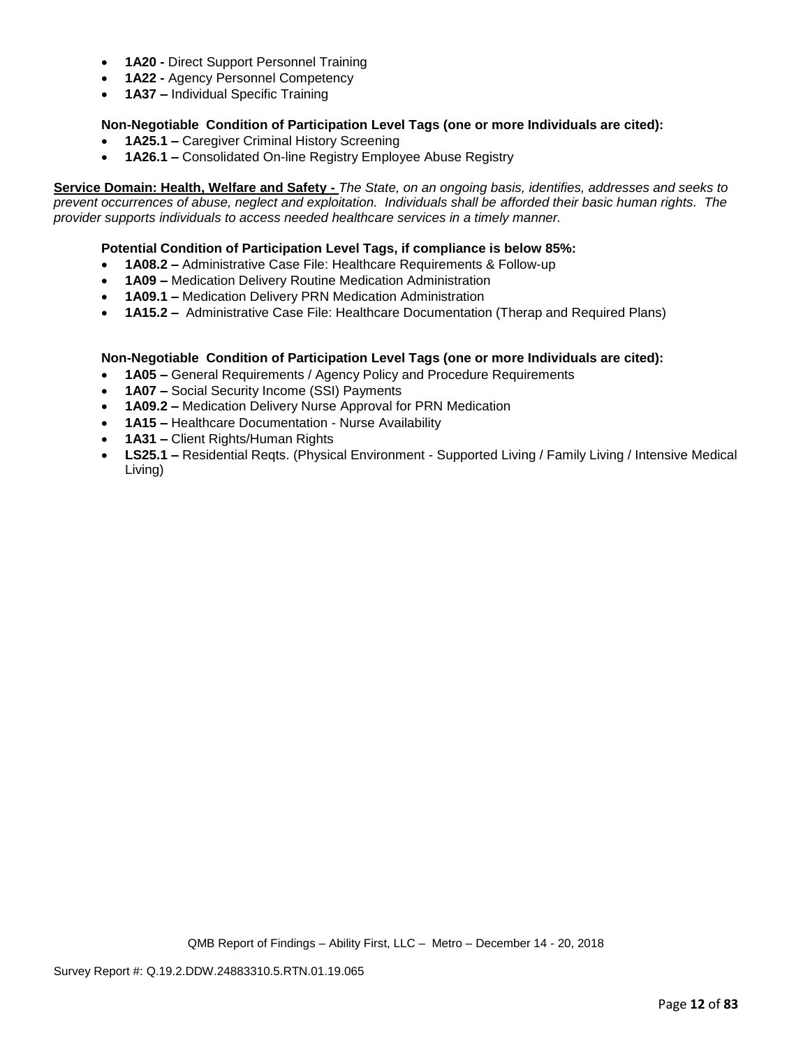- **1A20 -** Direct Support Personnel Training
- **1A22 -** Agency Personnel Competency
- **1A37 –** Individual Specific Training

**Non-Negotiable Condition of Participation Level Tags (one or more Individuals are cited):**

- **1A25.1 –** Caregiver Criminal History Screening
- **1A26.1 –** Consolidated On-line Registry Employee Abuse Registry

**Service Domain: Health, Welfare and Safety -** *The State, on an ongoing basis, identifies, addresses and seeks to prevent occurrences of abuse, neglect and exploitation. Individuals shall be afforded their basic human rights. The provider supports individuals to access needed healthcare services in a timely manner.*

**Potential Condition of Participation Level Tags, if compliance is below 85%:**

- **1A08.2 –** Administrative Case File: Healthcare Requirements & Follow-up
- **1A09 –** Medication Delivery Routine Medication Administration
- **1A09.1 –** Medication Delivery PRN Medication Administration
- **1A15.2 –** Administrative Case File: Healthcare Documentation (Therap and Required Plans)

**Non-Negotiable Condition of Participation Level Tags (one or more Individuals are cited):**

- **1A05 –** General Requirements / Agency Policy and Procedure Requirements
- **1A07 –** Social Security Income (SSI) Payments
- **1A09.2 –** Medication Delivery Nurse Approval for PRN Medication
- **1A15 –** Healthcare Documentation - Nurse Availability
- **1A31 –** Client Rights/Human Rights
- **LS25.1 –** Residential Reqts. (Physical Environment - Supported Living / Family Living / Intensive Medical Living)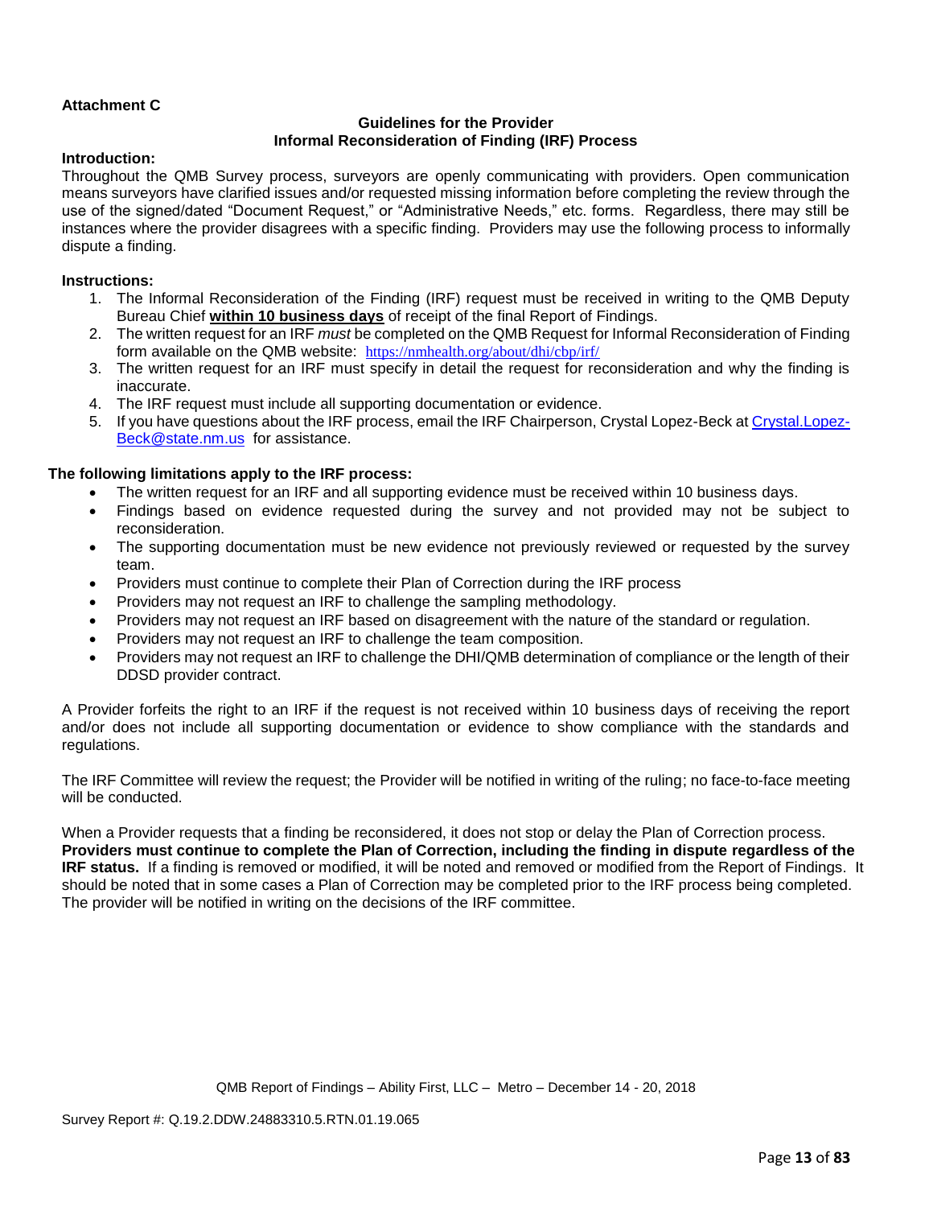**Attachment C**

**Guidelines for the Provider**
**Informal Reconsideration of Finding (IRF) Process**

**Introduction:**

Throughout the QMB Survey process, surveyors are openly communicating with providers. Open communication means surveyors have clarified issues and/or requested missing information before completing the review through the use of the signed/dated "Document Request," or "Administrative Needs," etc. forms. Regardless, there may still be instances where the provider disagrees with a specific finding. Providers may use the following process to informally dispute a finding.

**Instructions:**

1. The Informal Reconsideration of the Finding (IRF) request must be received in writing to the QMB Deputy Bureau Chief **within 10 business days** of receipt of the final Report of Findings.
2. The written request for an IRF *must* be completed on the QMB Request for Informal Reconsideration of Finding form available on the QMB website: https://nmhealth.org/about/dhi/cbp/irf/
3. The written request for an IRF must specify in detail the request for reconsideration and why the finding is inaccurate.
4. The IRF request must include all supporting documentation or evidence.
5. If you have questions about the IRF process, email the IRF Chairperson, Crystal Lopez-Beck at Crystal.Lopez-Beck@state.nm.us for assistance.

**The following limitations apply to the IRF process:**

- The written request for an IRF and all supporting evidence must be received within 10 business days.
- Findings based on evidence requested during the survey and not provided may not be subject to reconsideration.
- The supporting documentation must be new evidence not previously reviewed or requested by the survey team.
- Providers must continue to complete their Plan of Correction during the IRF process
- Providers may not request an IRF to challenge the sampling methodology.
- Providers may not request an IRF based on disagreement with the nature of the standard or regulation.
- Providers may not request an IRF to challenge the team composition.
- Providers may not request an IRF to challenge the DHI/QMB determination of compliance or the length of their DDSD provider contract.

A Provider forfeits the right to an IRF if the request is not received within 10 business days of receiving the report and/or does not include all supporting documentation or evidence to show compliance with the standards and regulations.

The IRF Committee will review the request; the Provider will be notified in writing of the ruling; no face-to-face meeting will be conducted.

When a Provider requests that a finding be reconsidered, it does not stop or delay the Plan of Correction process. **Providers must continue to complete the Plan of Correction, including the finding in dispute regardless of the IRF status.** If a finding is removed or modified, it will be noted and removed or modified from the Report of Findings. It should be noted that in some cases a Plan of Correction may be completed prior to the IRF process being completed. The provider will be notified in writing on the decisions of the IRF committee.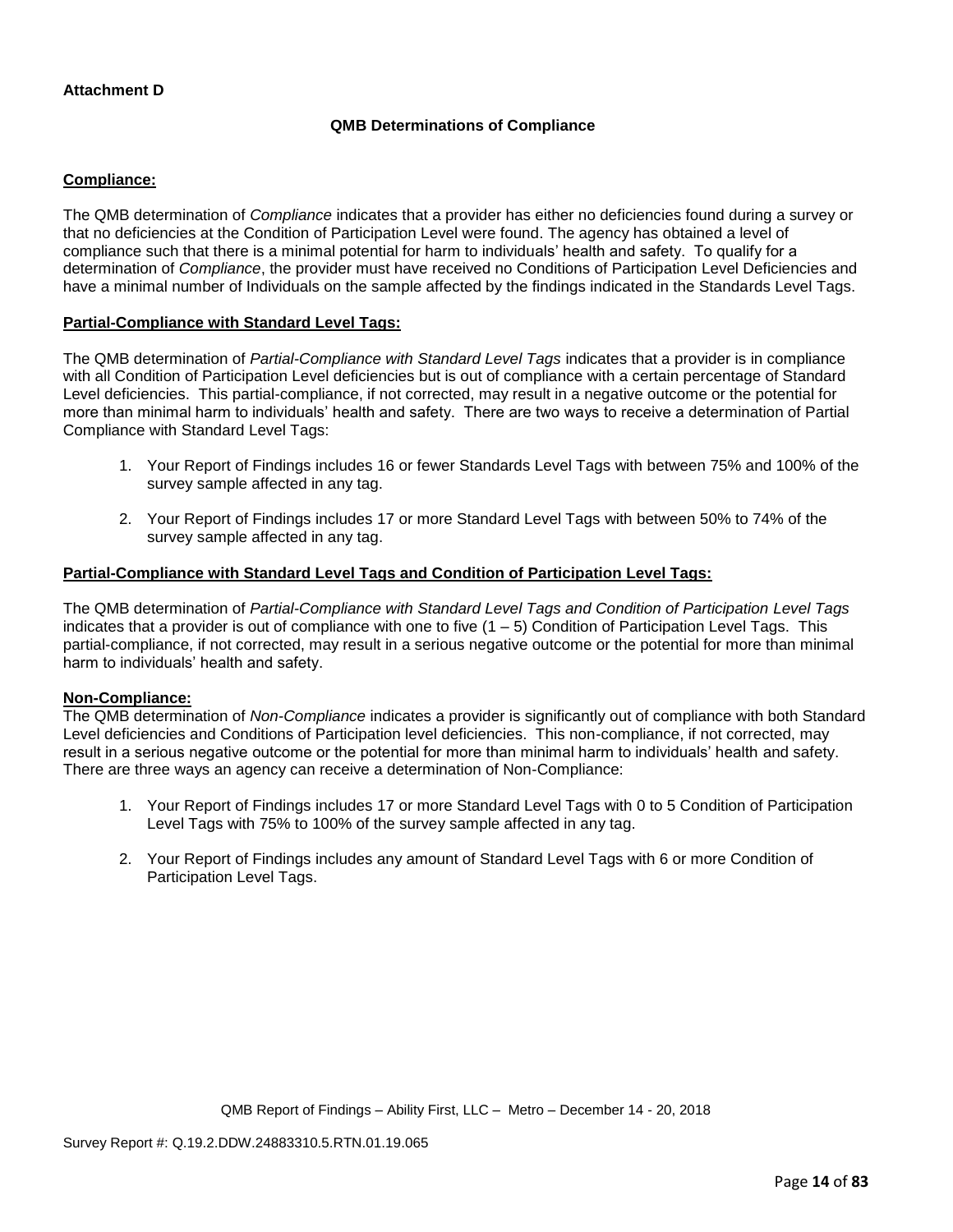**Attachment D**

### QMB Determinations of Compliance

**Compliance:**

The QMB determination of *Compliance* indicates that a provider has either no deficiencies found during a survey or that no deficiencies at the Condition of Participation Level were found. The agency has obtained a level of compliance such that there is a minimal potential for harm to individuals' health and safety. To qualify for a determination of *Compliance*, the provider must have received no Conditions of Participation Level Deficiencies and have a minimal number of Individuals on the sample affected by the findings indicated in the Standards Level Tags.

**Partial-Compliance with Standard Level Tags:**

The QMB determination of *Partial-Compliance with Standard Level Tags* indicates that a provider is in compliance with all Condition of Participation Level deficiencies but is out of compliance with a certain percentage of Standard Level deficiencies. This partial-compliance, if not corrected, may result in a negative outcome or the potential for more than minimal harm to individuals' health and safety. There are two ways to receive a determination of Partial Compliance with Standard Level Tags:

1. Your Report of Findings includes 16 or fewer Standards Level Tags with between 75% and 100% of the survey sample affected in any tag.
2. Your Report of Findings includes 17 or more Standard Level Tags with between 50% to 74% of the survey sample affected in any tag.

**Partial-Compliance with Standard Level Tags and Condition of Participation Level Tags:**

The QMB determination of *Partial-Compliance with Standard Level Tags and Condition of Participation Level Tags* indicates that a provider is out of compliance with one to five (1 – 5) Condition of Participation Level Tags. This partial-compliance, if not corrected, may result in a serious negative outcome or the potential for more than minimal harm to individuals' health and safety.

**Non-Compliance:**

The QMB determination of *Non-Compliance* indicates a provider is significantly out of compliance with both Standard Level deficiencies and Conditions of Participation level deficiencies. This non-compliance, if not corrected, may result in a serious negative outcome or the potential for more than minimal harm to individuals' health and safety. There are three ways an agency can receive a determination of Non-Compliance:

1. Your Report of Findings includes 17 or more Standard Level Tags with 0 to 5 Condition of Participation Level Tags with 75% to 100% of the survey sample affected in any tag.
2. Your Report of Findings includes any amount of Standard Level Tags with 6 or more Condition of Participation Level Tags.

QMB Report of Findings – Ability First, LLC – Metro – December 14 - 20, 2018

Survey Report #: Q.19.2.DDW.24883310.5.RTN.01.19.065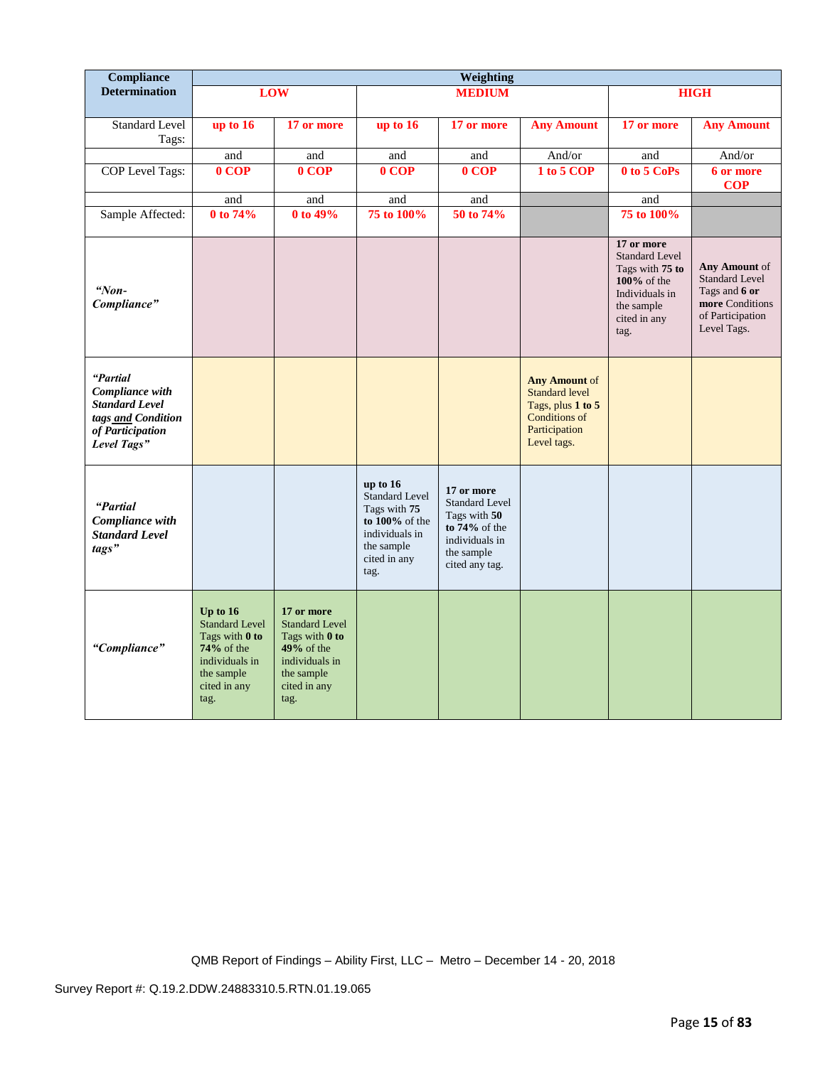| Compliance Determination | Weighting | | | | | | |
|---|---|---|---|---|---|---|---|
| | LOW | | MEDIUM | | | HIGH | |
| Standard Level Tags: | up to 16 | 17 or more | up to 16 | 17 or more | Any Amount | 17 or more | Any Amount |
| | and | and | and | and | And/or | and | And/or |
| COP Level Tags: | 0 COP | 0 COP | 0 COP | 0 COP | 1 to 5 COP | 0 to 5 CoPs | 6 or more COP |
| | and | and | and | and | | and | |
| Sample Affected: | 0 to 74% | 0 to 49% | 75 to 100% | 50 to 74% | | 75 to 100% | |
| ***"Non-Compliance"*** | | | | | | **17 or more** Standard Level Tags with **75 to 100%** of the Individuals in the sample cited in any tag. | **Any Amount** of Standard Level Tags and **6 or more** Conditions of Participation Level Tags. |
| ***"Partial Compliance with Standard Level tags and Condition of Participation Level Tags"*** | | | | | **Any Amount** of Standard level Tags, plus **1 to 5** Conditions of Participation Level tags. | | |
| ***"Partial Compliance with Standard Level tags"*** | | | **up to 16** Standard Level Tags with **75 to 100%** of the individuals in the sample cited in any tag. | **17 or more** Standard Level Tags with **50 to 74%** of the individuals in the sample cited any tag. | | | |
| ***"Compliance"*** | **Up to 16** Standard Level Tags with **0 to 74%** of the individuals in the sample cited in any tag. | **17 or more** Standard Level Tags with **0 to 49%** of the individuals in the sample cited in any tag. | | | | | |

QMB Report of Findings – Ability First, LLC – Metro – December 14 - 20, 2018

Survey Report #: Q.19.2.DDW.24883310.5.RTN.01.19.065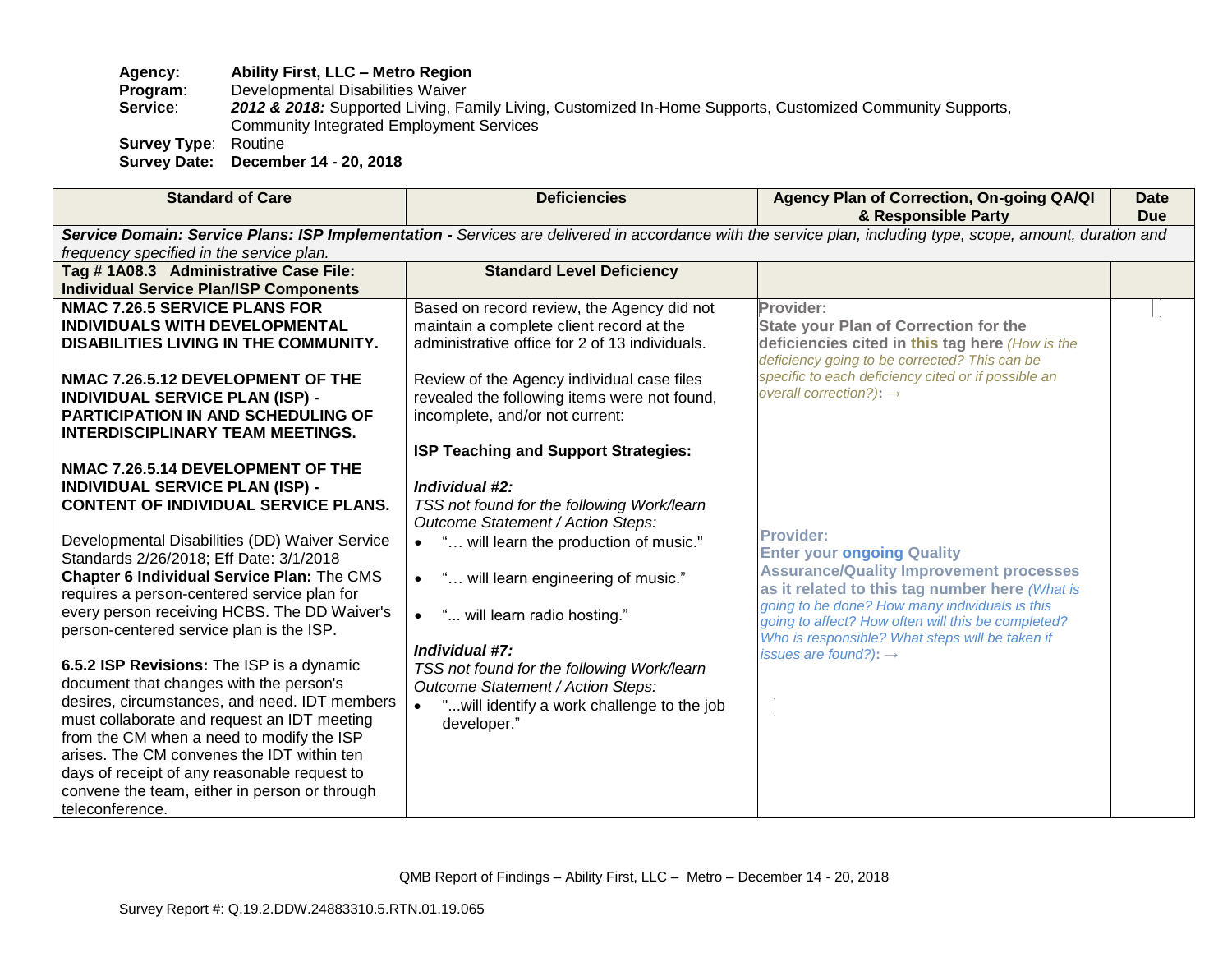**Agency:** **Ability First, LLC – Metro Region**
**Program:** Developmental Disabilities Waiver
**Service:** ***2012 & 2018:*** Supported Living, Family Living, Customized In-Home Supports, Customized Community Supports, Community Integrated Employment Services
**Survey Type:** Routine
**Survey Date:** **December 14 - 20, 2018**

| Standard of Care | Deficiencies | Agency Plan of Correction, On-going QA/QI & Responsible Party | Date Due |
|---|---|---|---|
| ***Service Domain: Service Plans: ISP Implementation -*** *Services are delivered in accordance with the service plan, including type, scope, amount, duration and frequency specified in the service plan.* | | | |
| **Tag # 1A08.3 Administrative Case File: Individual Service Plan/ISP Components** | **Standard Level Deficiency** | | |
| **NMAC 7.26.5 SERVICE PLANS FOR INDIVIDUALS WITH DEVELOPMENTAL DISABILITIES LIVING IN THE COMMUNITY.**<br><br>**NMAC 7.26.5.12 DEVELOPMENT OF THE INDIVIDUAL SERVICE PLAN (ISP) - PARTICIPATION IN AND SCHEDULING OF INTERDISCIPLINARY TEAM MEETINGS.**<br><br>**NMAC 7.26.5.14 DEVELOPMENT OF THE INDIVIDUAL SERVICE PLAN (ISP) - CONTENT OF INDIVIDUAL SERVICE PLANS.**<br><br>Developmental Disabilities (DD) Waiver Service Standards 2/26/2018; Eff Date: 3/1/2018<br>**Chapter 6 Individual Service Plan:** The CMS requires a person-centered service plan for every person receiving HCBS. The DD Waiver's person-centered service plan is the ISP.<br><br>**6.5.2 ISP Revisions:** The ISP is a dynamic document that changes with the person's desires, circumstances, and need. IDT members must collaborate and request an IDT meeting from the CM when a need to modify the ISP arises. The CM convenes the IDT within ten days of receipt of any reasonable request to convene the team, either in person or through teleconference. | Based on record review, the Agency did not maintain a complete client record at the administrative office for 2 of 13 individuals.<br><br>Review of the Agency individual case files revealed the following items were not found, incomplete, and/or not current:<br><br>**ISP Teaching and Support Strategies:**<br><br>***Individual #2:***<br>*TSS not found for the following Work/learn Outcome Statement / Action Steps:*<br>• "… will learn the production of music."<br>• "… will learn engineering of music."<br>• "... will learn radio hosting."<br><br>***Individual #7:***<br>*TSS not found for the following Work/learn Outcome Statement / Action Steps:*<br>• "...will identify a work challenge to the job developer." | **Provider:**<br>**State your Plan of Correction for the deficiencies cited in this tag here** *(How is the deficiency going to be corrected? This can be specific to each deficiency cited or if possible an overall correction?):* →<br><br>**Provider:**<br>**Enter your ongoing Quality Assurance/Quality Improvement processes as it related to this tag number here** *(What is going to be done? How many individuals is this going to affect? How often will this be completed? Who is responsible? What steps will be taken if issues are found?):* → | |

QMB Report of Findings – Ability First, LLC – Metro – December 14 - 20, 2018

Survey Report #: Q.19.2.DDW.24883310.5.RTN.01.19.065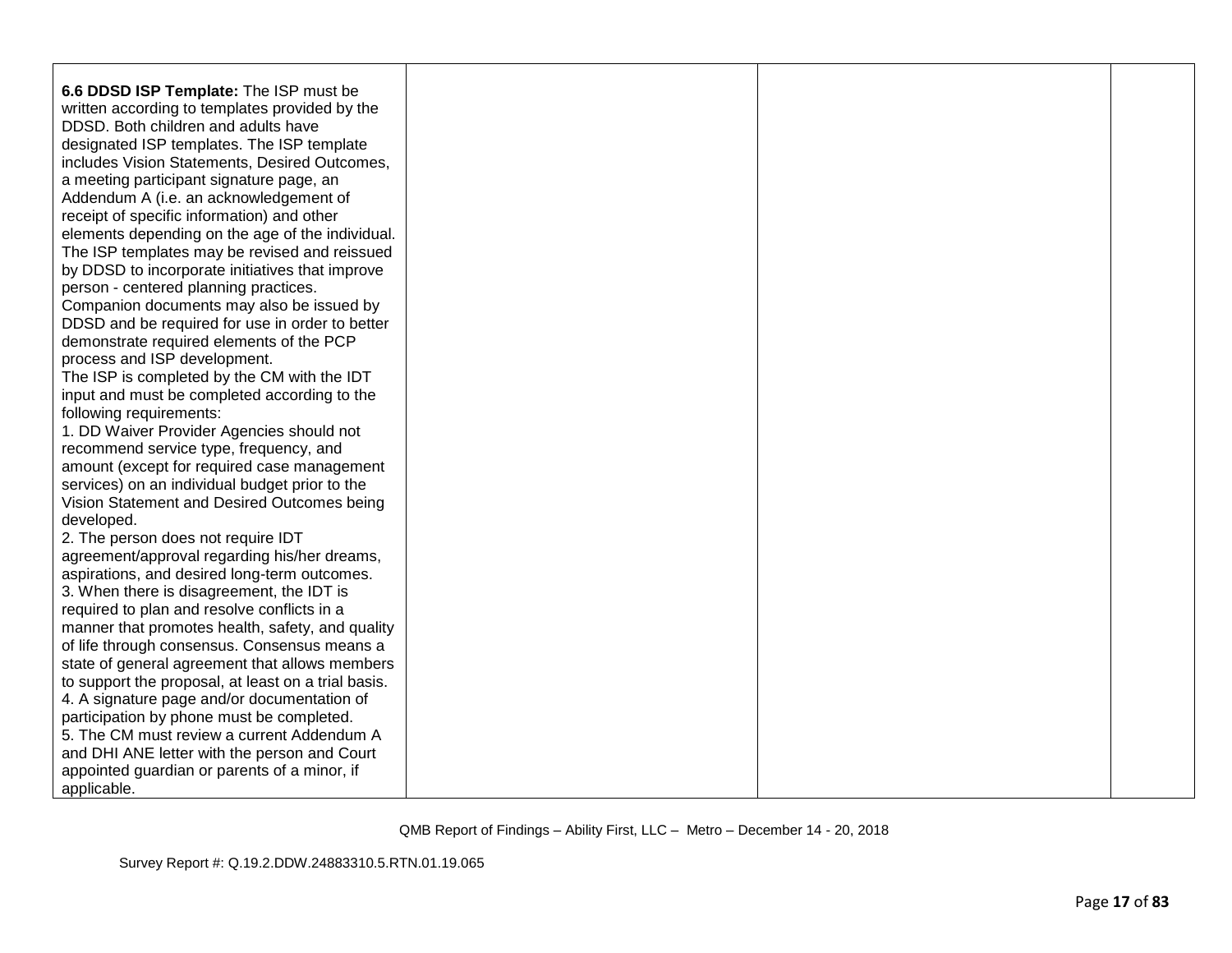| | | | |
|---|---|---|---|
| **6.6 DDSD ISP Template:** The ISP must be written according to templates provided by the DDSD. Both children and adults have designated ISP templates. The ISP template includes Vision Statements, Desired Outcomes, a meeting participant signature page, an Addendum A (i.e. an acknowledgement of receipt of specific information) and other elements depending on the age of the individual. The ISP templates may be revised and reissued by DDSD to incorporate initiatives that improve person - centered planning practices. Companion documents may also be issued by DDSD and be required for use in order to better demonstrate required elements of the PCP process and ISP development.<br>The ISP is completed by the CM with the IDT input and must be completed according to the following requirements:<br>1. DD Waiver Provider Agencies should not recommend service type, frequency, and amount (except for required case management services) on an individual budget prior to the Vision Statement and Desired Outcomes being developed.<br>2. The person does not require IDT agreement/approval regarding his/her dreams, aspirations, and desired long-term outcomes.<br>3. When there is disagreement, the IDT is required to plan and resolve conflicts in a manner that promotes health, safety, and quality of life through consensus. Consensus means a state of general agreement that allows members to support the proposal, at least on a trial basis.<br>4. A signature page and/or documentation of participation by phone must be completed.<br>5. The CM must review a current Addendum A and DHI ANE letter with the person and Court appointed guardian or parents of a minor, if applicable. | | | |

QMB Report of Findings – Ability First, LLC – Metro – December 14 - 20, 2018

Survey Report #: Q.19.2.DDW.24883310.5.RTN.01.19.065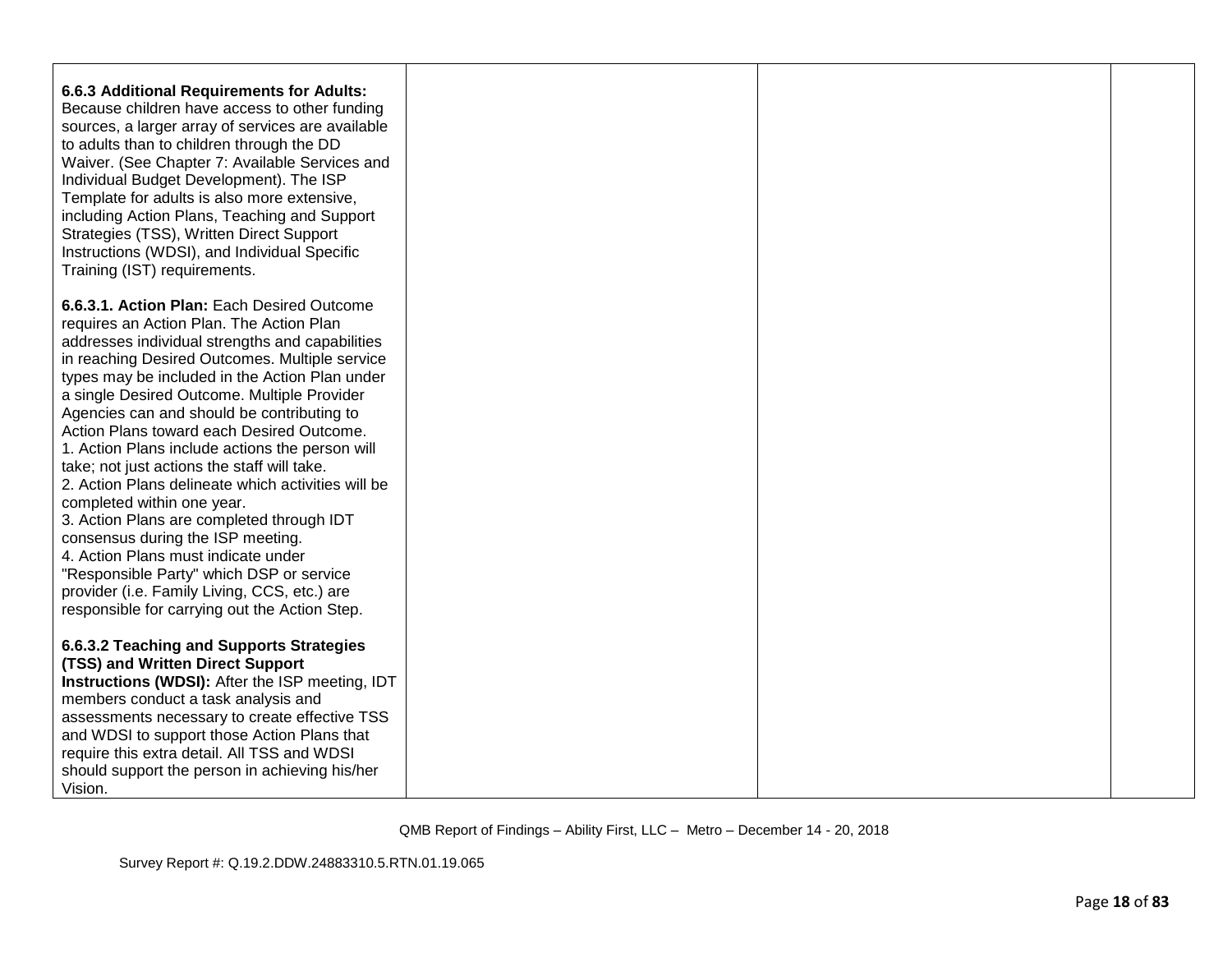| | | | |
|---|---|---|---|
| **6.6.3 Additional Requirements for Adults:** Because children have access to other funding sources, a larger array of services are available to adults than to children through the DD Waiver. (See Chapter 7: Available Services and Individual Budget Development). The ISP Template for adults is also more extensive, including Action Plans, Teaching and Support Strategies (TSS), Written Direct Support Instructions (WDSI), and Individual Specific Training (IST) requirements.<br><br>**6.6.3.1. Action Plan:** Each Desired Outcome requires an Action Plan. The Action Plan addresses individual strengths and capabilities in reaching Desired Outcomes. Multiple service types may be included in the Action Plan under a single Desired Outcome. Multiple Provider Agencies can and should be contributing to Action Plans toward each Desired Outcome.<br>1. Action Plans include actions the person will take; not just actions the staff will take.<br>2. Action Plans delineate which activities will be completed within one year.<br>3. Action Plans are completed through IDT consensus during the ISP meeting.<br>4. Action Plans must indicate under "Responsible Party" which DSP or service provider (i.e. Family Living, CCS, etc.) are responsible for carrying out the Action Step.<br><br>**6.6.3.2 Teaching and Supports Strategies (TSS) and Written Direct Support Instructions (WDSI):** After the ISP meeting, IDT members conduct a task analysis and assessments necessary to create effective TSS and WDSI to support those Action Plans that require this extra detail. All TSS and WDSI should support the person in achieving his/her Vision. | | | |

QMB Report of Findings – Ability First, LLC – Metro – December 14 - 20, 2018

Survey Report #: Q.19.2.DDW.24883310.5.RTN.01.19.065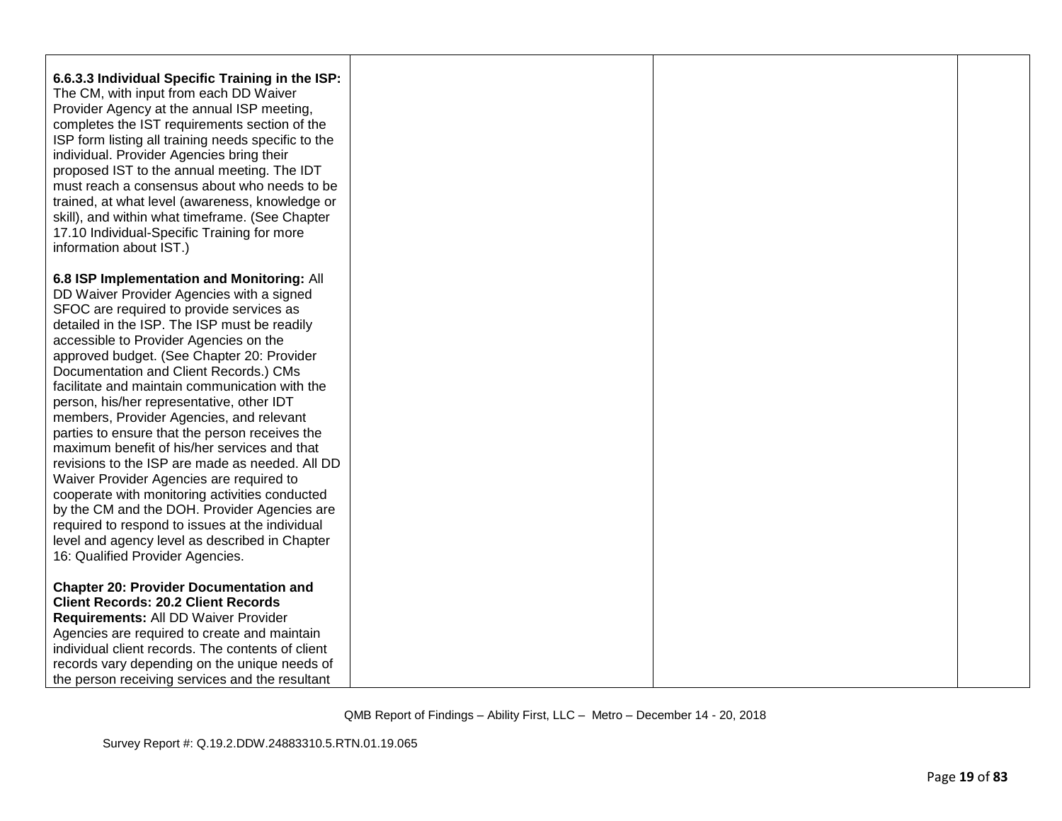| | | | |
|---|---|---|---|
| **6.6.3.3 Individual Specific Training in the ISP:** The CM, with input from each DD Waiver Provider Agency at the annual ISP meeting, completes the IST requirements section of the ISP form listing all training needs specific to the individual. Provider Agencies bring their proposed IST to the annual meeting. The IDT must reach a consensus about who needs to be trained, at what level (awareness, knowledge or skill), and within what timeframe. (See Chapter 17.10 Individual-Specific Training for more information about IST.)<br><br>**6.8 ISP Implementation and Monitoring:** All DD Waiver Provider Agencies with a signed SFOC are required to provide services as detailed in the ISP. The ISP must be readily accessible to Provider Agencies on the approved budget. (See Chapter 20: Provider Documentation and Client Records.) CMs facilitate and maintain communication with the person, his/her representative, other IDT members, Provider Agencies, and relevant parties to ensure that the person receives the maximum benefit of his/her services and that revisions to the ISP are made as needed. All DD Waiver Provider Agencies are required to cooperate with monitoring activities conducted by the CM and the DOH. Provider Agencies are required to respond to issues at the individual level and agency level as described in Chapter 16: Qualified Provider Agencies.<br><br>**Chapter 20: Provider Documentation and Client Records: 20.2 Client Records Requirements:** All DD Waiver Provider Agencies are required to create and maintain individual client records. The contents of client records vary depending on the unique needs of the person receiving services and the resultant | | | |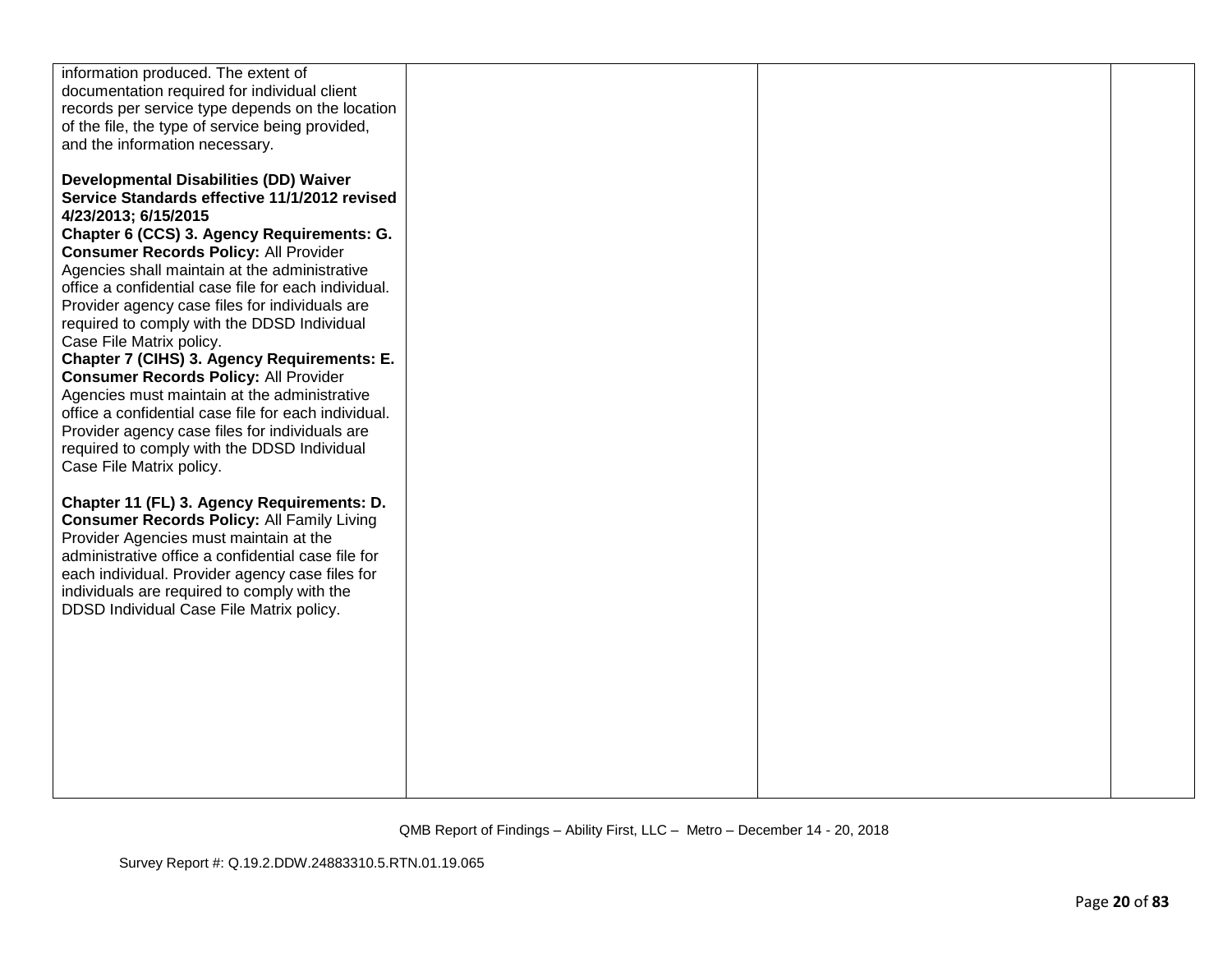| | | | |
|---|---|---|---|
| information produced. The extent of documentation required for individual client records per service type depends on the location of the file, the type of service being provided, and the information necessary.<br><br>**Developmental Disabilities (DD) Waiver Service Standards effective 11/1/2012 revised 4/23/2013; 6/15/2015**<br>**Chapter 6 (CCS) 3. Agency Requirements: G. Consumer Records Policy:** All Provider Agencies shall maintain at the administrative office a confidential case file for each individual. Provider agency case files for individuals are required to comply with the DDSD Individual Case File Matrix policy.<br>**Chapter 7 (CIHS) 3. Agency Requirements: E. Consumer Records Policy:** All Provider Agencies must maintain at the administrative office a confidential case file for each individual. Provider agency case files for individuals are required to comply with the DDSD Individual Case File Matrix policy.<br><br>**Chapter 11 (FL) 3. Agency Requirements: D. Consumer Records Policy:** All Family Living Provider Agencies must maintain at the administrative office a confidential case file for each individual. Provider agency case files for individuals are required to comply with the DDSD Individual Case File Matrix policy. | | | |

QMB Report of Findings – Ability First, LLC – Metro – December 14 - 20, 2018

Survey Report #: Q.19.2.DDW.24883310.5.RTN.01.19.065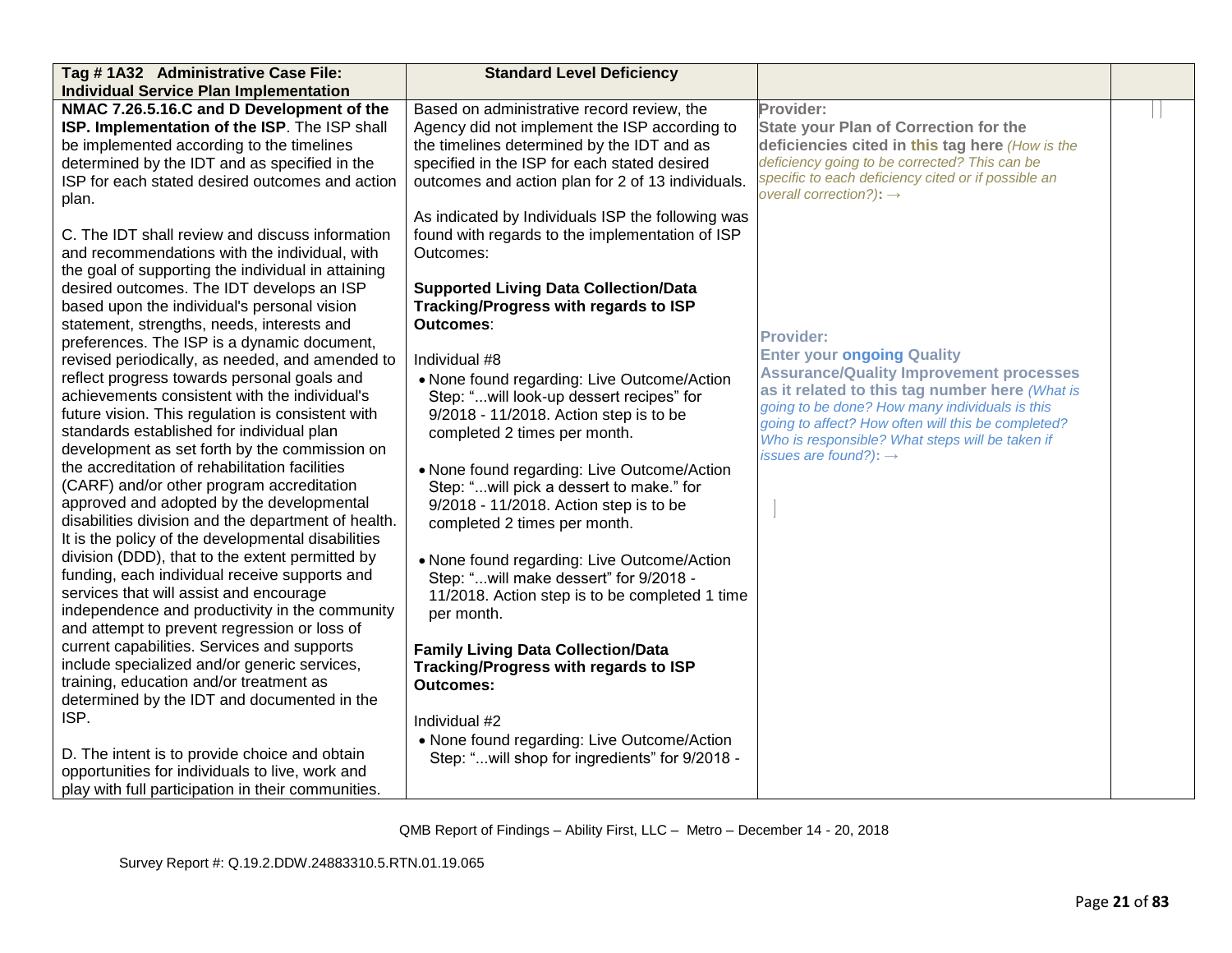| Tag # 1A32 Administrative Case File: Individual Service Plan Implementation | Standard Level Deficiency | | |
|---|---|---|---|
| **NMAC 7.26.5.16.C and D Development of the ISP. Implementation of the ISP**. The ISP shall be implemented according to the timelines determined by the IDT and as specified in the ISP for each stated desired outcomes and action plan.<br><br>C. The IDT shall review and discuss information and recommendations with the individual, with the goal of supporting the individual in attaining desired outcomes. The IDT develops an ISP based upon the individual's personal vision statement, strengths, needs, interests and preferences. The ISP is a dynamic document, revised periodically, as needed, and amended to reflect progress towards personal goals and achievements consistent with the individual's future vision. This regulation is consistent with standards established for individual plan development as set forth by the commission on the accreditation of rehabilitation facilities (CARF) and/or other program accreditation approved and adopted by the developmental disabilities division and the department of health. It is the policy of the developmental disabilities division (DDD), that to the extent permitted by funding, each individual receive supports and services that will assist and encourage independence and productivity in the community and attempt to prevent regression or loss of current capabilities. Services and supports include specialized and/or generic services, training, education and/or treatment as determined by the IDT and documented in the ISP.<br><br>D. The intent is to provide choice and obtain opportunities for individuals to live, work and play with full participation in their communities. | Based on administrative record review, the Agency did not implement the ISP according to the timelines determined by the IDT and as specified in the ISP for each stated desired outcomes and action plan for 2 of 13 individuals.<br><br>As indicated by Individuals ISP the following was found with regards to the implementation of ISP Outcomes:<br><br>**Supported Living Data Collection/Data Tracking/Progress with regards to ISP Outcomes**:<br><br>Individual #8<br>• None found regarding: Live Outcome/Action Step: "...will look-up dessert recipes" for 9/2018 - 11/2018. Action step is to be completed 2 times per month.<br><br>• None found regarding: Live Outcome/Action Step: "...will pick a dessert to make." for 9/2018 - 11/2018. Action step is to be completed 2 times per month.<br><br>• None found regarding: Live Outcome/Action Step: "...will make dessert" for 9/2018 - 11/2018. Action step is to be completed 1 time per month.<br><br>**Family Living Data Collection/Data Tracking/Progress with regards to ISP Outcomes:**<br><br>Individual #2<br>• None found regarding: Live Outcome/Action Step: "...will shop for ingredients" for 9/2018 - | **Provider:**<br>**State your Plan of Correction for the deficiencies cited in this tag here** *(How is the deficiency going to be corrected? This can be specific to each deficiency cited or if possible an overall correction?)*: →<br><br>**Provider:**<br>**Enter your ongoing Quality Assurance/Quality Improvement processes as it related to this tag number here** *(What is going to be done? How many individuals is this going to affect? How often will this be completed? Who is responsible? What steps will be taken if issues are found?)*: → | |

QMB Report of Findings – Ability First, LLC – Metro – December 14 - 20, 2018

Survey Report #: Q.19.2.DDW.24883310.5.RTN.01.19.065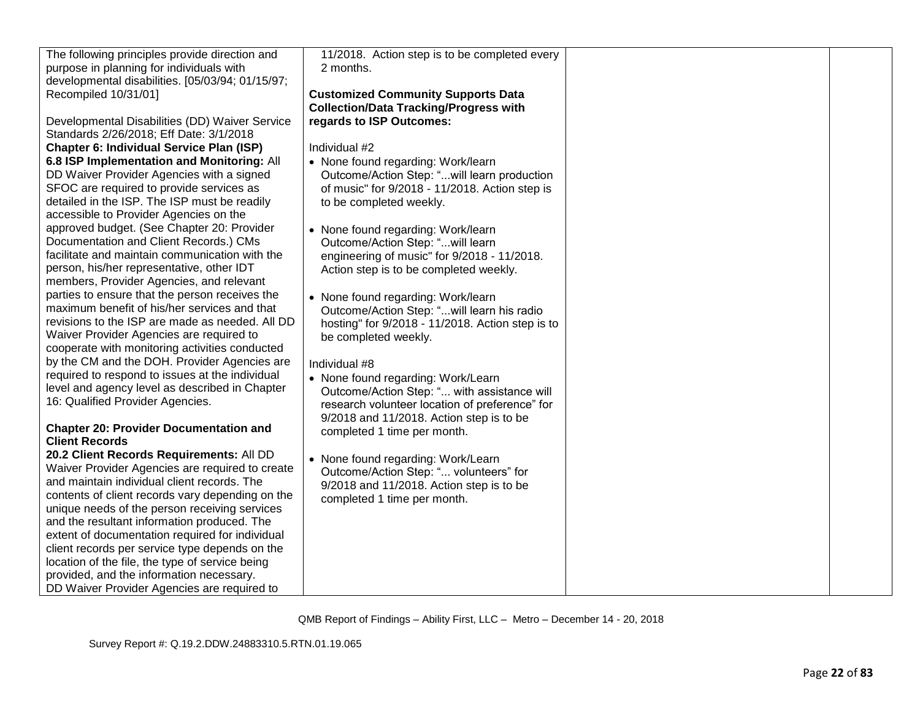| | | | |
|---|---|---|---|
| The following principles provide direction and purpose in planning for individuals with developmental disabilities. [05/03/94; 01/15/97; Recompiled 10/31/01]<br><br>Developmental Disabilities (DD) Waiver Service Standards 2/26/2018; Eff Date: 3/1/2018<br>**Chapter 6: Individual Service Plan (ISP)**<br>**6.8 ISP Implementation and Monitoring:** All DD Waiver Provider Agencies with a signed SFOC are required to provide services as detailed in the ISP. The ISP must be readily accessible to Provider Agencies on the approved budget. (See Chapter 20: Provider Documentation and Client Records.) CMs facilitate and maintain communication with the person, his/her representative, other IDT members, Provider Agencies, and relevant parties to ensure that the person receives the maximum benefit of his/her services and that revisions to the ISP are made as needed. All DD Waiver Provider Agencies are required to cooperate with monitoring activities conducted by the CM and the DOH. Provider Agencies are required to respond to issues at the individual level and agency level as described in Chapter 16: Qualified Provider Agencies.<br><br>**Chapter 20: Provider Documentation and Client Records**<br>**20.2 Client Records Requirements:** All DD Waiver Provider Agencies are required to create and maintain individual client records. The contents of client records vary depending on the unique needs of the person receiving services and the resultant information produced. The extent of documentation required for individual client records per service type depends on the location of the file, the type of service being provided, and the information necessary.<br>DD Waiver Provider Agencies are required to | 11/2018. Action step is to be completed every 2 months.<br><br>**Customized Community Supports Data Collection/Data Tracking/Progress with regards to ISP Outcomes:**<br><br>Individual #2<br>• None found regarding: Work/learn Outcome/Action Step: "...will learn production of music" for 9/2018 - 11/2018. Action step is to be completed weekly.<br><br>• None found regarding: Work/learn Outcome/Action Step: "...will learn engineering of music" for 9/2018 - 11/2018. Action step is to be completed weekly.<br><br>• None found regarding: Work/learn Outcome/Action Step: "...will learn his radio hosting" for 9/2018 - 11/2018. Action step is to be completed weekly.<br><br>Individual #8<br>• None found regarding: Work/Learn Outcome/Action Step: "... with assistance will research volunteer location of preference" for 9/2018 and 11/2018. Action step is to be completed 1 time per month.<br><br>• None found regarding: Work/Learn Outcome/Action Step: "... volunteers" for 9/2018 and 11/2018. Action step is to be completed 1 time per month. | | |

QMB Report of Findings – Ability First, LLC – Metro – December 14 - 20, 2018

Survey Report #: Q.19.2.DDW.24883310.5.RTN.01.19.065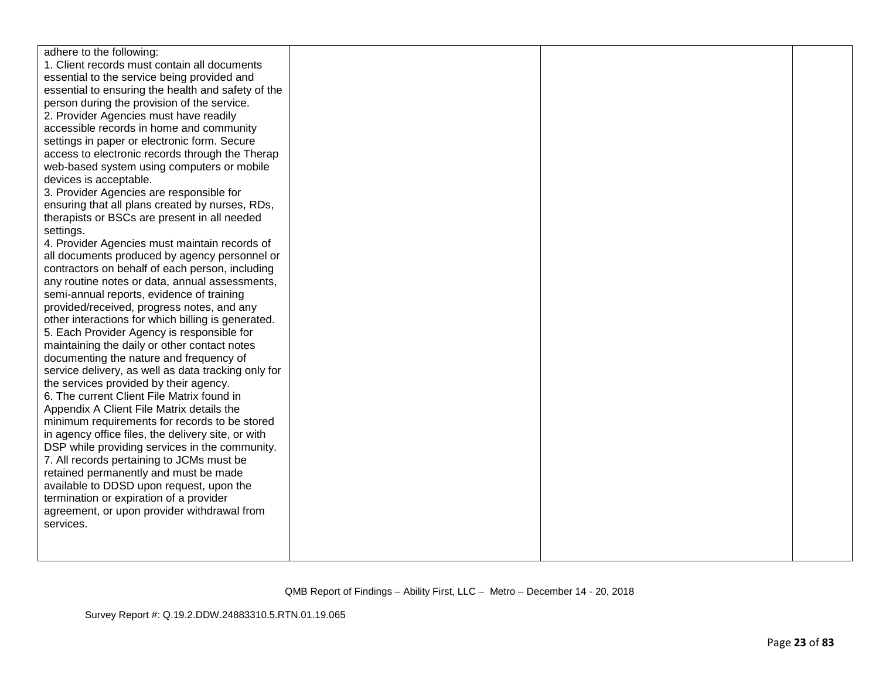| | | | |
|---|---|---|---|
| adhere to the following:<br>1. Client records must contain all documents essential to the service being provided and essential to ensuring the health and safety of the person during the provision of the service.<br>2. Provider Agencies must have readily accessible records in home and community settings in paper or electronic form. Secure access to electronic records through the Therap web-based system using computers or mobile devices is acceptable.<br>3. Provider Agencies are responsible for ensuring that all plans created by nurses, RDs, therapists or BSCs are present in all needed settings.<br>4. Provider Agencies must maintain records of all documents produced by agency personnel or contractors on behalf of each person, including any routine notes or data, annual assessments, semi-annual reports, evidence of training provided/received, progress notes, and any other interactions for which billing is generated.<br>5. Each Provider Agency is responsible for maintaining the daily or other contact notes documenting the nature and frequency of service delivery, as well as data tracking only for the services provided by their agency.<br>6. The current Client File Matrix found in Appendix A Client File Matrix details the minimum requirements for records to be stored in agency office files, the delivery site, or with DSP while providing services in the community.<br>7. All records pertaining to JCMs must be retained permanently and must be made available to DDSD upon request, upon the termination or expiration of a provider agreement, or upon provider withdrawal from services. | | | |

QMB Report of Findings – Ability First, LLC – Metro – December 14 - 20, 2018

Survey Report #: Q.19.2.DDW.24883310.5.RTN.01.19.065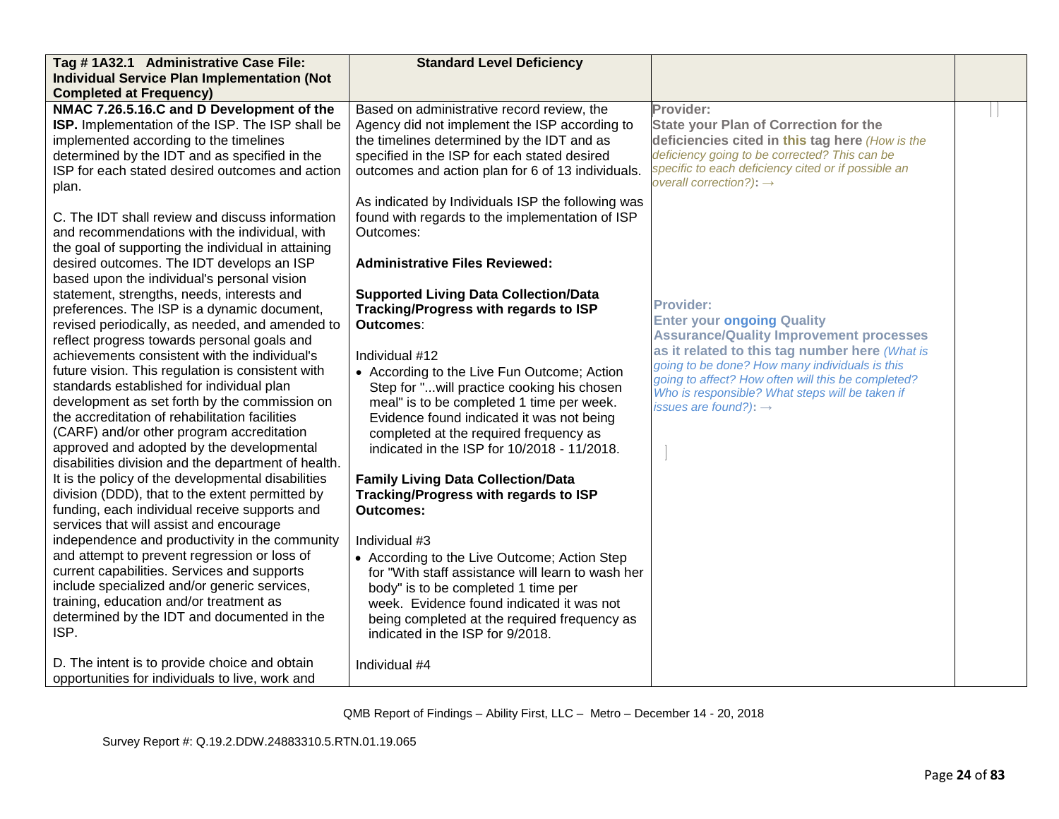| Tag # 1A32.1 Administrative Case File: Individual Service Plan Implementation (Not Completed at Frequency) | Standard Level Deficiency | | |
|---|---|---|---|
| **NMAC 7.26.5.16.C and D Development of the ISP.** Implementation of the ISP. The ISP shall be implemented according to the timelines determined by the IDT and as specified in the ISP for each stated desired outcomes and action plan.<br><br>C. The IDT shall review and discuss information and recommendations with the individual, with the goal of supporting the individual in attaining desired outcomes. The IDT develops an ISP based upon the individual's personal vision statement, strengths, needs, interests and preferences. The ISP is a dynamic document, revised periodically, as needed, and amended to reflect progress towards personal goals and achievements consistent with the individual's future vision. This regulation is consistent with standards established for individual plan development as set forth by the commission on the accreditation of rehabilitation facilities (CARF) and/or other program accreditation approved and adopted by the developmental disabilities division and the department of health. It is the policy of the developmental disabilities division (DDD), that to the extent permitted by funding, each individual receive supports and services that will assist and encourage independence and productivity in the community and attempt to prevent regression or loss of current capabilities. Services and supports include specialized and/or generic services, training, education and/or treatment as determined by the IDT and documented in the ISP.<br><br>D. The intent is to provide choice and obtain opportunities for individuals to live, work and | Based on administrative record review, the Agency did not implement the ISP according to the timelines determined by the IDT and as specified in the ISP for each stated desired outcomes and action plan for 6 of 13 individuals.<br><br>As indicated by Individuals ISP the following was found with regards to the implementation of ISP Outcomes:<br><br>**Administrative Files Reviewed:**<br><br>**Supported Living Data Collection/Data Tracking/Progress with regards to ISP Outcomes**:<br><br>Individual #12<br>• According to the Live Fun Outcome; Action Step for "...will practice cooking his chosen meal" is to be completed 1 time per week. Evidence found indicated it was not being completed at the required frequency as indicated in the ISP for 10/2018 - 11/2018.<br><br>**Family Living Data Collection/Data Tracking/Progress with regards to ISP Outcomes:**<br><br>Individual #3<br>• According to the Live Outcome; Action Step for "With staff assistance will learn to wash her body" is to be completed 1 time per week. Evidence found indicated it was not being completed at the required frequency as indicated in the ISP for 9/2018.<br><br>Individual #4 | Provider:<br>**State your Plan of Correction for the deficiencies cited in this tag here** *(How is the deficiency going to be corrected? This can be specific to each deficiency cited or if possible an overall correction?)*: →<br><br>Provider:<br>**Enter your ongoing Quality Assurance/Quality Improvement processes as it related to this tag number here** *(What is going to be done? How many individuals is this going to affect? How often will this be completed? Who is responsible? What steps will be taken if issues are found?)*: → | |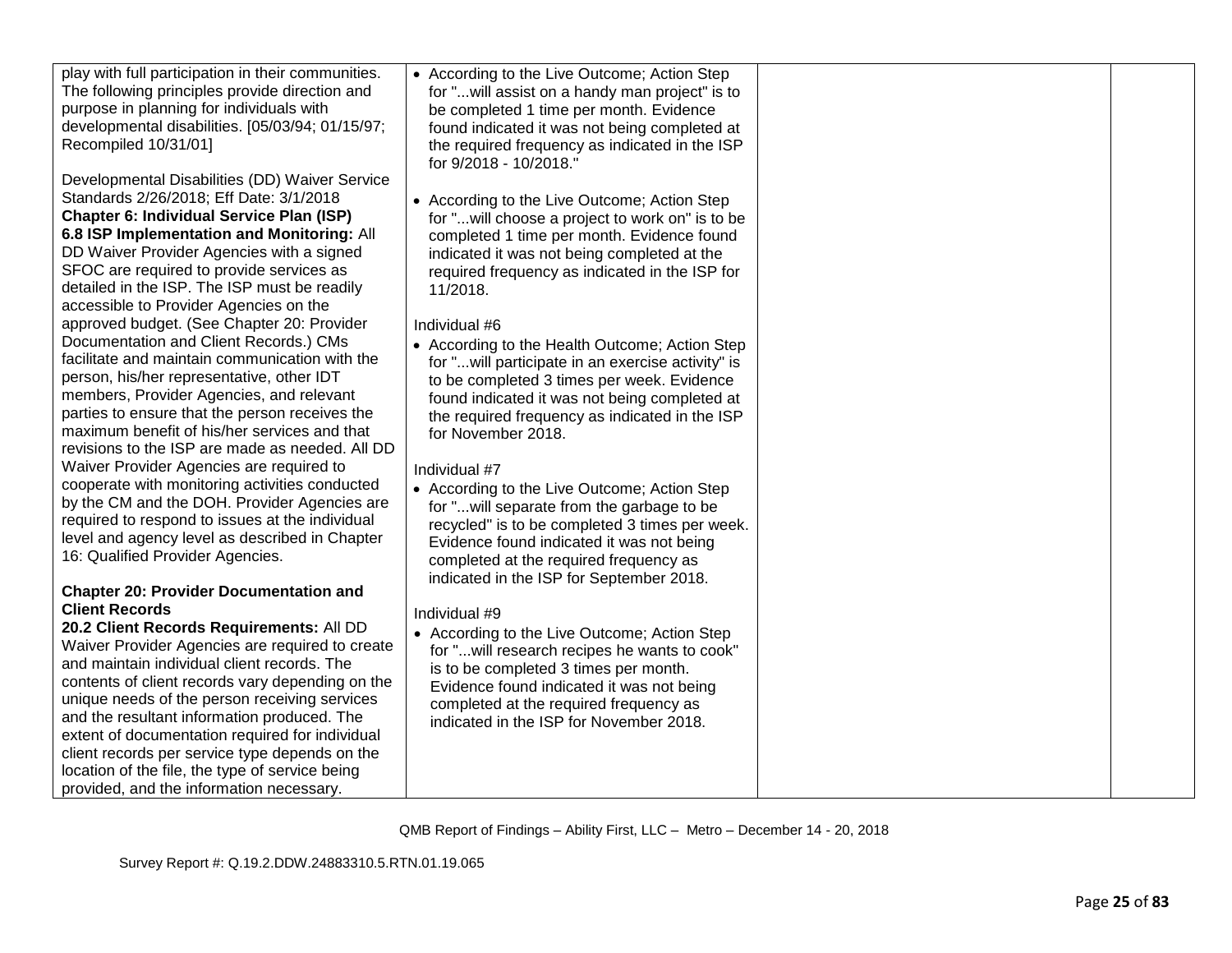| | | | |
|---|---|---|---|
| play with full participation in their communities. The following principles provide direction and purpose in planning for individuals with developmental disabilities. [05/03/94; 01/15/97; Recompiled 10/31/01]<br><br>Developmental Disabilities (DD) Waiver Service Standards 2/26/2018; Eff Date: 3/1/2018<br>**Chapter 6: Individual Service Plan (ISP)**<br>**6.8 ISP Implementation and Monitoring:** All DD Waiver Provider Agencies with a signed SFOC are required to provide services as detailed in the ISP. The ISP must be readily accessible to Provider Agencies on the approved budget. (See Chapter 20: Provider Documentation and Client Records.) CMs facilitate and maintain communication with the person, his/her representative, other IDT members, Provider Agencies, and relevant parties to ensure that the person receives the maximum benefit of his/her services and that revisions to the ISP are made as needed. All DD Waiver Provider Agencies are required to cooperate with monitoring activities conducted by the CM and the DOH. Provider Agencies are required to respond to issues at the individual level and agency level as described in Chapter 16: Qualified Provider Agencies.<br><br>**Chapter 20: Provider Documentation and Client Records**<br>**20.2 Client Records Requirements:** All DD Waiver Provider Agencies are required to create and maintain individual client records. The contents of client records vary depending on the unique needs of the person receiving services and the resultant information produced. The extent of documentation required for individual client records per service type depends on the location of the file, the type of service being provided, and the information necessary. | • According to the Live Outcome; Action Step for "...will assist on a handy man project" is to be completed 1 time per month. Evidence found indicated it was not being completed at the required frequency as indicated in the ISP for 9/2018 - 10/2018."<br><br>• According to the Live Outcome; Action Step for "...will choose a project to work on" is to be completed 1 time per month. Evidence found indicated it was not being completed at the required frequency as indicated in the ISP for 11/2018.<br><br>Individual #6<br>• According to the Health Outcome; Action Step for "...will participate in an exercise activity" is to be completed 3 times per week. Evidence found indicated it was not being completed at the required frequency as indicated in the ISP for November 2018.<br><br>Individual #7<br>• According to the Live Outcome; Action Step for "...will separate from the garbage to be recycled" is to be completed 3 times per week. Evidence found indicated it was not being completed at the required frequency as indicated in the ISP for September 2018.<br><br>Individual #9<br>• According to the Live Outcome; Action Step for "...will research recipes he wants to cook" is to be completed 3 times per month. Evidence found indicated it was not being completed at the required frequency as indicated in the ISP for November 2018. | | |

QMB Report of Findings – Ability First, LLC – Metro – December 14 - 20, 2018

Survey Report #: Q.19.2.DDW.24883310.5.RTN.01.19.065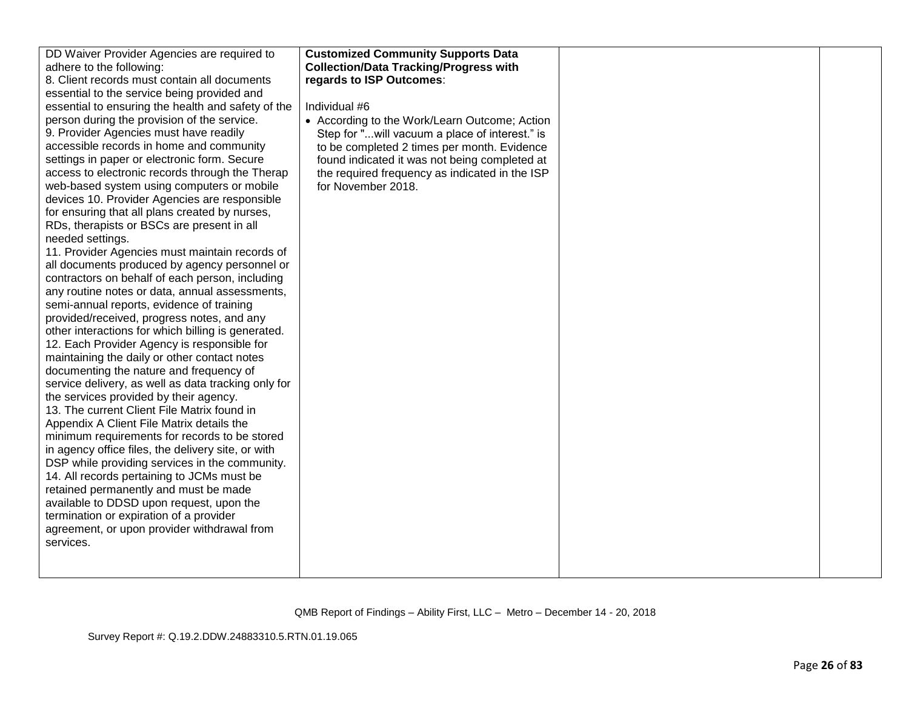| | | | |
|---|---|---|---|
| DD Waiver Provider Agencies are required to adhere to the following:<br>8. Client records must contain all documents essential to the service being provided and essential to ensuring the health and safety of the person during the provision of the service.<br>9. Provider Agencies must have readily accessible records in home and community settings in paper or electronic form. Secure access to electronic records through the Therap web-based system using computers or mobile devices 10. Provider Agencies are responsible for ensuring that all plans created by nurses, RDs, therapists or BSCs are present in all needed settings.<br>11. Provider Agencies must maintain records of all documents produced by agency personnel or contractors on behalf of each person, including any routine notes or data, annual assessments, semi-annual reports, evidence of training provided/received, progress notes, and any other interactions for which billing is generated.<br>12. Each Provider Agency is responsible for maintaining the daily or other contact notes documenting the nature and frequency of service delivery, as well as data tracking only for the services provided by their agency.<br>13. The current Client File Matrix found in Appendix A Client File Matrix details the minimum requirements for records to be stored in agency office files, the delivery site, or with DSP while providing services in the community.<br>14. All records pertaining to JCMs must be retained permanently and must be made available to DDSD upon request, upon the termination or expiration of a provider agreement, or upon provider withdrawal from services. | **Customized Community Supports Data Collection/Data Tracking/Progress with regards to ISP Outcomes**:<br><br>Individual #6<br>• According to the Work/Learn Outcome; Action Step for "...will vacuum a place of interest." is to be completed 2 times per month. Evidence found indicated it was not being completed at the required frequency as indicated in the ISP for November 2018. | | |

QMB Report of Findings – Ability First, LLC – Metro – December 14 - 20, 2018

Survey Report #: Q.19.2.DDW.24883310.5.RTN.01.19.065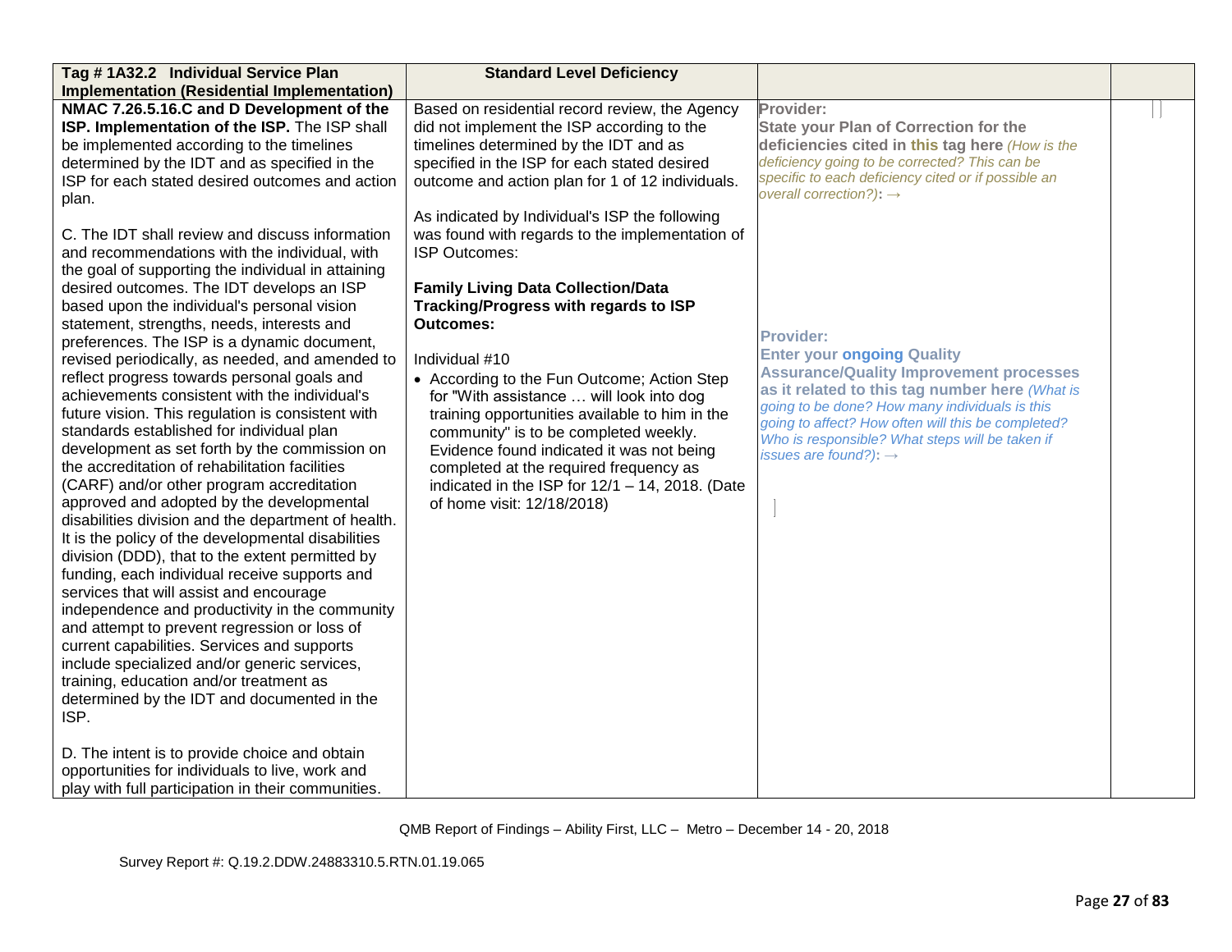| Tag # 1A32.2 Individual Service Plan Implementation (Residential Implementation) | Standard Level Deficiency | | |
|---|---|---|---|
| **NMAC 7.26.5.16.C and D Development of the ISP. Implementation of the ISP.** The ISP shall be implemented according to the timelines determined by the IDT and as specified in the ISP for each stated desired outcomes and action plan.<br><br>C. The IDT shall review and discuss information and recommendations with the individual, with the goal of supporting the individual in attaining desired outcomes. The IDT develops an ISP based upon the individual's personal vision statement, strengths, needs, interests and preferences. The ISP is a dynamic document, revised periodically, as needed, and amended to reflect progress towards personal goals and achievements consistent with the individual's future vision. This regulation is consistent with standards established for individual plan development as set forth by the commission on the accreditation of rehabilitation facilities (CARF) and/or other program accreditation approved and adopted by the developmental disabilities division and the department of health. It is the policy of the developmental disabilities division (DDD), that to the extent permitted by funding, each individual receive supports and services that will assist and encourage independence and productivity in the community and attempt to prevent regression or loss of current capabilities. Services and supports include specialized and/or generic services, training, education and/or treatment as determined by the IDT and documented in the ISP.<br><br>D. The intent is to provide choice and obtain opportunities for individuals to live, work and play with full participation in their communities. | Based on residential record review, the Agency did not implement the ISP according to the timelines determined by the IDT and as specified in the ISP for each stated desired outcome and action plan for 1 of 12 individuals.<br><br>As indicated by Individual's ISP the following was found with regards to the implementation of ISP Outcomes:<br><br>**Family Living Data Collection/Data Tracking/Progress with regards to ISP Outcomes:**<br><br>Individual #10<br>• According to the Fun Outcome; Action Step for "With assistance … will look into dog training opportunities available to him in the community" is to be completed weekly. Evidence found indicated it was not being completed at the required frequency as indicated in the ISP for 12/1 – 14, 2018. (Date of home visit: 12/18/2018) | **Provider:**<br>**State your Plan of Correction for the deficiencies cited in this tag here** *(How is the deficiency going to be corrected? This can be specific to each deficiency cited or if possible an overall correction?)*: →<br><br>**Provider:**<br>**Enter your ongoing Quality Assurance/Quality Improvement processes as it related to this tag number here** *(What is going to be done? How many individuals is this going to affect? How often will this be completed? Who is responsible? What steps will be taken if issues are found?)*: → | |

QMB Report of Findings – Ability First, LLC – Metro – December 14 - 20, 2018

Survey Report #: Q.19.2.DDW.24883310.5.RTN.01.19.065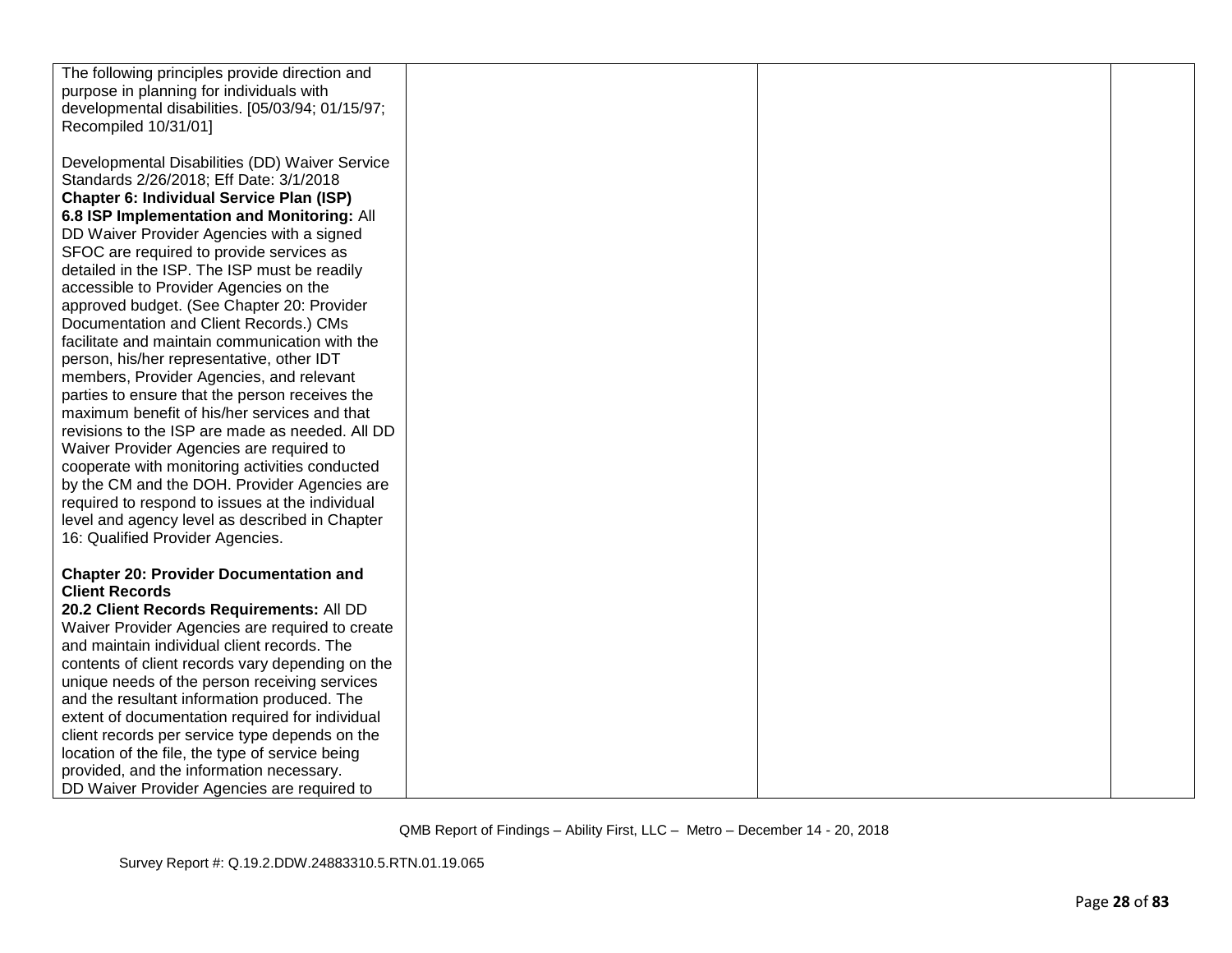| | | | |
|---|---|---|---|
| The following principles provide direction and purpose in planning for individuals with developmental disabilities. [05/03/94; 01/15/97; Recompiled 10/31/01]<br><br>Developmental Disabilities (DD) Waiver Service Standards 2/26/2018; Eff Date: 3/1/2018<br>**Chapter 6: Individual Service Plan (ISP)**<br>**6.8 ISP Implementation and Monitoring:** All DD Waiver Provider Agencies with a signed SFOC are required to provide services as detailed in the ISP. The ISP must be readily accessible to Provider Agencies on the approved budget. (See Chapter 20: Provider Documentation and Client Records.) CMs facilitate and maintain communication with the person, his/her representative, other IDT members, Provider Agencies, and relevant parties to ensure that the person receives the maximum benefit of his/her services and that revisions to the ISP are made as needed. All DD Waiver Provider Agencies are required to cooperate with monitoring activities conducted by the CM and the DOH. Provider Agencies are required to respond to issues at the individual level and agency level as described in Chapter 16: Qualified Provider Agencies.<br><br>**Chapter 20: Provider Documentation and Client Records**<br>**20.2 Client Records Requirements:** All DD Waiver Provider Agencies are required to create and maintain individual client records. The contents of client records vary depending on the unique needs of the person receiving services and the resultant information produced. The extent of documentation required for individual client records per service type depends on the location of the file, the type of service being provided, and the information necessary.<br>DD Waiver Provider Agencies are required to | | | |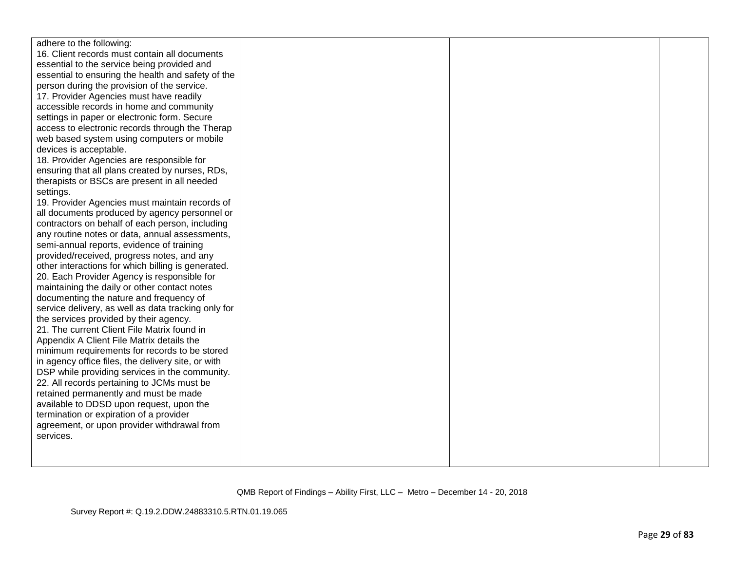| | | | |
|---|---|---|---|
| adhere to the following:<br>16. Client records must contain all documents essential to the service being provided and essential to ensuring the health and safety of the person during the provision of the service.<br>17. Provider Agencies must have readily accessible records in home and community settings in paper or electronic form. Secure access to electronic records through the Therap web based system using computers or mobile devices is acceptable.<br>18. Provider Agencies are responsible for ensuring that all plans created by nurses, RDs, therapists or BSCs are present in all needed settings.<br>19. Provider Agencies must maintain records of all documents produced by agency personnel or contractors on behalf of each person, including any routine notes or data, annual assessments, semi-annual reports, evidence of training provided/received, progress notes, and any other interactions for which billing is generated.<br>20. Each Provider Agency is responsible for maintaining the daily or other contact notes documenting the nature and frequency of service delivery, as well as data tracking only for the services provided by their agency.<br>21. The current Client File Matrix found in Appendix A Client File Matrix details the minimum requirements for records to be stored in agency office files, the delivery site, or with DSP while providing services in the community.<br>22. All records pertaining to JCMs must be retained permanently and must be made available to DDSD upon request, upon the termination or expiration of a provider agreement, or upon provider withdrawal from services. | | | |

QMB Report of Findings – Ability First, LLC – Metro – December 14 - 20, 2018

Survey Report #: Q.19.2.DDW.24883310.5.RTN.01.19.065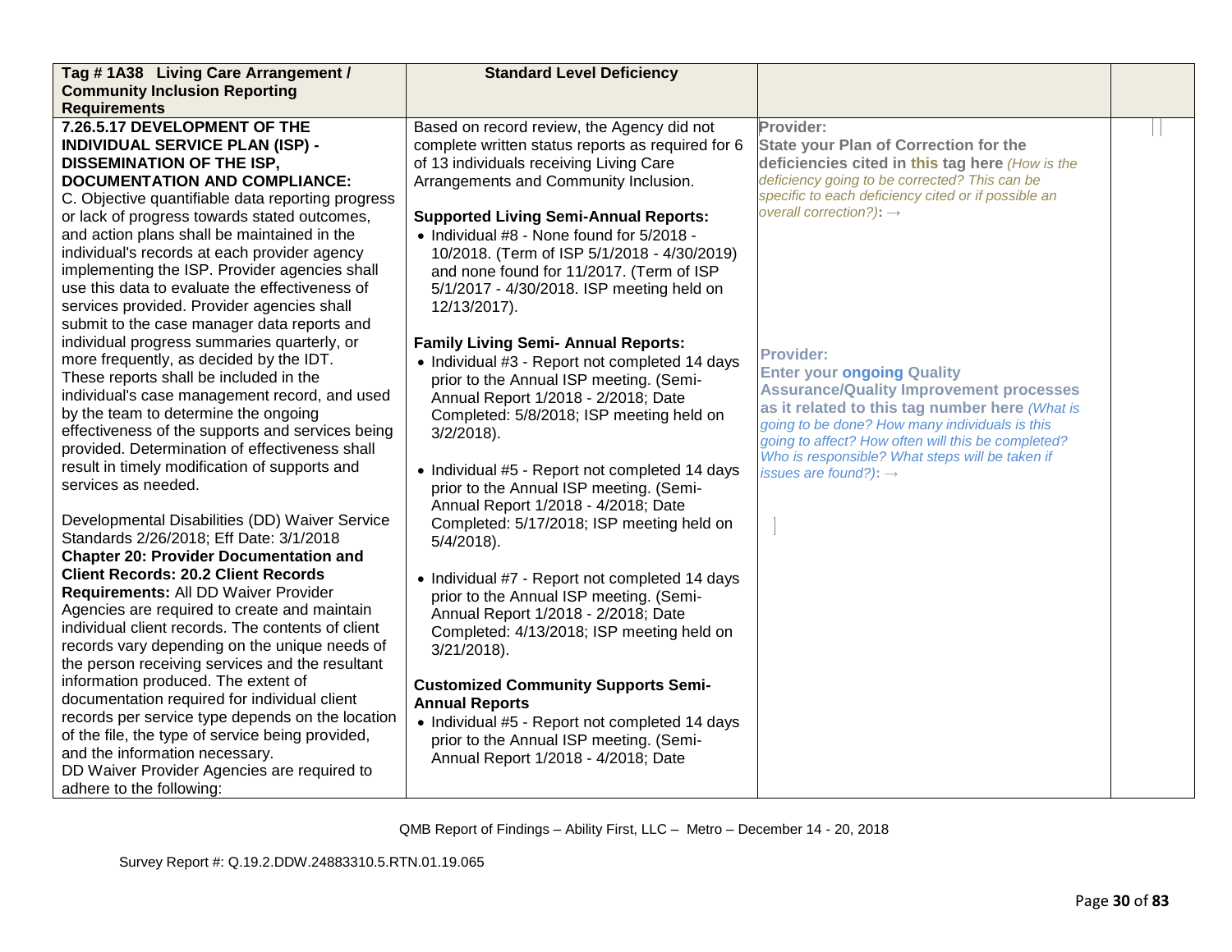| Tag # 1A38 Living Care Arrangement / Community Inclusion Reporting Requirements | Standard Level Deficiency | | |
|---|---|---|---|
| **7.26.5.17 DEVELOPMENT OF THE INDIVIDUAL SERVICE PLAN (ISP) - DISSEMINATION OF THE ISP, DOCUMENTATION AND COMPLIANCE:**<br>C. Objective quantifiable data reporting progress or lack of progress towards stated outcomes, and action plans shall be maintained in the individual's records at each provider agency implementing the ISP. Provider agencies shall use this data to evaluate the effectiveness of services provided. Provider agencies shall submit to the case manager data reports and individual progress summaries quarterly, or more frequently, as decided by the IDT. These reports shall be included in the individual's case management record, and used by the team to determine the ongoing effectiveness of the supports and services being provided. Determination of effectiveness shall result in timely modification of supports and services as needed.<br><br>Developmental Disabilities (DD) Waiver Service Standards 2/26/2018; Eff Date: 3/1/2018<br>**Chapter 20: Provider Documentation and Client Records: 20.2 Client Records Requirements:** All DD Waiver Provider Agencies are required to create and maintain individual client records. The contents of client records vary depending on the unique needs of the person receiving services and the resultant information produced. The extent of documentation required for individual client records per service type depends on the location of the file, the type of service being provided, and the information necessary.<br>DD Waiver Provider Agencies are required to adhere to the following: | Based on record review, the Agency did not complete written status reports as required for 6 of 13 individuals receiving Living Care Arrangements and Community Inclusion.<br><br>**Supported Living Semi-Annual Reports:**<br>• Individual #8 - None found for 5/2018 - 10/2018. (Term of ISP 5/1/2018 - 4/30/2019) and none found for 11/2017. (Term of ISP 5/1/2017 - 4/30/2018. ISP meeting held on 12/13/2017).<br><br>**Family Living Semi- Annual Reports:**<br>• Individual #3 - Report not completed 14 days prior to the Annual ISP meeting. (Semi-Annual Report 1/2018 - 2/2018; Date Completed: 5/8/2018; ISP meeting held on 3/2/2018).<br><br>• Individual #5 - Report not completed 14 days prior to the Annual ISP meeting. (Semi-Annual Report 1/2018 - 4/2018; Date Completed: 5/17/2018; ISP meeting held on 5/4/2018).<br><br>• Individual #7 - Report not completed 14 days prior to the Annual ISP meeting. (Semi-Annual Report 1/2018 - 2/2018; Date Completed: 4/13/2018; ISP meeting held on 3/21/2018).<br><br>**Customized Community Supports Semi-Annual Reports**<br>• Individual #5 - Report not completed 14 days prior to the Annual ISP meeting. (Semi-Annual Report 1/2018 - 4/2018; Date | **Provider:**<br>**State your Plan of Correction for the deficiencies cited in this tag here** *(How is the deficiency going to be corrected? This can be specific to each deficiency cited or if possible an overall correction?)*: →<br><br>**Provider:**<br>**Enter your ongoing Quality Assurance/Quality Improvement processes as it related to this tag number here** *(What is going to be done? How many individuals is this going to affect? How often will this be completed? Who is responsible? What steps will be taken if issues are found?)*: → | |

QMB Report of Findings – Ability First, LLC – Metro – December 14 - 20, 2018

Survey Report #: Q.19.2.DDW.24883310.5.RTN.01.19.065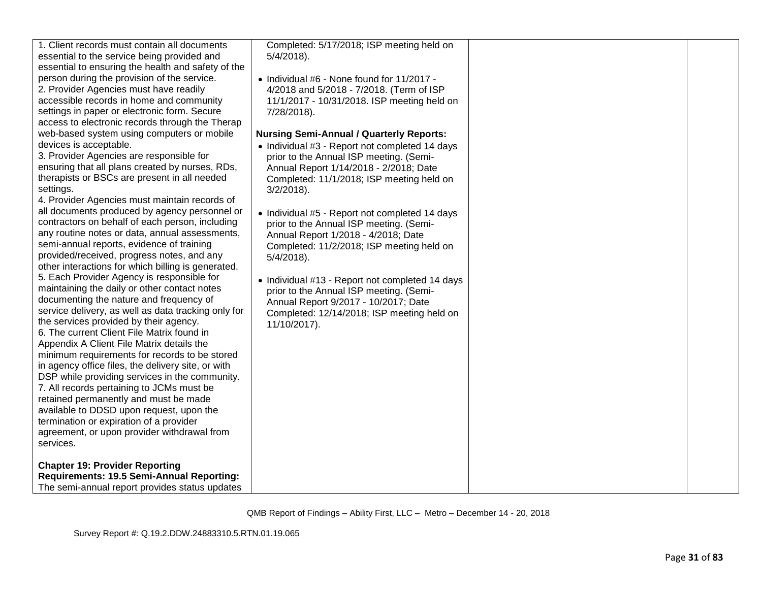| | | | |
|---|---|---|---|
| 1. Client records must contain all documents essential to the service being provided and essential to ensuring the health and safety of the person during the provision of the service.<br>2. Provider Agencies must have readily accessible records in home and community settings in paper or electronic form. Secure access to electronic records through the Therap web-based system using computers or mobile devices is acceptable.<br>3. Provider Agencies are responsible for ensuring that all plans created by nurses, RDs, therapists or BSCs are present in all needed settings.<br>4. Provider Agencies must maintain records of all documents produced by agency personnel or contractors on behalf of each person, including any routine notes or data, annual assessments, semi-annual reports, evidence of training provided/received, progress notes, and any other interactions for which billing is generated.<br>5. Each Provider Agency is responsible for maintaining the daily or other contact notes documenting the nature and frequency of service delivery, as well as data tracking only for the services provided by their agency.<br>6. The current Client File Matrix found in Appendix A Client File Matrix details the minimum requirements for records to be stored in agency office files, the delivery site, or with DSP while providing services in the community.<br>7. All records pertaining to JCMs must be retained permanently and must be made available to DDSD upon request, upon the termination or expiration of a provider agreement, or upon provider withdrawal from services.<br><br>**Chapter 19: Provider Reporting Requirements: 19.5 Semi-Annual Reporting:** The semi-annual report provides status updates | Completed: 5/17/2018; ISP meeting held on 5/4/2018).<br><br>• Individual #6 - None found for 11/2017 - 4/2018 and 5/2018 - 7/2018. (Term of ISP 11/1/2017 - 10/31/2018. ISP meeting held on 7/28/2018).<br><br>**Nursing Semi-Annual / Quarterly Reports:**<br>• Individual #3 - Report not completed 14 days prior to the Annual ISP meeting. (Semi-Annual Report 1/14/2018 - 2/2018; Date Completed: 11/1/2018; ISP meeting held on 3/2/2018).<br><br>• Individual #5 - Report not completed 14 days prior to the Annual ISP meeting. (Semi-Annual Report 1/2018 - 4/2018; Date Completed: 11/2/2018; ISP meeting held on 5/4/2018).<br><br>• Individual #13 - Report not completed 14 days prior to the Annual ISP meeting. (Semi-Annual Report 9/2017 - 10/2017; Date Completed: 12/14/2018; ISP meeting held on 11/10/2017). | | |

QMB Report of Findings – Ability First, LLC – Metro – December 14 - 20, 2018

Survey Report #: Q.19.2.DDW.24883310.5.RTN.01.19.065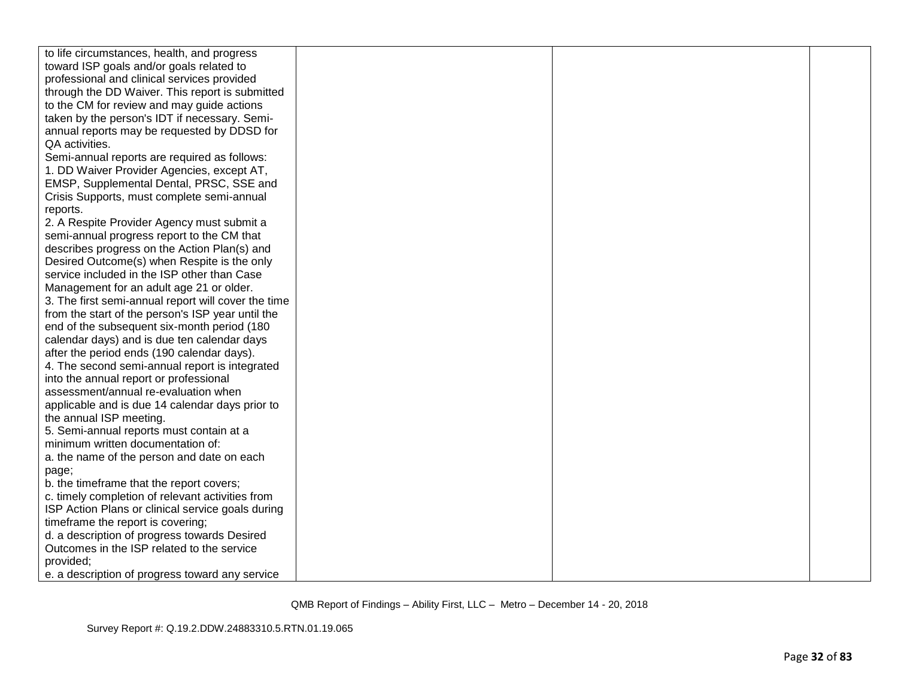| | | | |
|---|---|---|---|
| to life circumstances, health, and progress toward ISP goals and/or goals related to professional and clinical services provided through the DD Waiver. This report is submitted to the CM for review and may guide actions taken by the person's IDT if necessary. Semi-annual reports may be requested by DDSD for QA activities.<br>Semi-annual reports are required as follows:<br>1. DD Waiver Provider Agencies, except AT, EMSP, Supplemental Dental, PRSC, SSE and Crisis Supports, must complete semi-annual reports.<br>2. A Respite Provider Agency must submit a semi-annual progress report to the CM that describes progress on the Action Plan(s) and Desired Outcome(s) when Respite is the only service included in the ISP other than Case Management for an adult age 21 or older.<br>3. The first semi-annual report will cover the time from the start of the person's ISP year until the end of the subsequent six-month period (180 calendar days) and is due ten calendar days after the period ends (190 calendar days).<br>4. The second semi-annual report is integrated into the annual report or professional assessment/annual re-evaluation when applicable and is due 14 calendar days prior to the annual ISP meeting.<br>5. Semi-annual reports must contain at a minimum written documentation of:<br>a. the name of the person and date on each page;<br>b. the timeframe that the report covers;<br>c. timely completion of relevant activities from ISP Action Plans or clinical service goals during timeframe the report is covering;<br>d. a description of progress towards Desired Outcomes in the ISP related to the service provided;<br>e. a description of progress toward any service | | | |

QMB Report of Findings – Ability First, LLC – Metro – December 14 - 20, 2018

Survey Report #: Q.19.2.DDW.24883310.5.RTN.01.19.065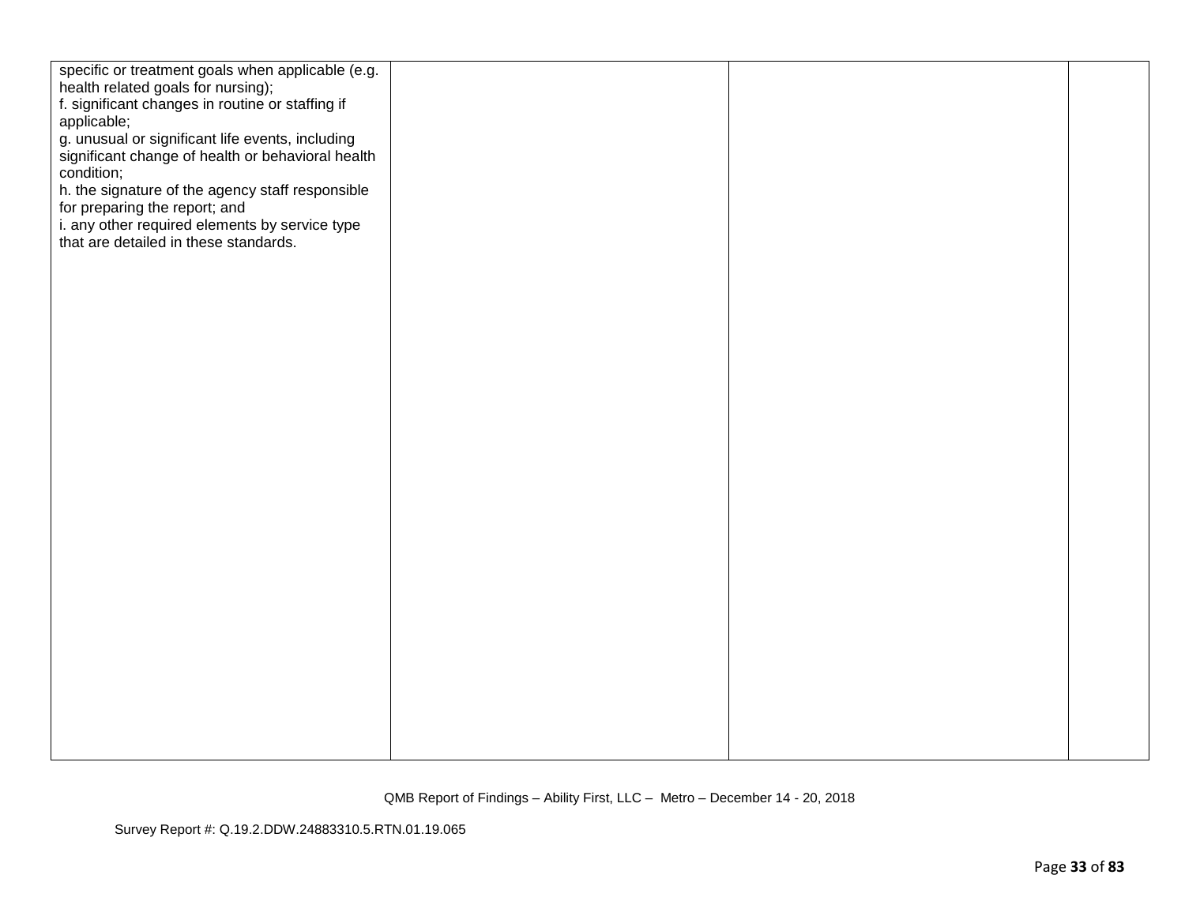| | | | |
|---|---|---|---|
| specific or treatment goals when applicable (e.g. health related goals for nursing);<br>f. significant changes in routine or staffing if applicable;<br>g. unusual or significant life events, including significant change of health or behavioral health condition;<br>h. the signature of the agency staff responsible for preparing the report; and<br>i. any other required elements by service type that are detailed in these standards. | | | |

QMB Report of Findings – Ability First, LLC – Metro – December 14 - 20, 2018

Survey Report #: Q.19.2.DDW.24883310.5.RTN.01.19.065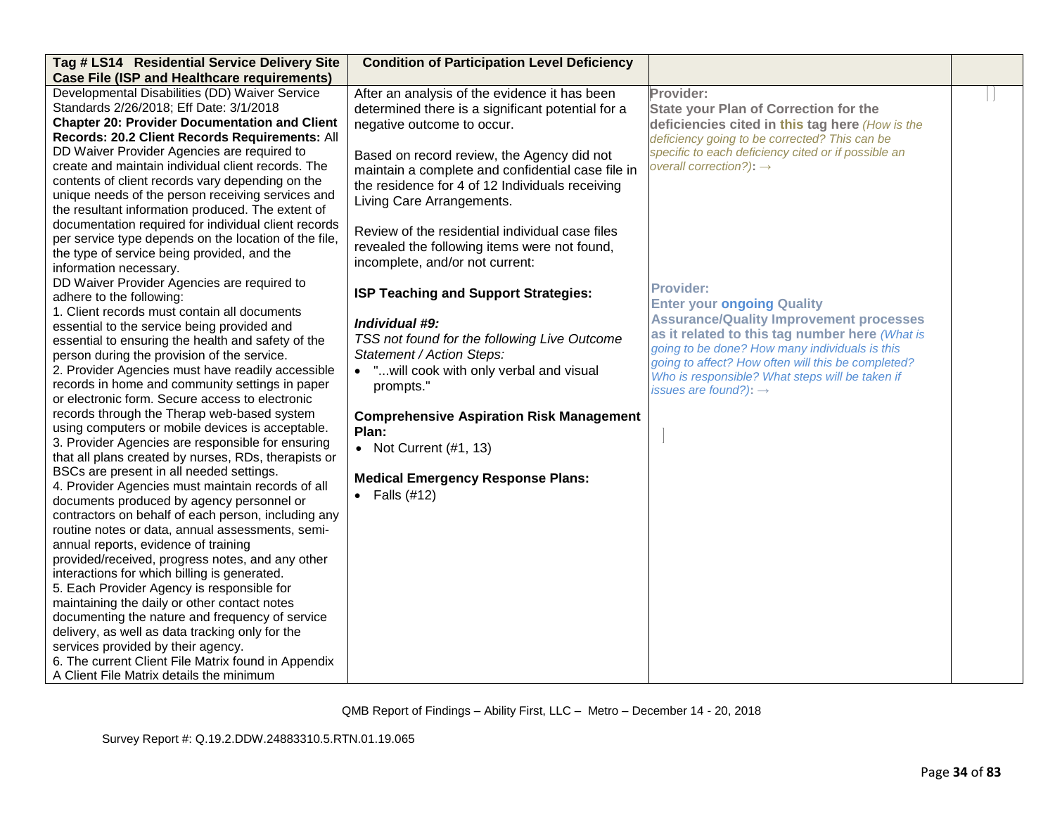| Tag # LS14 Residential Service Delivery Site Case File (ISP and Healthcare requirements) | Condition of Participation Level Deficiency | | |
|---|---|---|---|
| Developmental Disabilities (DD) Waiver Service Standards 2/26/2018; Eff Date: 3/1/2018<br>**Chapter 20: Provider Documentation and Client Records: 20.2 Client Records Requirements:** All DD Waiver Provider Agencies are required to create and maintain individual client records. The contents of client records vary depending on the unique needs of the person receiving services and the resultant information produced. The extent of documentation required for individual client records per service type depends on the location of the file, the type of service being provided, and the information necessary.<br>DD Waiver Provider Agencies are required to adhere to the following:<br>1. Client records must contain all documents essential to the service being provided and essential to ensuring the health and safety of the person during the provision of the service.<br>2. Provider Agencies must have readily accessible records in home and community settings in paper or electronic form. Secure access to electronic records through the Therap web-based system using computers or mobile devices is acceptable.<br>3. Provider Agencies are responsible for ensuring that all plans created by nurses, RDs, therapists or BSCs are present in all needed settings.<br>4. Provider Agencies must maintain records of all documents produced by agency personnel or contractors on behalf of each person, including any routine notes or data, annual assessments, semi-annual reports, evidence of training provided/received, progress notes, and any other interactions for which billing is generated.<br>5. Each Provider Agency is responsible for maintaining the daily or other contact notes documenting the nature and frequency of service delivery, as well as data tracking only for the services provided by their agency.<br>6. The current Client File Matrix found in Appendix A Client File Matrix details the minimum | After an analysis of the evidence it has been determined there is a significant potential for a negative outcome to occur.<br><br>Based on record review, the Agency did not maintain a complete and confidential case file in the residence for 4 of 12 Individuals receiving Living Care Arrangements.<br><br>Review of the residential individual case files revealed the following items were not found, incomplete, and/or not current:<br><br>**ISP Teaching and Support Strategies:**<br><br>***Individual #9:***<br>*TSS not found for the following Live Outcome Statement / Action Steps:*<br>• "...will cook with only verbal and visual prompts."<br><br>**Comprehensive Aspiration Risk Management Plan:**<br>• Not Current (#1, 13)<br><br>**Medical Emergency Response Plans:**<br>• Falls (#12) | **Provider:**<br>**State your Plan of Correction for the deficiencies cited in this tag here** *(How is the deficiency going to be corrected? This can be specific to each deficiency cited or if possible an overall correction?)*: →<br><br>**Provider:**<br>**Enter your ongoing Quality Assurance/Quality Improvement processes as it related to this tag number here** *(What is going to be done? How many individuals is this going to affect? How often will this be completed? Who is responsible? What steps will be taken if issues are found?)*: → | |

QMB Report of Findings – Ability First, LLC – Metro – December 14 - 20, 2018

Survey Report #: Q.19.2.DDW.24883310.5.RTN.01.19.065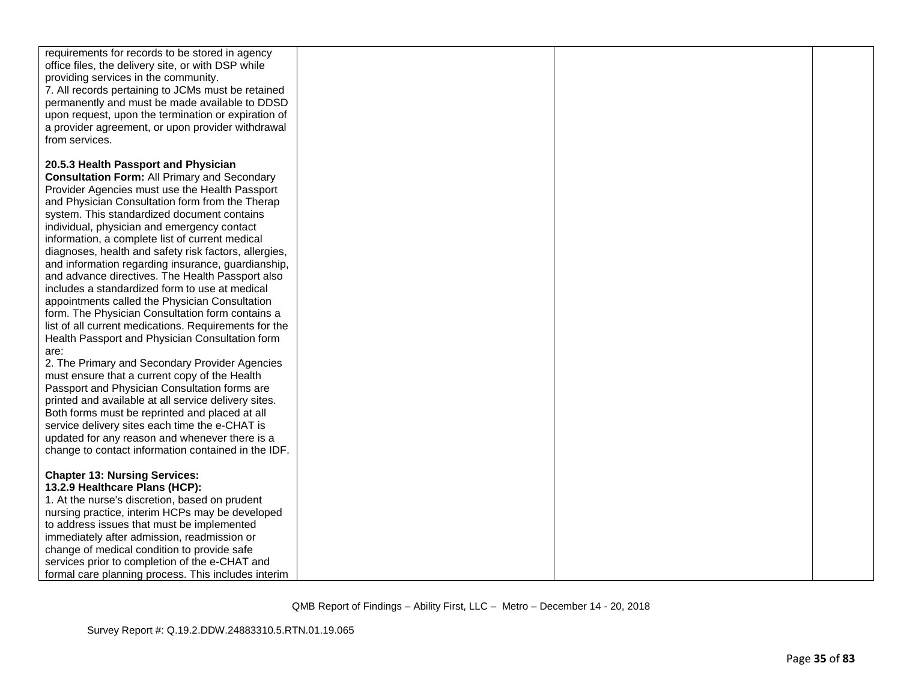| | | | |
|---|---|---|---|
| requirements for records to be stored in agency office files, the delivery site, or with DSP while providing services in the community.<br>7. All records pertaining to JCMs must be retained permanently and must be made available to DDSD upon request, upon the termination or expiration of a provider agreement, or upon provider withdrawal from services.<br><br>**20.5.3 Health Passport and Physician Consultation Form:** All Primary and Secondary Provider Agencies must use the Health Passport and Physician Consultation form from the Therap system. This standardized document contains individual, physician and emergency contact information, a complete list of current medical diagnoses, health and safety risk factors, allergies, and information regarding insurance, guardianship, and advance directives. The Health Passport also includes a standardized form to use at medical appointments called the Physician Consultation form. The Physician Consultation form contains a list of all current medications. Requirements for the Health Passport and Physician Consultation form are:<br>2. The Primary and Secondary Provider Agencies must ensure that a current copy of the Health Passport and Physician Consultation forms are printed and available at all service delivery sites. Both forms must be reprinted and placed at all service delivery sites each time the e-CHAT is updated for any reason and whenever there is a change to contact information contained in the IDF.<br><br>**Chapter 13: Nursing Services:**<br>**13.2.9 Healthcare Plans (HCP):**<br>1. At the nurse's discretion, based on prudent nursing practice, interim HCPs may be developed to address issues that must be implemented immediately after admission, readmission or change of medical condition to provide safe services prior to completion of the e-CHAT and formal care planning process. This includes interim | | | |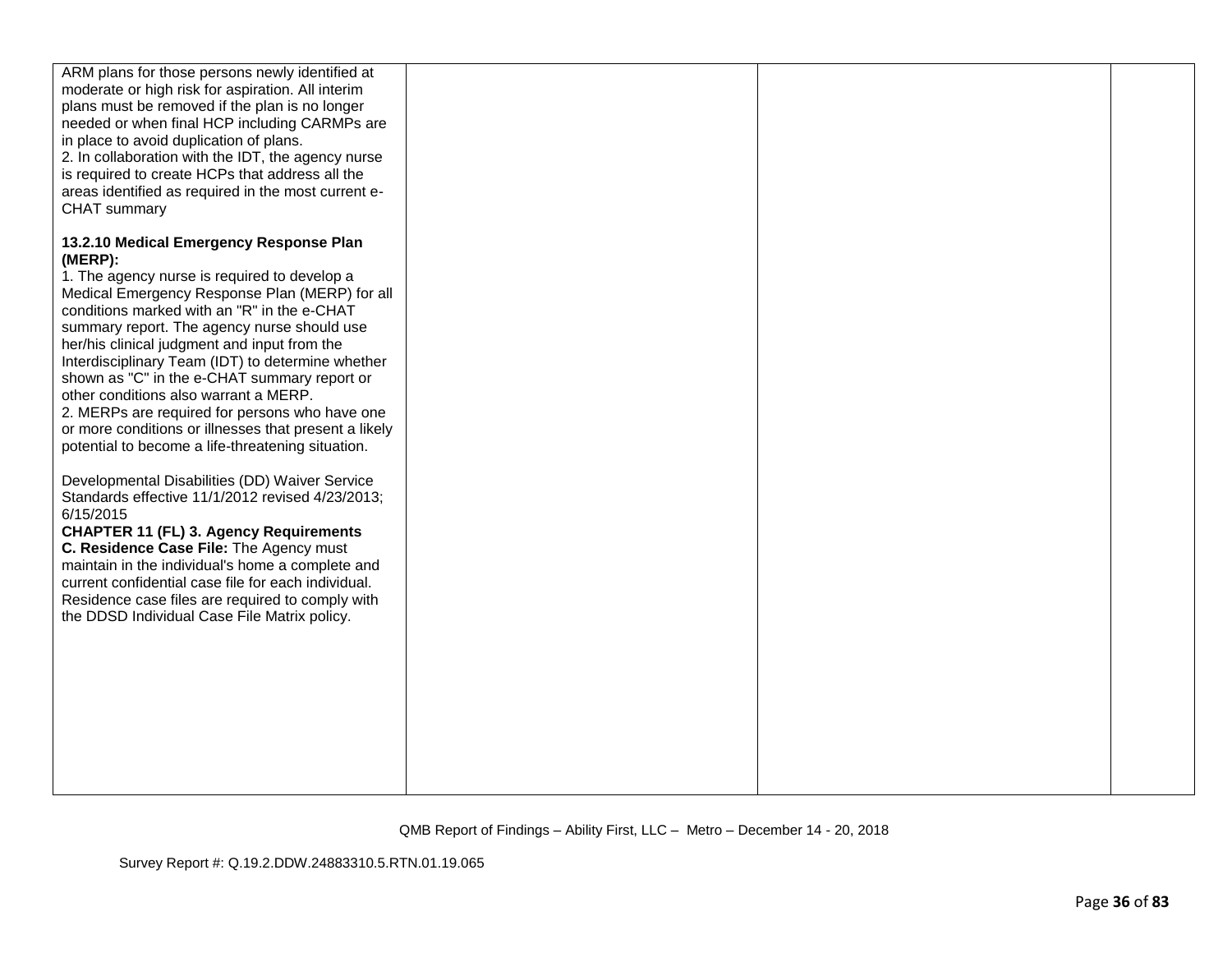| | | | |
|---|---|---|---|
| ARM plans for those persons newly identified at moderate or high risk for aspiration. All interim plans must be removed if the plan is no longer needed or when final HCP including CARMPs are in place to avoid duplication of plans.<br>2. In collaboration with the IDT, the agency nurse is required to create HCPs that address all the areas identified as required in the most current e-CHAT summary<br><br>**13.2.10 Medical Emergency Response Plan (MERP):**<br>1. The agency nurse is required to develop a Medical Emergency Response Plan (MERP) for all conditions marked with an "R" in the e-CHAT summary report. The agency nurse should use her/his clinical judgment and input from the Interdisciplinary Team (IDT) to determine whether shown as "C" in the e-CHAT summary report or other conditions also warrant a MERP.<br>2. MERPs are required for persons who have one or more conditions or illnesses that present a likely potential to become a life-threatening situation.<br><br>Developmental Disabilities (DD) Waiver Service Standards effective 11/1/2012 revised 4/23/2013; 6/15/2015<br>**CHAPTER 11 (FL) 3. Agency Requirements**<br>**C. Residence Case File:** The Agency must maintain in the individual's home a complete and current confidential case file for each individual. Residence case files are required to comply with the DDSD Individual Case File Matrix policy. | | | |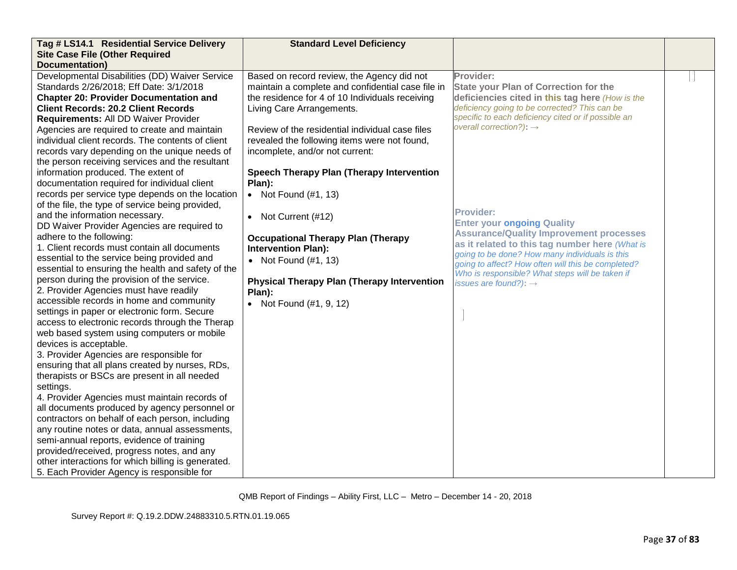| Tag # LS14.1 Residential Service Delivery Site Case File (Other Required Documentation) | Standard Level Deficiency | | |
|---|---|---|---|
| Developmental Disabilities (DD) Waiver Service Standards 2/26/2018; Eff Date: 3/1/2018<br>**Chapter 20: Provider Documentation and Client Records: 20.2 Client Records Requirements:** All DD Waiver Provider Agencies are required to create and maintain individual client records. The contents of client records vary depending on the unique needs of the person receiving services and the resultant information produced. The extent of documentation required for individual client records per service type depends on the location of the file, the type of service being provided, and the information necessary.<br>DD Waiver Provider Agencies are required to adhere to the following:<br>1. Client records must contain all documents essential to the service being provided and essential to ensuring the health and safety of the person during the provision of the service.<br>2. Provider Agencies must have readily accessible records in home and community settings in paper or electronic form. Secure access to electronic records through the Therap web based system using computers or mobile devices is acceptable.<br>3. Provider Agencies are responsible for ensuring that all plans created by nurses, RDs, therapists or BSCs are present in all needed settings.<br>4. Provider Agencies must maintain records of all documents produced by agency personnel or contractors on behalf of each person, including any routine notes or data, annual assessments, semi-annual reports, evidence of training provided/received, progress notes, and any other interactions for which billing is generated.<br>5. Each Provider Agency is responsible for | Based on record review, the Agency did not maintain a complete and confidential case file in the residence for 4 of 10 Individuals receiving Living Care Arrangements.<br><br>Review of the residential individual case files revealed the following items were not found, incomplete, and/or not current:<br><br>**Speech Therapy Plan (Therapy Intervention Plan):**<br>• Not Found (#1, 13)<br>• Not Current (#12)<br><br>**Occupational Therapy Plan (Therapy Intervention Plan):**<br>• Not Found (#1, 13)<br><br>**Physical Therapy Plan (Therapy Intervention Plan):**<br>• Not Found (#1, 9, 12) | **Provider:**<br>**State your Plan of Correction for the deficiencies cited in this tag here** *(How is the deficiency going to be corrected? This can be specific to each deficiency cited or if possible an overall correction?)*: →<br><br>**Provider:**<br>**Enter your ongoing Quality Assurance/Quality Improvement processes as it related to this tag number here** *(What is going to be done? How many individuals is this going to affect? How often will this be completed? Who is responsible? What steps will be taken if issues are found?)*: → | |

QMB Report of Findings – Ability First, LLC – Metro – December 14 - 20, 2018

Survey Report #: Q.19.2.DDW.24883310.5.RTN.01.19.065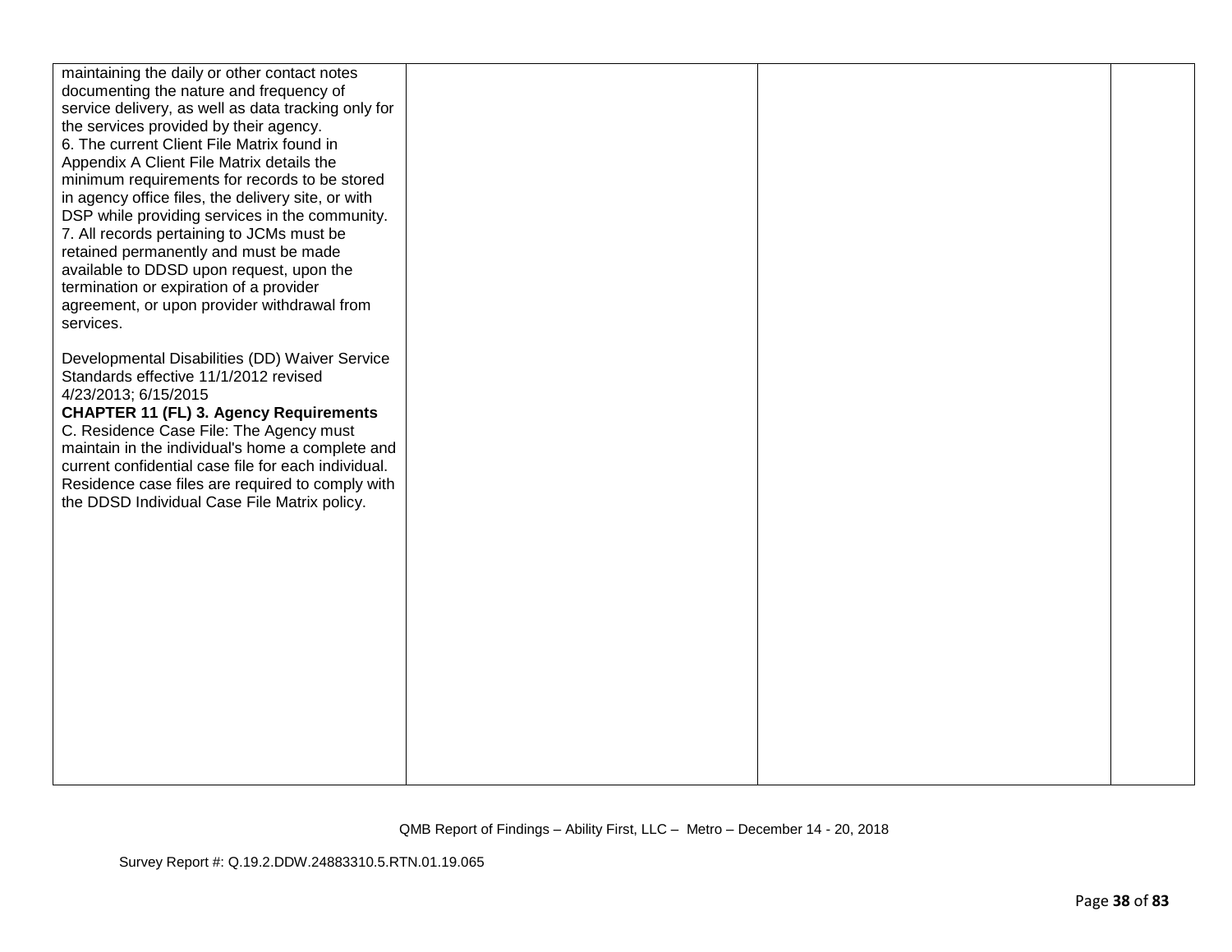| | | | |
|---|---|---|---|
| maintaining the daily or other contact notes documenting the nature and frequency of service delivery, as well as data tracking only for the services provided by their agency.<br>6. The current Client File Matrix found in Appendix A Client File Matrix details the minimum requirements for records to be stored in agency office files, the delivery site, or with DSP while providing services in the community.<br>7. All records pertaining to JCMs must be retained permanently and must be made available to DDSD upon request, upon the termination or expiration of a provider agreement, or upon provider withdrawal from services.<br><br>Developmental Disabilities (DD) Waiver Service Standards effective 11/1/2012 revised 4/23/2013; 6/15/2015<br>**CHAPTER 11 (FL) 3. Agency Requirements**<br>C. Residence Case File: The Agency must maintain in the individual's home a complete and current confidential case file for each individual. Residence case files are required to comply with the DDSD Individual Case File Matrix policy. | | | |

QMB Report of Findings – Ability First, LLC – Metro – December 14 - 20, 2018

Survey Report #: Q.19.2.DDW.24883310.5.RTN.01.19.065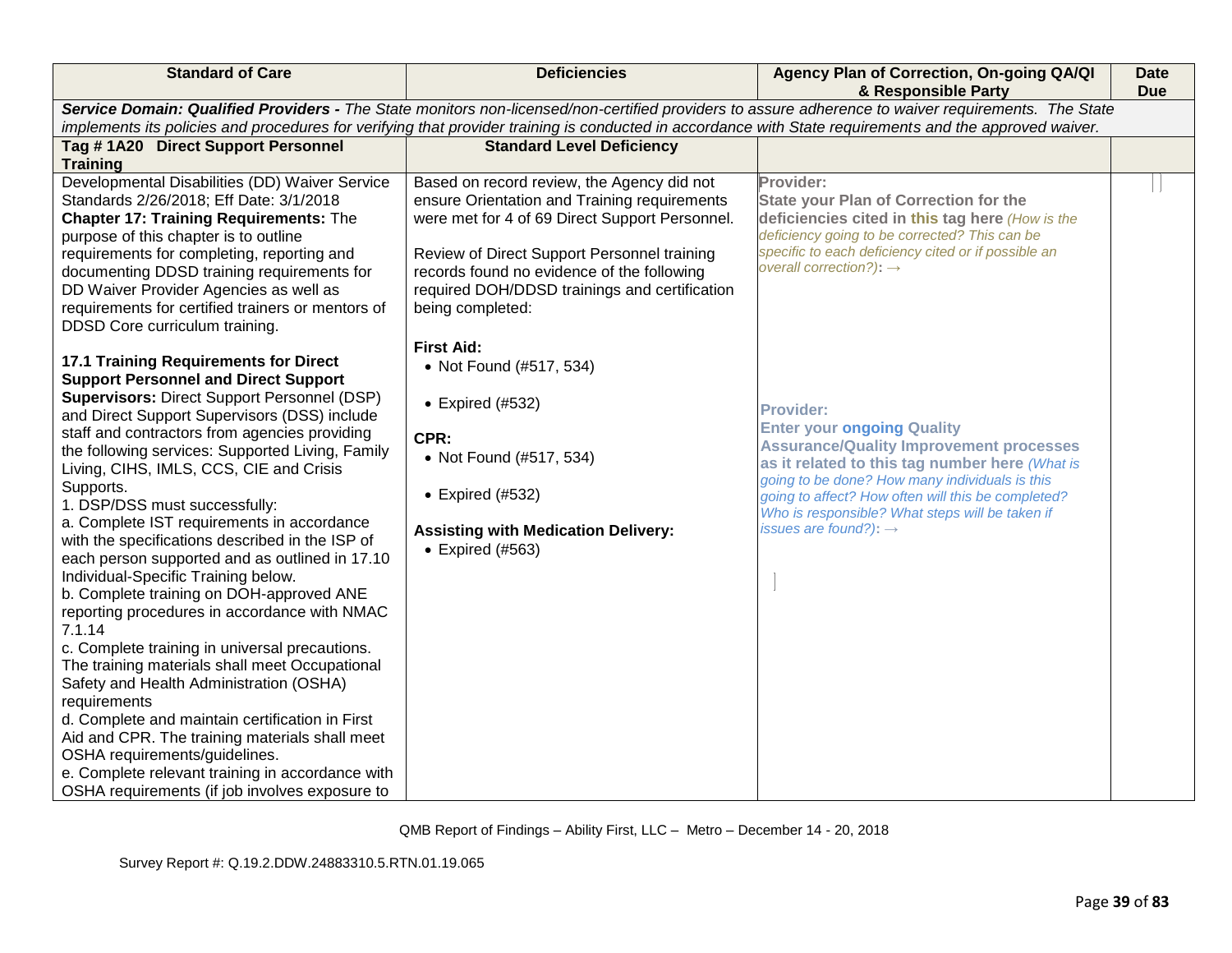| Standard of Care | Deficiencies | Agency Plan of Correction, On-going QA/QI & Responsible Party | Date Due |
|---|---|---|---|
| ***Service Domain: Qualified Providers -** The State monitors non-licensed/non-certified providers to assure adherence to waiver requirements. The State implements its policies and procedures for verifying that provider training is conducted in accordance with State requirements and the approved waiver.* | | | |
| **Tag # 1A20 Direct Support Personnel Training** | **Standard Level Deficiency** | | |
| Developmental Disabilities (DD) Waiver Service Standards 2/26/2018; Eff Date: 3/1/2018<br>**Chapter 17: Training Requirements:** The purpose of this chapter is to outline requirements for completing, reporting and documenting DDSD training requirements for DD Waiver Provider Agencies as well as requirements for certified trainers or mentors of DDSD Core curriculum training.<br><br>**17.1 Training Requirements for Direct Support Personnel and Direct Support Supervisors:** Direct Support Personnel (DSP) and Direct Support Supervisors (DSS) include staff and contractors from agencies providing the following services: Supported Living, Family Living, CIHS, IMLS, CCS, CIE and Crisis Supports.<br>1. DSP/DSS must successfully:<br>a. Complete IST requirements in accordance with the specifications described in the ISP of each person supported and as outlined in 17.10 Individual-Specific Training below.<br>b. Complete training on DOH-approved ANE reporting procedures in accordance with NMAC 7.1.14<br>c. Complete training in universal precautions. The training materials shall meet Occupational Safety and Health Administration (OSHA) requirements<br>d. Complete and maintain certification in First Aid and CPR. The training materials shall meet OSHA requirements/guidelines.<br>e. Complete relevant training in accordance with OSHA requirements (if job involves exposure to | Based on record review, the Agency did not ensure Orientation and Training requirements were met for 4 of 69 Direct Support Personnel.<br><br>Review of Direct Support Personnel training records found no evidence of the following required DOH/DDSD trainings and certification being completed:<br><br>**First Aid:**<br>• Not Found (#517, 534)<br><br>• Expired (#532)<br><br>**CPR:**<br>• Not Found (#517, 534)<br><br>• Expired (#532)<br><br>**Assisting with Medication Delivery:**<br>• Expired (#563) | **Provider:**<br>**State your Plan of Correction for the deficiencies cited in this tag here** *(How is the deficiency going to be corrected? This can be specific to each deficiency cited or if possible an overall correction?)*: →<br><br><br><br><br>**Provider:**<br>**Enter your ongoing Quality Assurance/Quality Improvement processes as it related to this tag number here** *(What is going to be done? How many individuals is this going to affect? How often will this be completed? Who is responsible? What steps will be taken if issues are found?)*: → | |

QMB Report of Findings – Ability First, LLC – Metro – December 14 - 20, 2018

Survey Report #: Q.19.2.DDW.24883310.5.RTN.01.19.065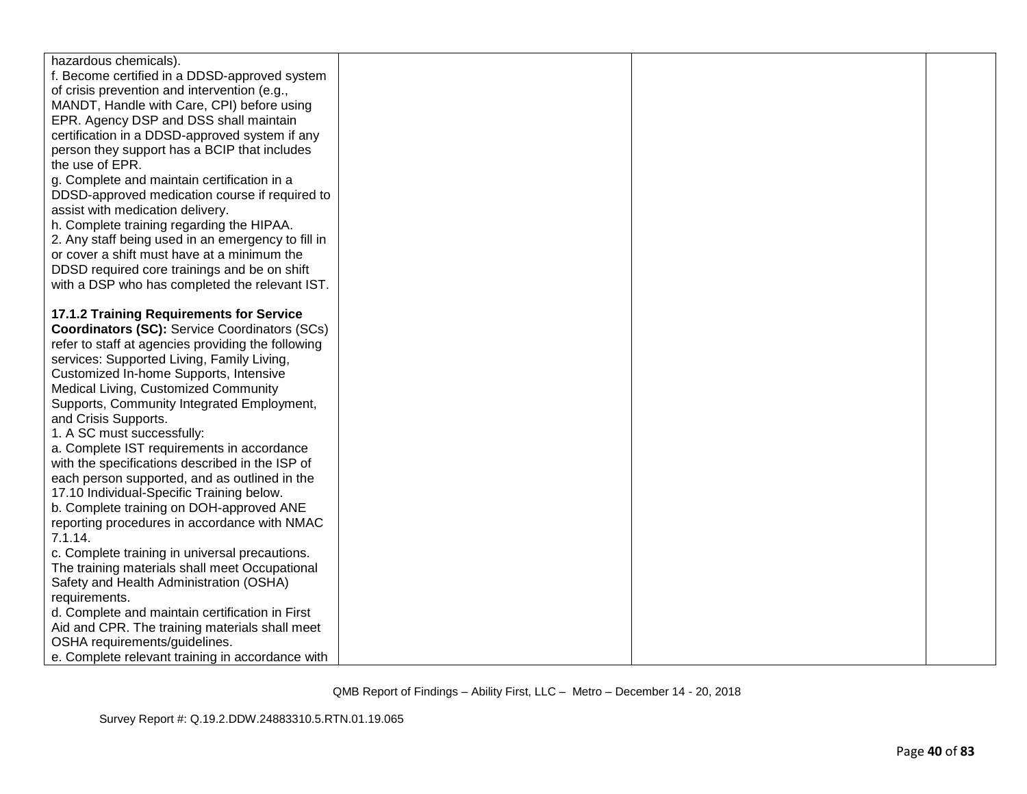| | | | |
|---|---|---|---|
| hazardous chemicals).<br>f. Become certified in a DDSD-approved system of crisis prevention and intervention (e.g., MANDT, Handle with Care, CPI) before using EPR. Agency DSP and DSS shall maintain certification in a DDSD-approved system if any person they support has a BCIP that includes the use of EPR.<br>g. Complete and maintain certification in a DDSD-approved medication course if required to assist with medication delivery.<br>h. Complete training regarding the HIPAA.<br>2. Any staff being used in an emergency to fill in or cover a shift must have at a minimum the DDSD required core trainings and be on shift with a DSP who has completed the relevant IST.<br><br>**17.1.2 Training Requirements for Service Coordinators (SC):** Service Coordinators (SCs) refer to staff at agencies providing the following services: Supported Living, Family Living, Customized In-home Supports, Intensive Medical Living, Customized Community Supports, Community Integrated Employment, and Crisis Supports.<br>1. A SC must successfully:<br>a. Complete IST requirements in accordance with the specifications described in the ISP of each person supported, and as outlined in the 17.10 Individual-Specific Training below.<br>b. Complete training on DOH-approved ANE reporting procedures in accordance with NMAC 7.1.14.<br>c. Complete training in universal precautions. The training materials shall meet Occupational Safety and Health Administration (OSHA) requirements.<br>d. Complete and maintain certification in First Aid and CPR. The training materials shall meet OSHA requirements/guidelines.<br>e. Complete relevant training in accordance with | | | |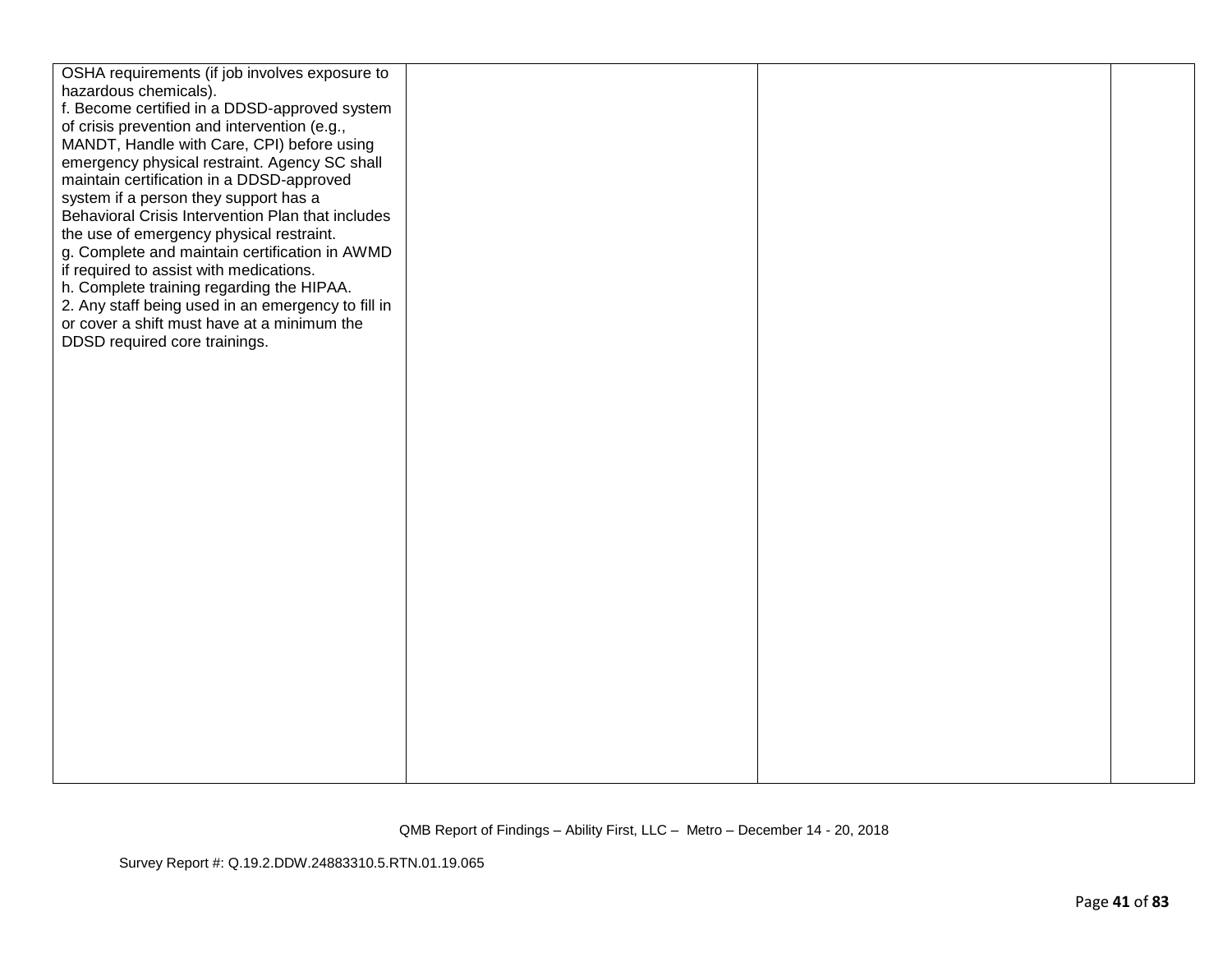| | | | |
|---|---|---|---|
| OSHA requirements (if job involves exposure to hazardous chemicals).<br>f. Become certified in a DDSD-approved system of crisis prevention and intervention (e.g., MANDT, Handle with Care, CPI) before using emergency physical restraint. Agency SC shall maintain certification in a DDSD-approved system if a person they support has a Behavioral Crisis Intervention Plan that includes the use of emergency physical restraint.<br>g. Complete and maintain certification in AWMD if required to assist with medications.<br>h. Complete training regarding the HIPAA.<br>2. Any staff being used in an emergency to fill in or cover a shift must have at a minimum the DDSD required core trainings. | | | |

QMB Report of Findings – Ability First, LLC – Metro – December 14 - 20, 2018

Survey Report #: Q.19.2.DDW.24883310.5.RTN.01.19.065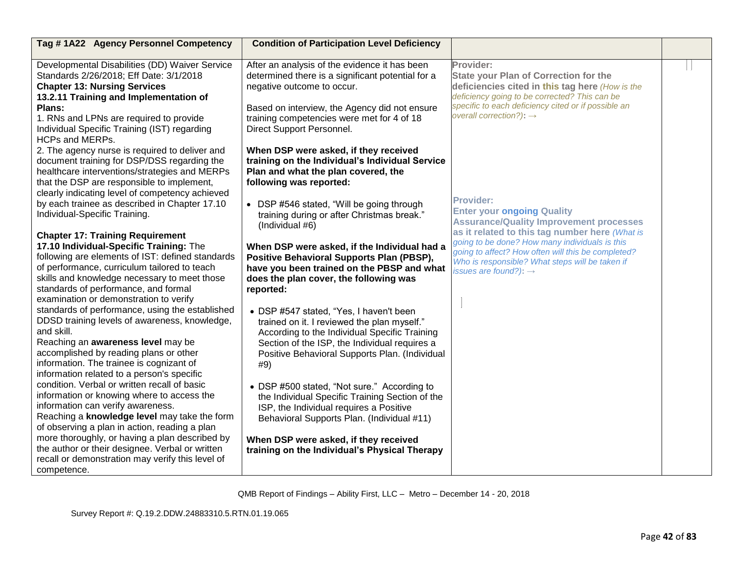| Tag # 1A22 Agency Personnel Competency | Condition of Participation Level Deficiency | | |
|---|---|---|---|
| Developmental Disabilities (DD) Waiver Service Standards 2/26/2018; Eff Date: 3/1/2018<br>**Chapter 13: Nursing Services**<br>**13.2.11 Training and Implementation of Plans:**<br>1. RNs and LPNs are required to provide Individual Specific Training (IST) regarding HCPs and MERPs.<br>2. The agency nurse is required to deliver and document training for DSP/DSS regarding the healthcare interventions/strategies and MERPs that the DSP are responsible to implement, clearly indicating level of competency achieved by each trainee as described in Chapter 17.10 Individual-Specific Training.<br><br>**Chapter 17: Training Requirement**<br>**17.10 Individual-Specific Training:** The following are elements of IST: defined standards of performance, curriculum tailored to teach skills and knowledge necessary to meet those standards of performance, and formal examination or demonstration to verify standards of performance, using the established DDSD training levels of awareness, knowledge, and skill.<br>Reaching an **awareness level** may be accomplished by reading plans or other information. The trainee is cognizant of information related to a person's specific condition. Verbal or written recall of basic information or knowing where to access the information can verify awareness.<br>Reaching a **knowledge level** may take the form of observing a plan in action, reading a plan more thoroughly, or having a plan described by the author or their designee. Verbal or written recall or demonstration may verify this level of competence. | After an analysis of the evidence it has been determined there is a significant potential for a negative outcome to occur.<br><br>Based on interview, the Agency did not ensure training competencies were met for 4 of 18 Direct Support Personnel.<br><br>**When DSP were asked, if they received training on the Individual's Individual Service Plan and what the plan covered, the following was reported:**<br><br>• DSP #546 stated, "Will be going through training during or after Christmas break." (Individual #6)<br><br>**When DSP were asked, if the Individual had a Positive Behavioral Supports Plan (PBSP), have you been trained on the PBSP and what does the plan cover, the following was reported:**<br><br>• DSP #547 stated, "Yes, I haven't been trained on it. I reviewed the plan myself." According to the Individual Specific Training Section of the ISP, the Individual requires a Positive Behavioral Supports Plan. (Individual #9)<br><br>• DSP #500 stated, "Not sure." According to the Individual Specific Training Section of the ISP, the Individual requires a Positive Behavioral Supports Plan. (Individual #11)<br><br>**When DSP were asked, if they received training on the Individual's Physical Therapy** | **Provider:**<br>**State your Plan of Correction for the deficiencies cited in this tag here** *(How is the deficiency going to be corrected? This can be specific to each deficiency cited or if possible an overall correction?)*: →<br><br>**Provider:**<br>**Enter your ongoing Quality Assurance/Quality Improvement processes as it related to this tag number here** *(What is going to be done? How many individuals is this going to affect? How often will this be completed? Who is responsible? What steps will be taken if issues are found?)*: → | |

QMB Report of Findings – Ability First, LLC – Metro – December 14 - 20, 2018

Survey Report #: Q.19.2.DDW.24883310.5.RTN.01.19.065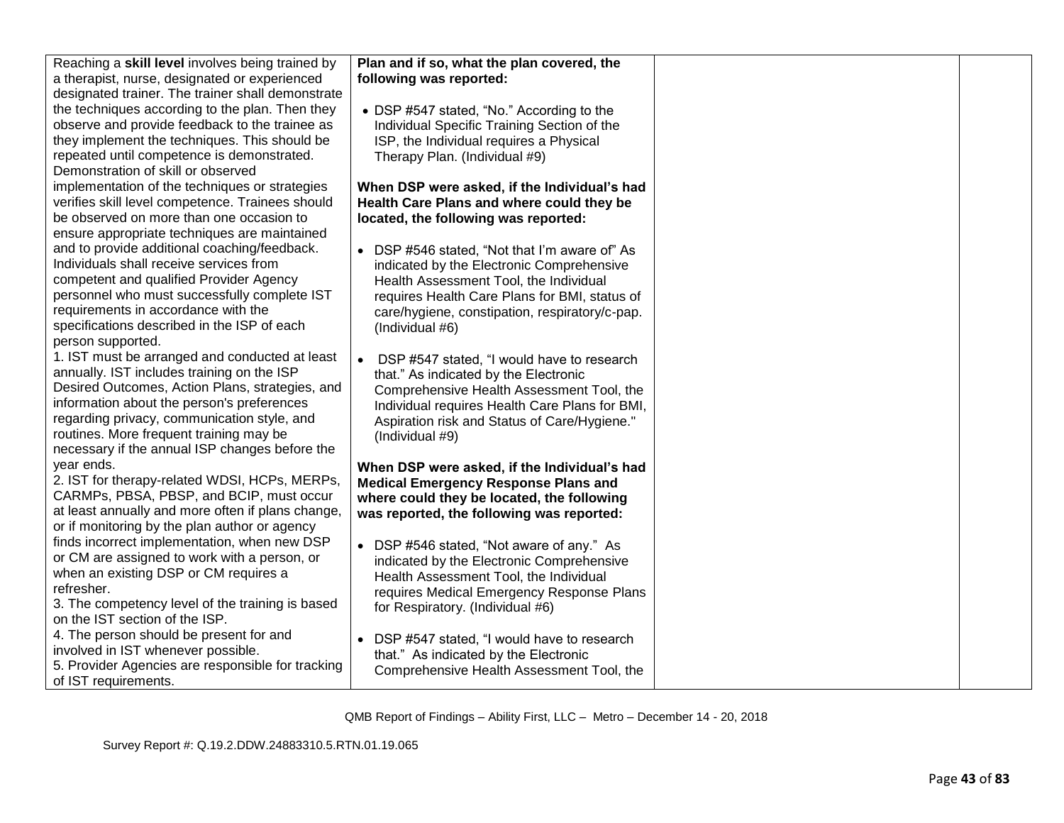| | | | |
|---|---|---|---|
| Reaching a **skill level** involves being trained by a therapist, nurse, designated or experienced designated trainer. The trainer shall demonstrate the techniques according to the plan. Then they observe and provide feedback to the trainee as they implement the techniques. This should be repeated until competence is demonstrated. Demonstration of skill or observed implementation of the techniques or strategies verifies skill level competence. Trainees should be observed on more than one occasion to ensure appropriate techniques are maintained and to provide additional coaching/feedback.<br>Individuals shall receive services from competent and qualified Provider Agency personnel who must successfully complete IST requirements in accordance with the specifications described in the ISP of each person supported.<br>1. IST must be arranged and conducted at least annually. IST includes training on the ISP Desired Outcomes, Action Plans, strategies, and information about the person's preferences regarding privacy, communication style, and routines. More frequent training may be necessary if the annual ISP changes before the year ends.<br>2. IST for therapy-related WDSI, HCPs, MERPs, CARMPs, PBSA, PBSP, and BCIP, must occur at least annually and more often if plans change, or if monitoring by the plan author or agency finds incorrect implementation, when new DSP or CM are assigned to work with a person, or when an existing DSP or CM requires a refresher.<br>3. The competency level of the training is based on the IST section of the ISP.<br>4. The person should be present for and involved in IST whenever possible.<br>5. Provider Agencies are responsible for tracking of IST requirements. | **Plan and if so, what the plan covered, the following was reported:**<br><br>• DSP #547 stated, "No." According to the Individual Specific Training Section of the ISP, the Individual requires a Physical Therapy Plan. (Individual #9)<br><br>**When DSP were asked, if the Individual's had Health Care Plans and where could they be located, the following was reported:**<br><br>• DSP #546 stated, "Not that I'm aware of" As indicated by the Electronic Comprehensive Health Assessment Tool, the Individual requires Health Care Plans for BMI, status of care/hygiene, constipation, respiratory/c-pap. (Individual #6)<br><br>• DSP #547 stated, "I would have to research that." As indicated by the Electronic Comprehensive Health Assessment Tool, the Individual requires Health Care Plans for BMI, Aspiration risk and Status of Care/Hygiene." (Individual #9)<br><br>**When DSP were asked, if the Individual's had Medical Emergency Response Plans and where could they be located, the following was reported, the following was reported:**<br><br>• DSP #546 stated, "Not aware of any." As indicated by the Electronic Comprehensive Health Assessment Tool, the Individual requires Medical Emergency Response Plans for Respiratory. (Individual #6)<br><br>• DSP #547 stated, "I would have to research that." As indicated by the Electronic Comprehensive Health Assessment Tool, the | | |

QMB Report of Findings – Ability First, LLC – Metro – December 14 - 20, 2018

Survey Report #: Q.19.2.DDW.24883310.5.RTN.01.19.065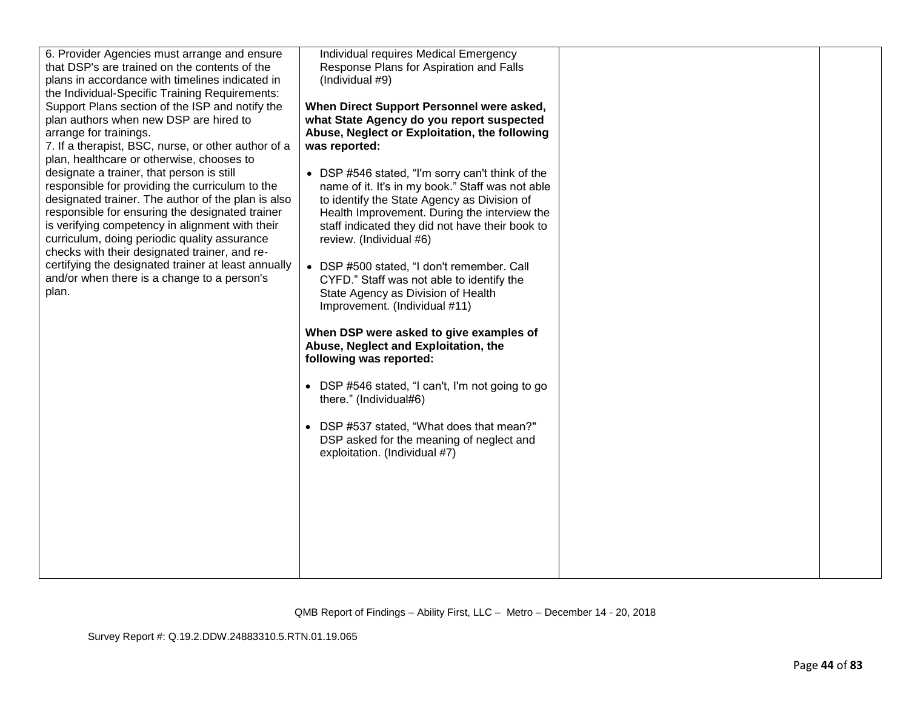| | | | |
|---|---|---|---|
| 6. Provider Agencies must arrange and ensure that DSP's are trained on the contents of the plans in accordance with timelines indicated in the Individual-Specific Training Requirements: Support Plans section of the ISP and notify the plan authors when new DSP are hired to arrange for trainings.<br>7. If a therapist, BSC, nurse, or other author of a plan, healthcare or otherwise, chooses to designate a trainer, that person is still responsible for providing the curriculum to the designated trainer. The author of the plan is also responsible for ensuring the designated trainer is verifying competency in alignment with their curriculum, doing periodic quality assurance checks with their designated trainer, and re-certifying the designated trainer at least annually and/or when there is a change to a person's plan. | Individual requires Medical Emergency Response Plans for Aspiration and Falls (Individual #9)<br><br>**When Direct Support Personnel were asked, what State Agency do you report suspected Abuse, Neglect or Exploitation, the following was reported:**<br><br>• DSP #546 stated, "I'm sorry can't think of the name of it. It's in my book." Staff was not able to identify the State Agency as Division of Health Improvement. During the interview the staff indicated they did not have their book to review. (Individual #6)<br><br>• DSP #500 stated, "I don't remember. Call CYFD." Staff was not able to identify the State Agency as Division of Health Improvement. (Individual #11)<br><br>**When DSP were asked to give examples of Abuse, Neglect and Exploitation, the following was reported:**<br><br>• DSP #546 stated, "I can't, I'm not going to go there." (Individual#6)<br><br>• DSP #537 stated, "What does that mean?" DSP asked for the meaning of neglect and exploitation. (Individual #7) | | |

QMB Report of Findings – Ability First, LLC – Metro – December 14 - 20, 2018

Survey Report #: Q.19.2.DDW.24883310.5.RTN.01.19.065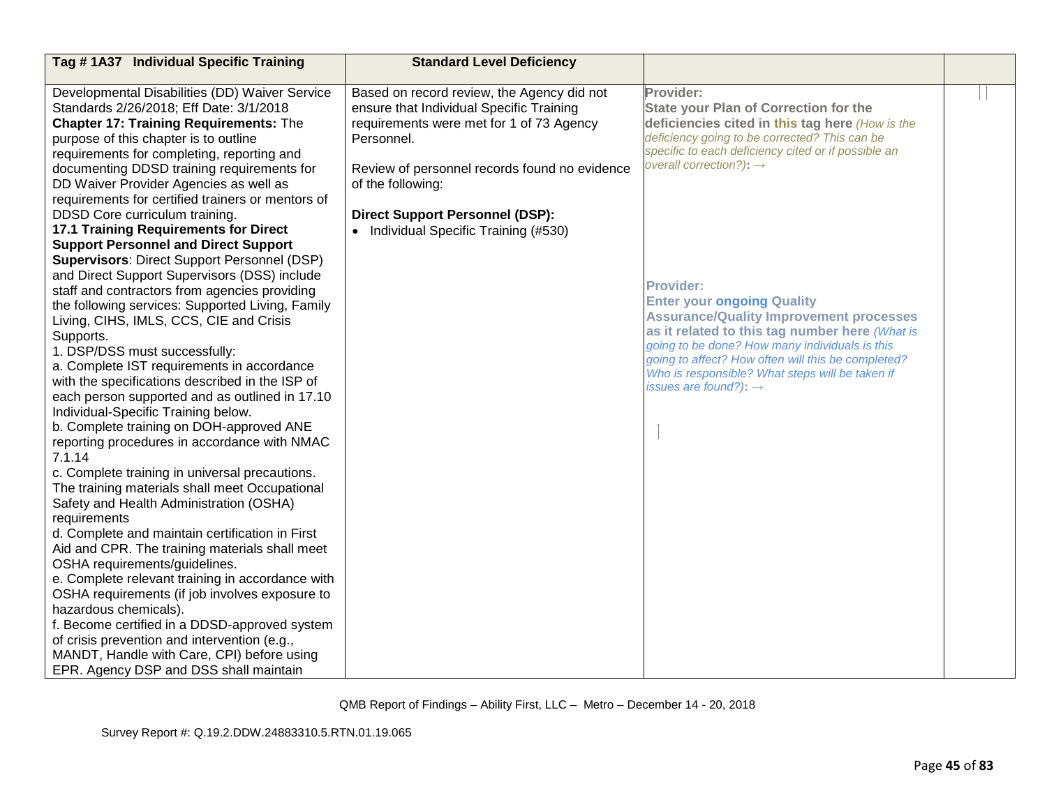| Tag # 1A37 Individual Specific Training | Standard Level Deficiency | | |
|---|---|---|---|
| Developmental Disabilities (DD) Waiver Service Standards 2/26/2018; Eff Date: 3/1/2018<br>**Chapter 17: Training Requirements:** The purpose of this chapter is to outline requirements for completing, reporting and documenting DDSD training requirements for DD Waiver Provider Agencies as well as requirements for certified trainers or mentors of DDSD Core curriculum training.<br>**17.1 Training Requirements for Direct Support Personnel and Direct Support Supervisors**: Direct Support Personnel (DSP) and Direct Support Supervisors (DSS) include staff and contractors from agencies providing the following services: Supported Living, Family Living, CIHS, IMLS, CCS, CIE and Crisis Supports.<br>1. DSP/DSS must successfully:<br>a. Complete IST requirements in accordance with the specifications described in the ISP of each person supported and as outlined in 17.10 Individual-Specific Training below.<br>b. Complete training on DOH-approved ANE reporting procedures in accordance with NMAC 7.1.14<br>c. Complete training in universal precautions. The training materials shall meet Occupational Safety and Health Administration (OSHA) requirements<br>d. Complete and maintain certification in First Aid and CPR. The training materials shall meet OSHA requirements/guidelines.<br>e. Complete relevant training in accordance with OSHA requirements (if job involves exposure to hazardous chemicals).<br>f. Become certified in a DDSD-approved system of crisis prevention and intervention (e.g., MANDT, Handle with Care, CPI) before using EPR. Agency DSP and DSS shall maintain | Based on record review, the Agency did not ensure that Individual Specific Training requirements were met for 1 of 73 Agency Personnel.<br><br>Review of personnel records found no evidence of the following:<br><br>**Direct Support Personnel (DSP):**<br>• Individual Specific Training (#530) | **Provider:**<br>**State your Plan of Correction for the deficiencies cited in this tag here** *(How is the deficiency going to be corrected? This can be specific to each deficiency cited or if possible an overall correction?)*: →<br><br>**Provider:**<br>**Enter your ongoing Quality Assurance/Quality Improvement processes as it related to this tag number here** *(What is going to be done? How many individuals is this going to affect? How often will this be completed? Who is responsible? What steps will be taken if issues are found?)*: → | |

QMB Report of Findings – Ability First, LLC – Metro – December 14 - 20, 2018

Survey Report #: Q.19.2.DDW.24883310.5.RTN.01.19.065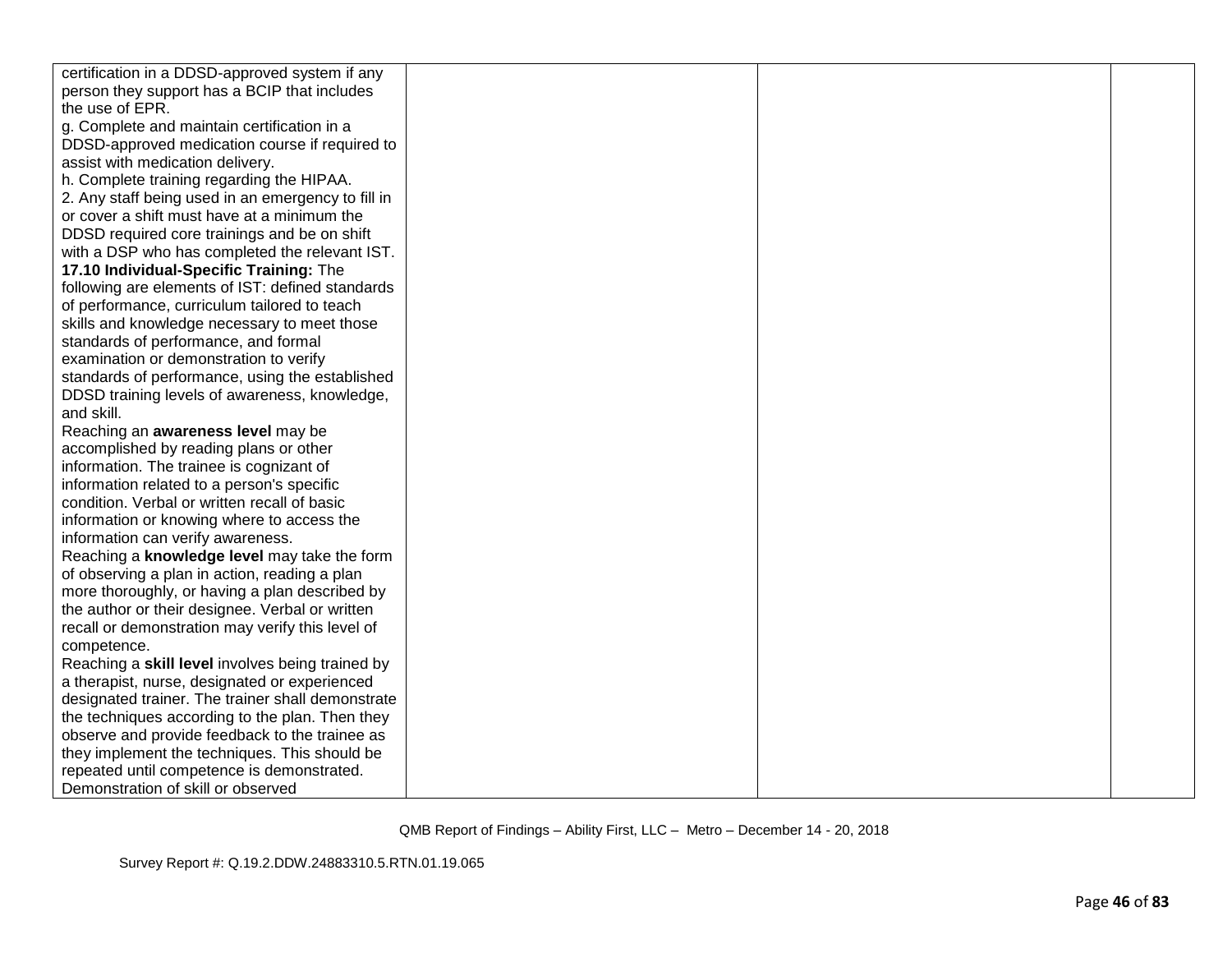| | | | |
|---|---|---|---|
| certification in a DDSD-approved system if any person they support has a BCIP that includes the use of EPR.<br>g. Complete and maintain certification in a DDSD-approved medication course if required to assist with medication delivery.<br>h. Complete training regarding the HIPAA.<br>2. Any staff being used in an emergency to fill in or cover a shift must have at a minimum the DDSD required core trainings and be on shift with a DSP who has completed the relevant IST.<br>**17.10 Individual-Specific Training:** The following are elements of IST: defined standards of performance, curriculum tailored to teach skills and knowledge necessary to meet those standards of performance, and formal examination or demonstration to verify standards of performance, using the established DDSD training levels of awareness, knowledge, and skill.<br>Reaching an **awareness level** may be accomplished by reading plans or other information. The trainee is cognizant of information related to a person's specific condition. Verbal or written recall of basic information or knowing where to access the information can verify awareness.<br>Reaching a **knowledge level** may take the form of observing a plan in action, reading a plan more thoroughly, or having a plan described by the author or their designee. Verbal or written recall or demonstration may verify this level of competence.<br>Reaching a **skill level** involves being trained by a therapist, nurse, designated or experienced designated trainer. The trainer shall demonstrate the techniques according to the plan. Then they observe and provide feedback to the trainee as they implement the techniques. This should be repeated until competence is demonstrated.<br>Demonstration of skill or observed | | | |

QMB Report of Findings – Ability First, LLC – Metro – December 14 - 20, 2018

Survey Report #: Q.19.2.DDW.24883310.5.RTN.01.19.065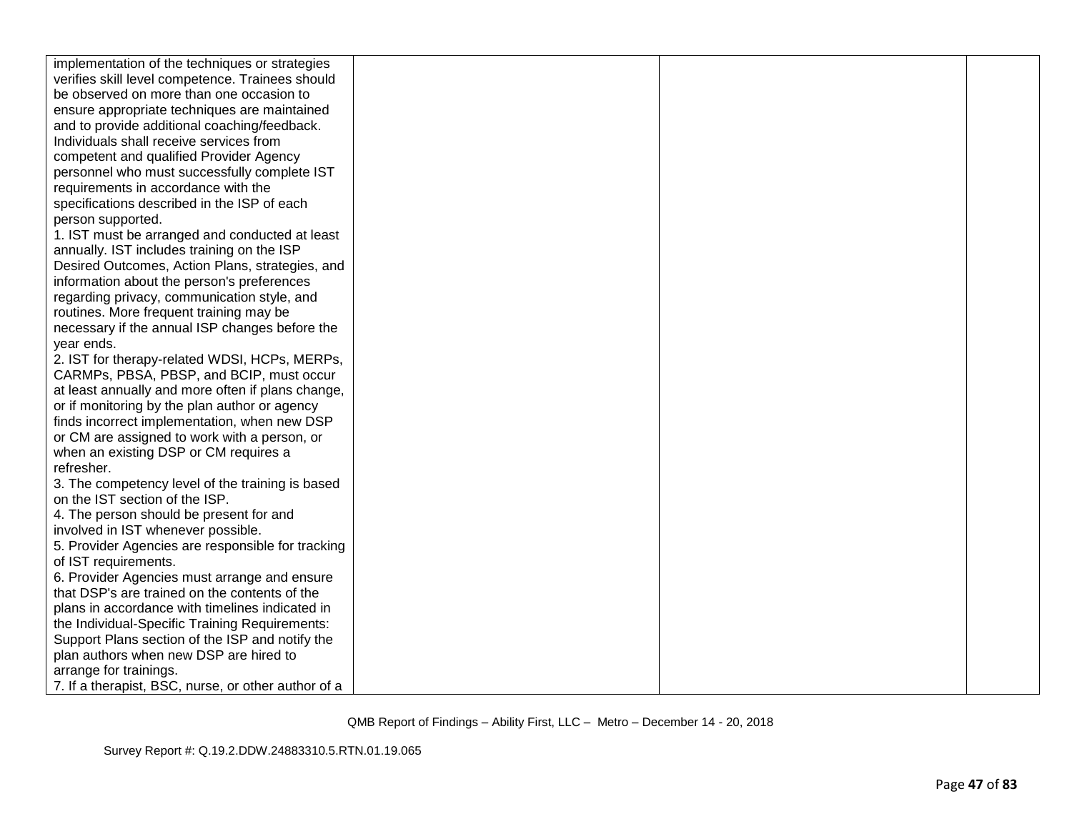| | | | |
|---|---|---|---|
| implementation of the techniques or strategies verifies skill level competence. Trainees should be observed on more than one occasion to ensure appropriate techniques are maintained and to provide additional coaching/feedback. Individuals shall receive services from competent and qualified Provider Agency personnel who must successfully complete IST requirements in accordance with the specifications described in the ISP of each person supported.<br>1. IST must be arranged and conducted at least annually. IST includes training on the ISP Desired Outcomes, Action Plans, strategies, and information about the person's preferences regarding privacy, communication style, and routines. More frequent training may be necessary if the annual ISP changes before the year ends.<br>2. IST for therapy-related WDSI, HCPs, MERPs, CARMPs, PBSA, PBSP, and BCIP, must occur at least annually and more often if plans change, or if monitoring by the plan author or agency finds incorrect implementation, when new DSP or CM are assigned to work with a person, or when an existing DSP or CM requires a refresher.<br>3. The competency level of the training is based on the IST section of the ISP.<br>4. The person should be present for and involved in IST whenever possible.<br>5. Provider Agencies are responsible for tracking of IST requirements.<br>6. Provider Agencies must arrange and ensure that DSP's are trained on the contents of the plans in accordance with timelines indicated in the Individual-Specific Training Requirements: Support Plans section of the ISP and notify the plan authors when new DSP are hired to arrange for trainings.<br>7. If a therapist, BSC, nurse, or other author of a | | | |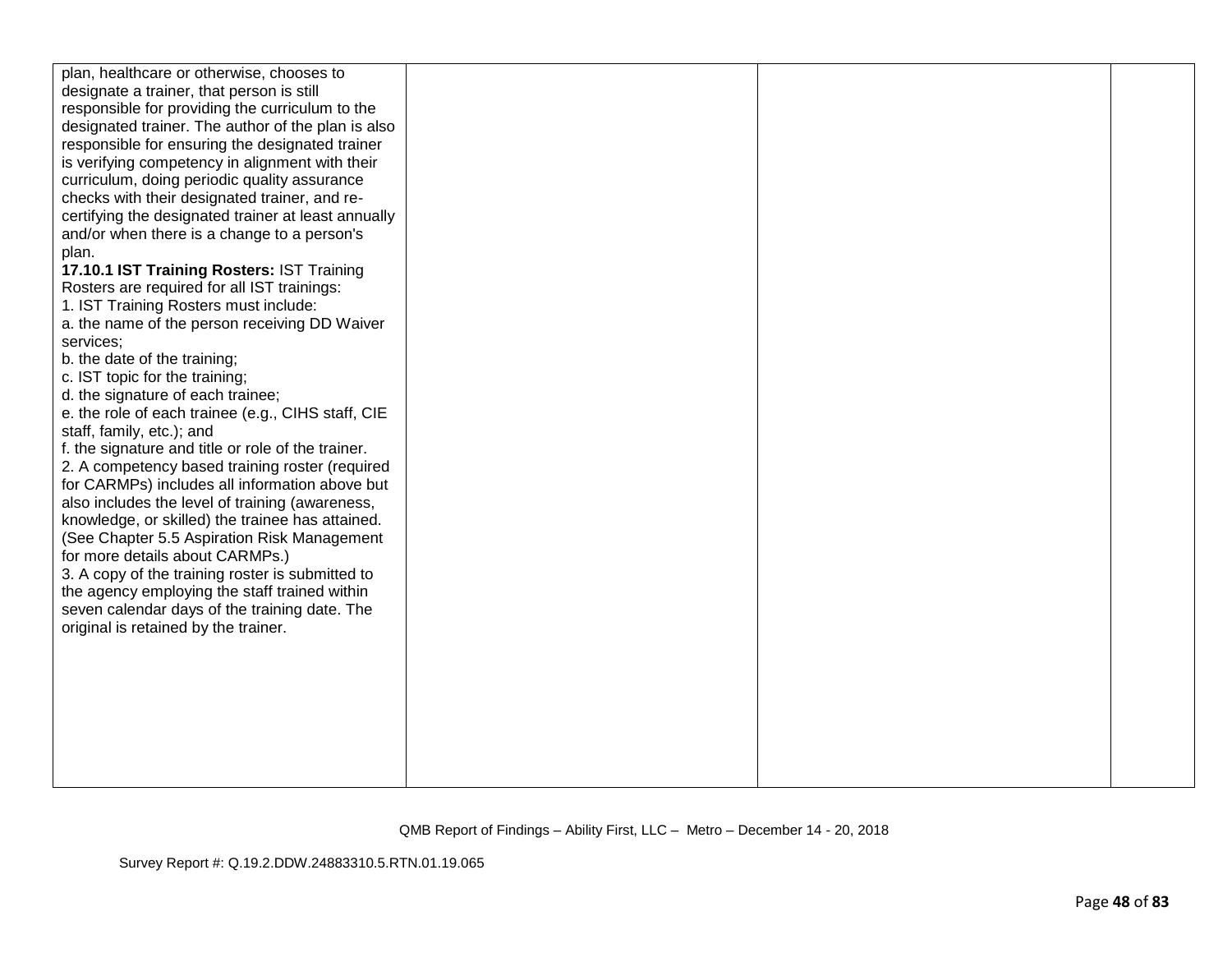| | | | |
|---|---|---|---|
| plan, healthcare or otherwise, chooses to designate a trainer, that person is still responsible for providing the curriculum to the designated trainer. The author of the plan is also responsible for ensuring the designated trainer is verifying competency in alignment with their curriculum, doing periodic quality assurance checks with their designated trainer, and re-certifying the designated trainer at least annually and/or when there is a change to a person's plan.<br>**17.10.1 IST Training Rosters:** IST Training Rosters are required for all IST trainings:<br>1. IST Training Rosters must include:<br>a. the name of the person receiving DD Waiver services;<br>b. the date of the training;<br>c. IST topic for the training;<br>d. the signature of each trainee;<br>e. the role of each trainee (e.g., CIHS staff, CIE staff, family, etc.); and<br>f. the signature and title or role of the trainer.<br>2. A competency based training roster (required for CARMPs) includes all information above but also includes the level of training (awareness, knowledge, or skilled) the trainee has attained. (See Chapter 5.5 Aspiration Risk Management for more details about CARMPs.)<br>3. A copy of the training roster is submitted to the agency employing the staff trained within seven calendar days of the training date. The original is retained by the trainer. | | | |

QMB Report of Findings – Ability First, LLC – Metro – December 14 - 20, 2018

Survey Report #: Q.19.2.DDW.24883310.5.RTN.01.19.065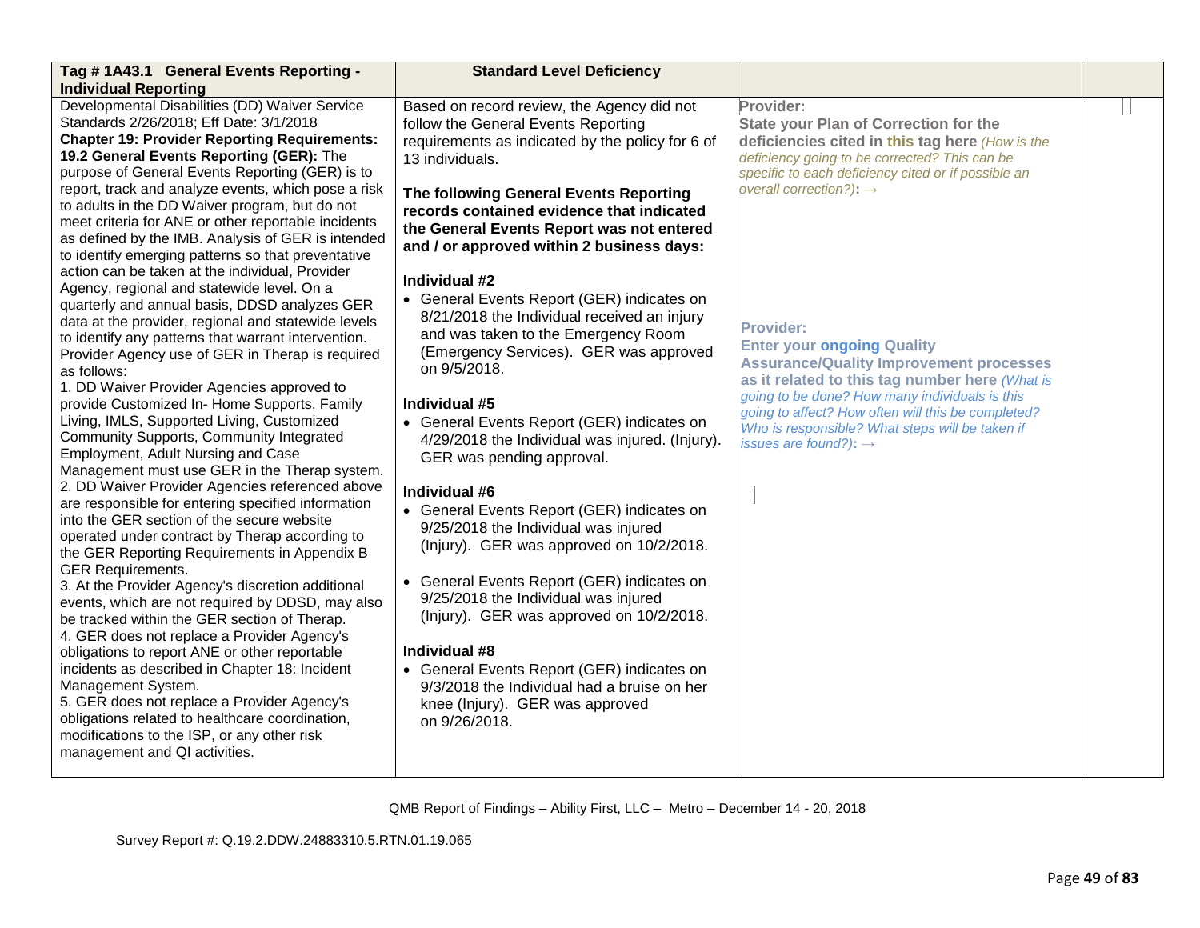| Tag # 1A43.1 General Events Reporting - Individual Reporting | Standard Level Deficiency | | |
|---|---|---|---|
| Developmental Disabilities (DD) Waiver Service Standards 2/26/2018; Eff Date: 3/1/2018<br>**Chapter 19: Provider Reporting Requirements: 19.2 General Events Reporting (GER):** The purpose of General Events Reporting (GER) is to report, track and analyze events, which pose a risk to adults in the DD Waiver program, but do not meet criteria for ANE or other reportable incidents as defined by the IMB. Analysis of GER is intended to identify emerging patterns so that preventative action can be taken at the individual, Provider Agency, regional and statewide level. On a quarterly and annual basis, DDSD analyzes GER data at the provider, regional and statewide levels to identify any patterns that warrant intervention. Provider Agency use of GER in Therap is required as follows:<br>1. DD Waiver Provider Agencies approved to provide Customized In- Home Supports, Family Living, IMLS, Supported Living, Customized Community Supports, Community Integrated Employment, Adult Nursing and Case Management must use GER in the Therap system.<br>2. DD Waiver Provider Agencies referenced above are responsible for entering specified information into the GER section of the secure website operated under contract by Therap according to the GER Reporting Requirements in Appendix B GER Requirements.<br>3. At the Provider Agency's discretion additional events, which are not required by DDSD, may also be tracked within the GER section of Therap.<br>4. GER does not replace a Provider Agency's obligations to report ANE or other reportable incidents as described in Chapter 18: Incident Management System.<br>5. GER does not replace a Provider Agency's obligations related to healthcare coordination, modifications to the ISP, or any other risk management and QI activities. | Based on record review, the Agency did not follow the General Events Reporting requirements as indicated by the policy for 6 of 13 individuals.<br><br>**The following General Events Reporting records contained evidence that indicated the General Events Report was not entered and / or approved within 2 business days:**<br><br>**Individual #2**<br>• General Events Report (GER) indicates on 8/21/2018 the Individual received an injury and was taken to the Emergency Room (Emergency Services). GER was approved on 9/5/2018.<br><br>**Individual #5**<br>• General Events Report (GER) indicates on 4/29/2018 the Individual was injured. (Injury). GER was pending approval.<br><br>**Individual #6**<br>• General Events Report (GER) indicates on 9/25/2018 the Individual was injured (Injury). GER was approved on 10/2/2018.<br><br>• General Events Report (GER) indicates on 9/25/2018 the Individual was injured (Injury). GER was approved on 10/2/2018.<br><br>**Individual #8**<br>• General Events Report (GER) indicates on 9/3/2018 the Individual had a bruise on her knee (Injury). GER was approved on 9/26/2018. | **Provider:**<br>**State your Plan of Correction for the deficiencies cited in this tag here** *(How is the deficiency going to be corrected? This can be specific to each deficiency cited or if possible an overall correction?)*: →<br><br>**Provider:**<br>**Enter your ongoing Quality Assurance/Quality Improvement processes as it related to this tag number here** *(What is going to be done? How many individuals is this going to affect? How often will this be completed? Who is responsible? What steps will be taken if issues are found?)*: → | |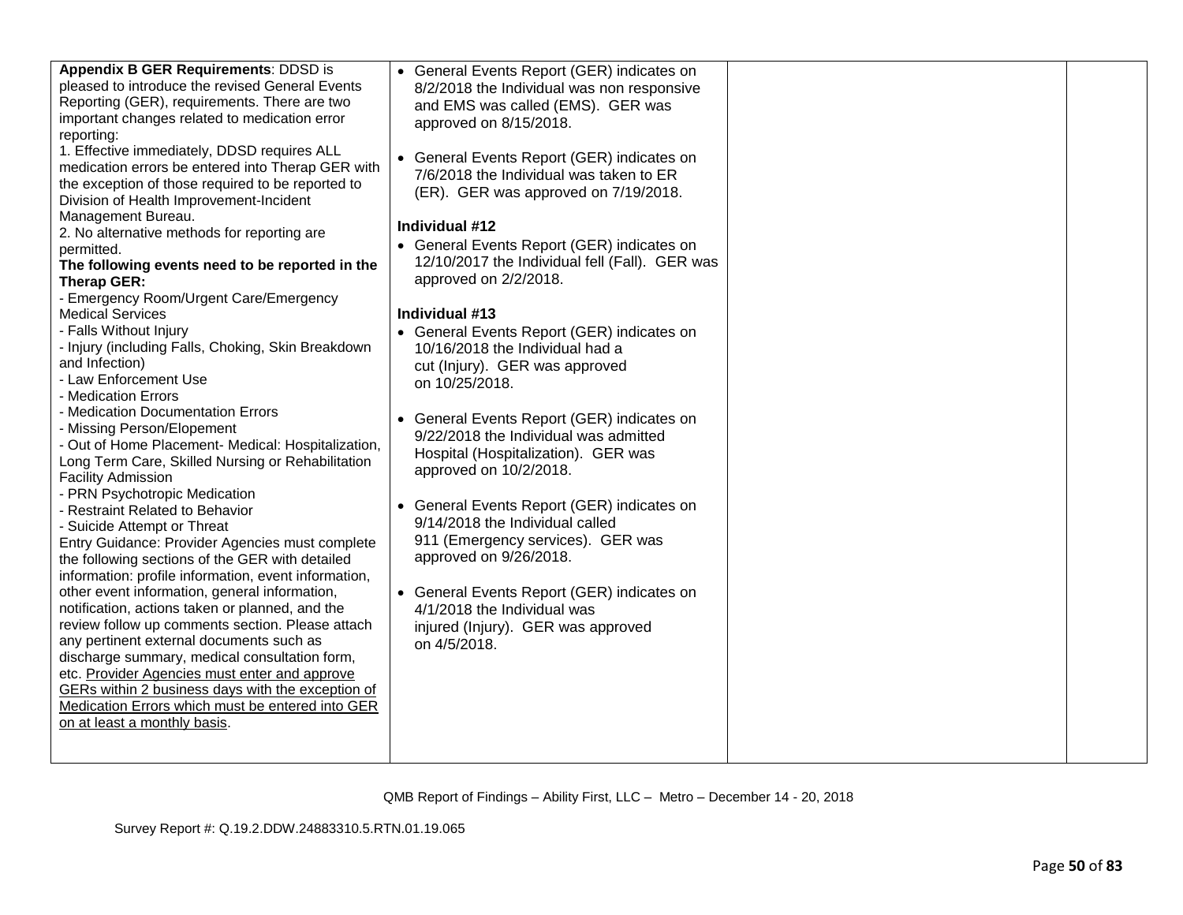| | | | |
|---|---|---|---|
| **Appendix B GER Requirements**: DDSD is pleased to introduce the revised General Events Reporting (GER), requirements. There are two important changes related to medication error reporting:<br>1. Effective immediately, DDSD requires ALL medication errors be entered into Therap GER with the exception of those required to be reported to Division of Health Improvement-Incident Management Bureau.<br>2. No alternative methods for reporting are permitted.<br>**The following events need to be reported in the Therap GER:**<br>- Emergency Room/Urgent Care/Emergency Medical Services<br>- Falls Without Injury<br>- Injury (including Falls, Choking, Skin Breakdown and Infection)<br>- Law Enforcement Use<br>- Medication Errors<br>- Medication Documentation Errors<br>- Missing Person/Elopement<br>- Out of Home Placement- Medical: Hospitalization, Long Term Care, Skilled Nursing or Rehabilitation Facility Admission<br>- PRN Psychotropic Medication<br>- Restraint Related to Behavior<br>- Suicide Attempt or Threat<br>Entry Guidance: Provider Agencies must complete the following sections of the GER with detailed information: profile information, event information, other event information, general information, notification, actions taken or planned, and the review follow up comments section. Please attach any pertinent external documents such as discharge summary, medical consultation form, etc. Provider Agencies must enter and approve GERs within 2 business days with the exception of Medication Errors which must be entered into GER on at least a monthly basis. | • General Events Report (GER) indicates on 8/2/2018 the Individual was non responsive and EMS was called (EMS). GER was approved on 8/15/2018.<br><br>• General Events Report (GER) indicates on 7/6/2018 the Individual was taken to ER (ER). GER was approved on 7/19/2018.<br><br>**Individual #12**<br>• General Events Report (GER) indicates on 12/10/2017 the Individual fell (Fall). GER was approved on 2/2/2018.<br><br>**Individual #13**<br>• General Events Report (GER) indicates on 10/16/2018 the Individual had a cut (Injury). GER was approved on 10/25/2018.<br><br>• General Events Report (GER) indicates on 9/22/2018 the Individual was admitted Hospital (Hospitalization). GER was approved on 10/2/2018.<br><br>• General Events Report (GER) indicates on 9/14/2018 the Individual called 911 (Emergency services). GER was approved on 9/26/2018.<br><br>• General Events Report (GER) indicates on 4/1/2018 the Individual was injured (Injury). GER was approved on 4/5/2018. | | |

QMB Report of Findings – Ability First, LLC – Metro – December 14 - 20, 2018

Survey Report #: Q.19.2.DDW.24883310.5.RTN.01.19.065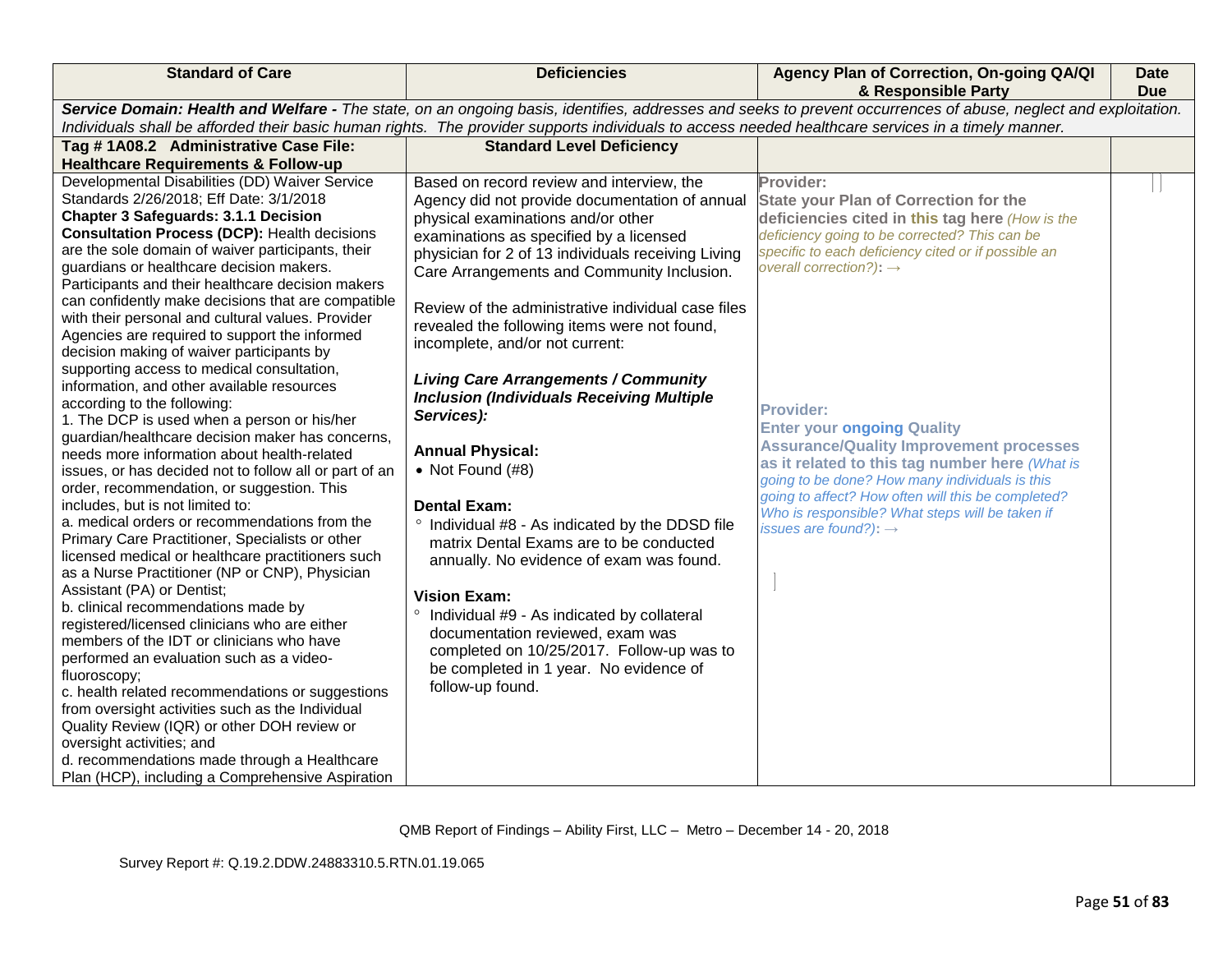| Standard of Care | Deficiencies | Agency Plan of Correction, On-going QA/QI & Responsible Party | Date Due |
|---|---|---|---|
| **Service Domain: Health and Welfare -** *The state, on an ongoing basis, identifies, addresses and seeks to prevent occurrences of abuse, neglect and exploitation. Individuals shall be afforded their basic human rights. The provider supports individuals to access needed healthcare services in a timely manner.* | | | |
| **Tag # 1A08.2 Administrative Case File: Healthcare Requirements & Follow-up** | **Standard Level Deficiency** | | |
| Developmental Disabilities (DD) Waiver Service Standards 2/26/2018; Eff Date: 3/1/2018<br>**Chapter 3 Safeguards: 3.1.1 Decision Consultation Process (DCP):** Health decisions are the sole domain of waiver participants, their guardians or healthcare decision makers. Participants and their healthcare decision makers can confidently make decisions that are compatible with their personal and cultural values. Provider Agencies are required to support the informed decision making of waiver participants by supporting access to medical consultation, information, and other available resources according to the following:<br>1. The DCP is used when a person or his/her guardian/healthcare decision maker has concerns, needs more information about health-related issues, or has decided not to follow all or part of an order, recommendation, or suggestion. This includes, but is not limited to:<br>a. medical orders or recommendations from the Primary Care Practitioner, Specialists or other licensed medical or healthcare practitioners such as a Nurse Practitioner (NP or CNP), Physician Assistant (PA) or Dentist;<br>b. clinical recommendations made by registered/licensed clinicians who are either members of the IDT or clinicians who have performed an evaluation such as a video-fluoroscopy;<br>c. health related recommendations or suggestions from oversight activities such as the Individual Quality Review (IQR) or other DOH review or oversight activities; and<br>d. recommendations made through a Healthcare Plan (HCP), including a Comprehensive Aspiration | Based on record review and interview, the Agency did not provide documentation of annual physical examinations and/or other examinations as specified by a licensed physician for 2 of 13 individuals receiving Living Care Arrangements and Community Inclusion.<br><br>Review of the administrative individual case files revealed the following items were not found, incomplete, and/or not current:<br><br>***Living Care Arrangements / Community Inclusion (Individuals Receiving Multiple Services):***<br><br>**Annual Physical:**<br>• Not Found (#8)<br><br>**Dental Exam:**<br>° Individual #8 - As indicated by the DDSD file matrix Dental Exams are to be conducted annually. No evidence of exam was found.<br><br>**Vision Exam:**<br>° Individual #9 - As indicated by collateral documentation reviewed, exam was completed on 10/25/2017. Follow-up was to be completed in 1 year. No evidence of follow-up found. | **Provider:**<br>**State your Plan of Correction for the deficiencies cited in this tag here** *(How is the deficiency going to be corrected? This can be specific to each deficiency cited or if possible an overall correction?)*: →<br><br>**Provider:**<br>**Enter your ongoing Quality Assurance/Quality Improvement processes as it related to this tag number here** *(What is going to be done? How many individuals is this going to affect? How often will this be completed? Who is responsible? What steps will be taken if issues are found?)*: → | |

QMB Report of Findings – Ability First, LLC – Metro – December 14 - 20, 2018

Survey Report #: Q.19.2.DDW.24883310.5.RTN.01.19.065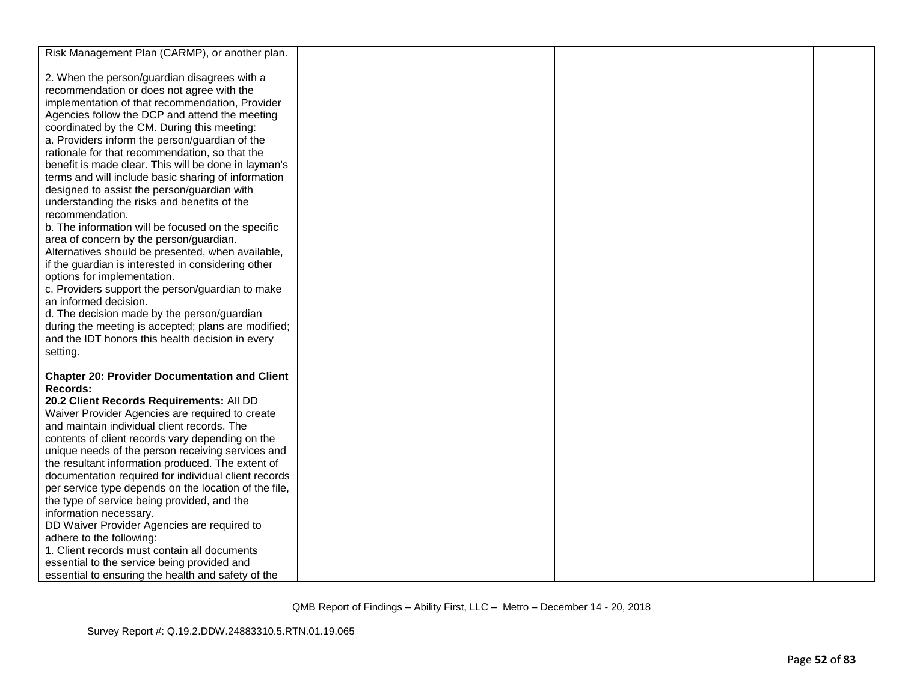| | | | |
|---|---|---|---|
| Risk Management Plan (CARMP), or another plan.<br><br>2. When the person/guardian disagrees with a recommendation or does not agree with the implementation of that recommendation, Provider Agencies follow the DCP and attend the meeting coordinated by the CM. During this meeting:<br>a. Providers inform the person/guardian of the rationale for that recommendation, so that the benefit is made clear. This will be done in layman's terms and will include basic sharing of information designed to assist the person/guardian with understanding the risks and benefits of the recommendation.<br>b. The information will be focused on the specific area of concern by the person/guardian. Alternatives should be presented, when available, if the guardian is interested in considering other options for implementation.<br>c. Providers support the person/guardian to make an informed decision.<br>d. The decision made by the person/guardian during the meeting is accepted; plans are modified; and the IDT honors this health decision in every setting.<br><br>**Chapter 20: Provider Documentation and Client Records:**<br>**20.2 Client Records Requirements:** All DD Waiver Provider Agencies are required to create and maintain individual client records. The contents of client records vary depending on the unique needs of the person receiving services and the resultant information produced. The extent of documentation required for individual client records per service type depends on the location of the file, the type of service being provided, and the information necessary.<br>DD Waiver Provider Agencies are required to adhere to the following:<br>1. Client records must contain all documents essential to the service being provided and essential to ensuring the health and safety of the | | | |

QMB Report of Findings – Ability First, LLC – Metro – December 14 - 20, 2018

Survey Report #: Q.19.2.DDW.24883310.5.RTN.01.19.065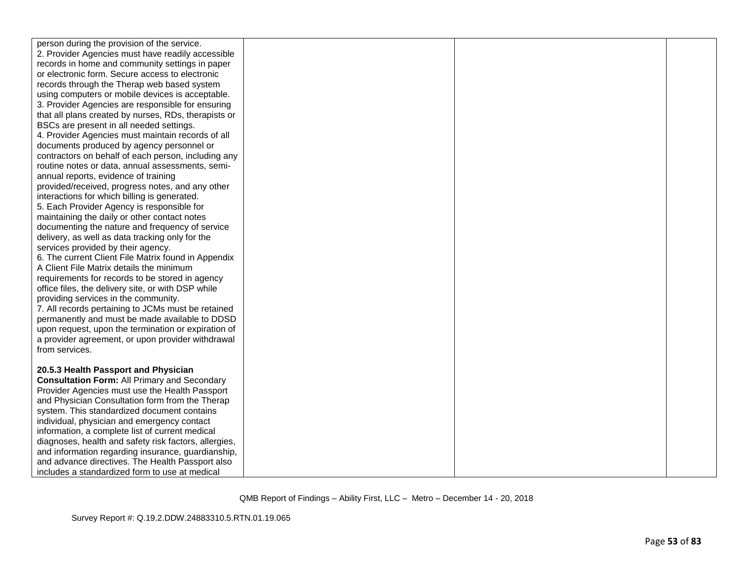| | | | |
|---|---|---|---|
| person during the provision of the service.<br>2. Provider Agencies must have readily accessible records in home and community settings in paper or electronic form. Secure access to electronic records through the Therap web based system using computers or mobile devices is acceptable.<br>3. Provider Agencies are responsible for ensuring that all plans created by nurses, RDs, therapists or BSCs are present in all needed settings.<br>4. Provider Agencies must maintain records of all documents produced by agency personnel or contractors on behalf of each person, including any routine notes or data, annual assessments, semi-annual reports, evidence of training provided/received, progress notes, and any other interactions for which billing is generated.<br>5. Each Provider Agency is responsible for maintaining the daily or other contact notes documenting the nature and frequency of service delivery, as well as data tracking only for the services provided by their agency.<br>6. The current Client File Matrix found in Appendix A Client File Matrix details the minimum requirements for records to be stored in agency office files, the delivery site, or with DSP while providing services in the community.<br>7. All records pertaining to JCMs must be retained permanently and must be made available to DDSD upon request, upon the termination or expiration of a provider agreement, or upon provider withdrawal from services.<br><br>**20.5.3 Health Passport and Physician Consultation Form:** All Primary and Secondary Provider Agencies must use the Health Passport and Physician Consultation form from the Therap system. This standardized document contains individual, physician and emergency contact information, a complete list of current medical diagnoses, health and safety risk factors, allergies, and information regarding insurance, guardianship, and advance directives. The Health Passport also includes a standardized form to use at medical | | | |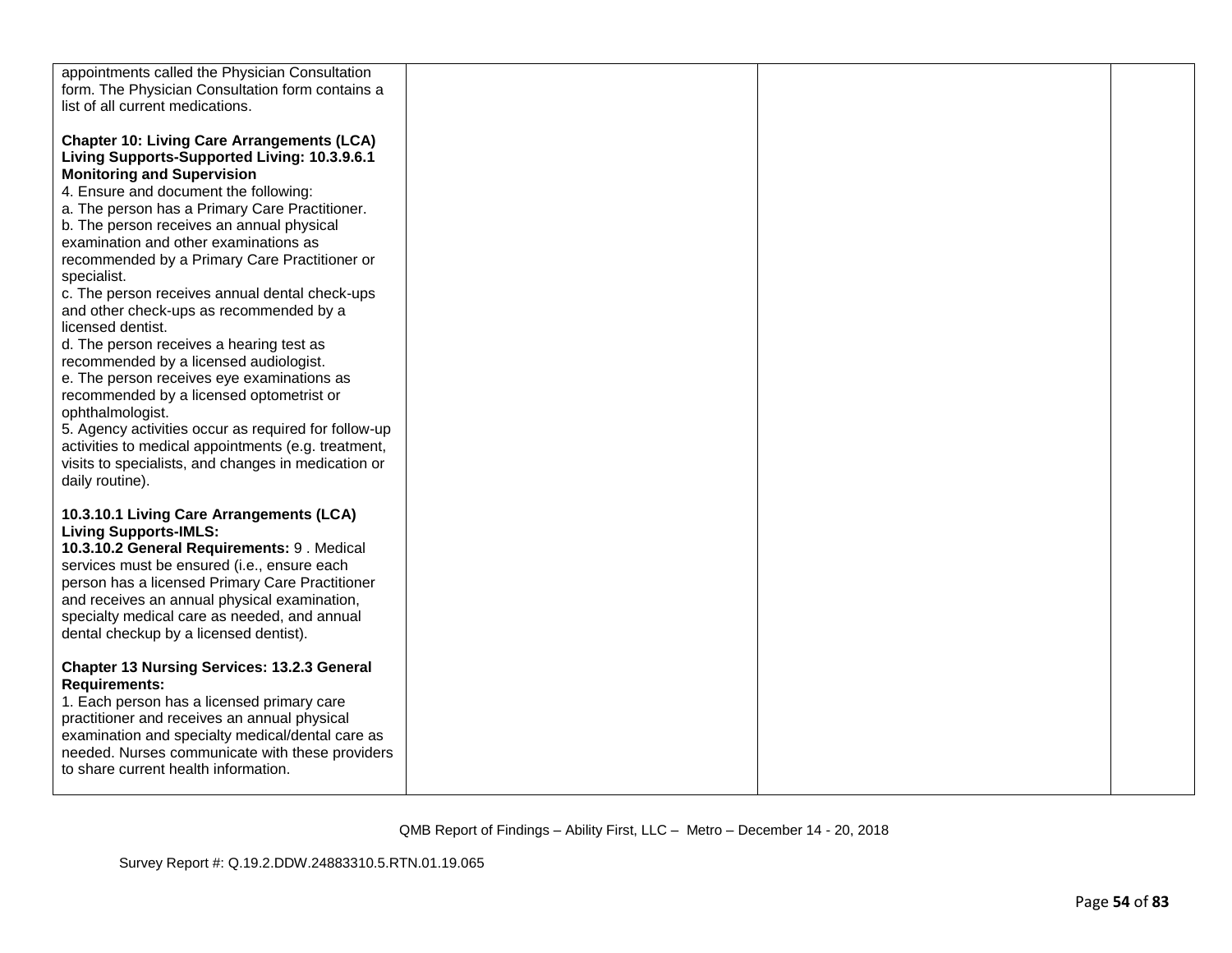| | | | |
|---|---|---|---|
| appointments called the Physician Consultation form. The Physician Consultation form contains a list of all current medications.<br><br>**Chapter 10: Living Care Arrangements (LCA) Living Supports-Supported Living: 10.3.9.6.1 Monitoring and Supervision**<br>4. Ensure and document the following:<br>a. The person has a Primary Care Practitioner.<br>b. The person receives an annual physical examination and other examinations as recommended by a Primary Care Practitioner or specialist.<br>c. The person receives annual dental check-ups and other check-ups as recommended by a licensed dentist.<br>d. The person receives a hearing test as recommended by a licensed audiologist.<br>e. The person receives eye examinations as recommended by a licensed optometrist or ophthalmologist.<br>5. Agency activities occur as required for follow-up activities to medical appointments (e.g. treatment, visits to specialists, and changes in medication or daily routine).<br><br>**10.3.10.1 Living Care Arrangements (LCA) Living Supports-IMLS:**<br>**10.3.10.2 General Requirements:** 9 . Medical services must be ensured (i.e., ensure each person has a licensed Primary Care Practitioner and receives an annual physical examination, specialty medical care as needed, and annual dental checkup by a licensed dentist).<br><br>**Chapter 13 Nursing Services: 13.2.3 General Requirements:**<br>1. Each person has a licensed primary care practitioner and receives an annual physical examination and specialty medical/dental care as needed. Nurses communicate with these providers to share current health information. | | | |

QMB Report of Findings – Ability First, LLC – Metro – December 14 - 20, 2018

Survey Report #: Q.19.2.DDW.24883310.5.RTN.01.19.065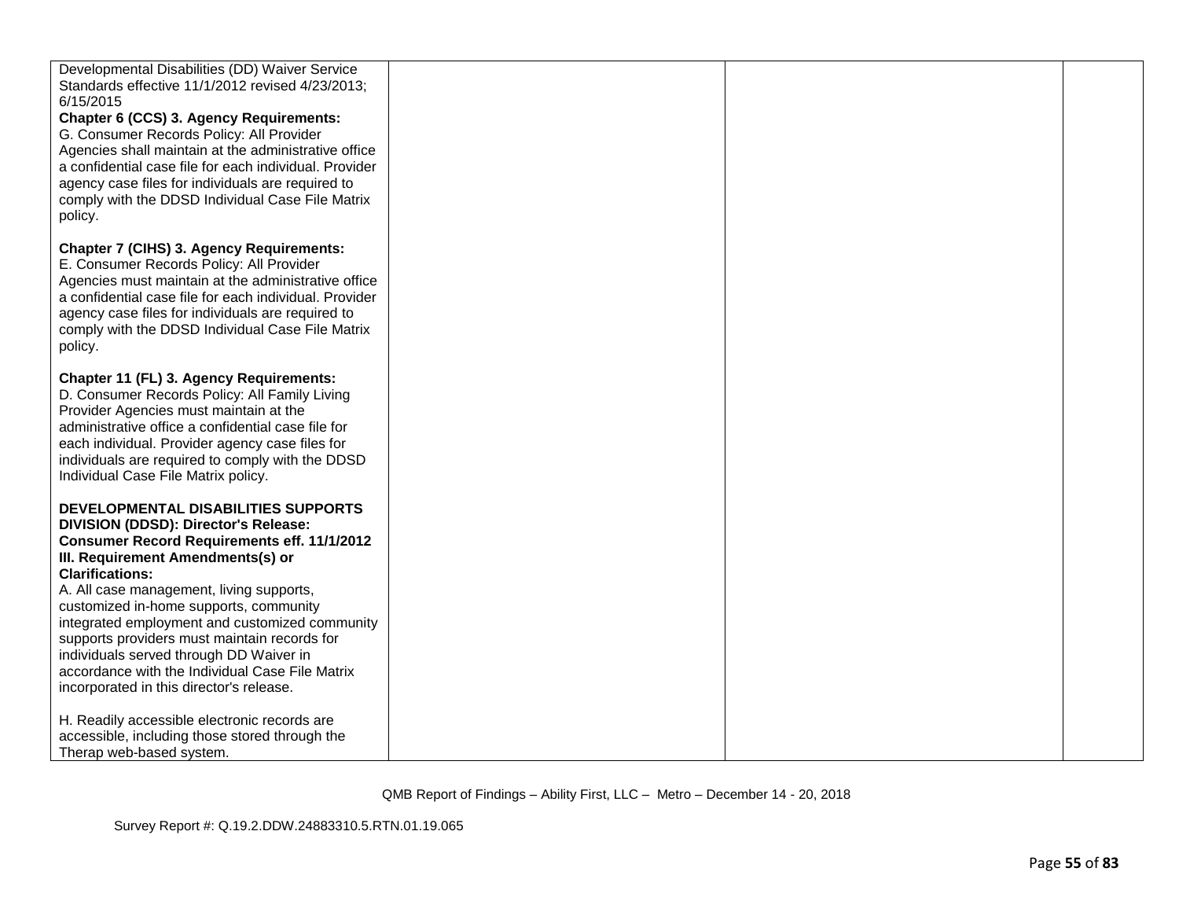| | | | |
|---|---|---|---|
| Developmental Disabilities (DD) Waiver Service Standards effective 11/1/2012 revised 4/23/2013; 6/15/2015<br>**Chapter 6 (CCS) 3. Agency Requirements:**<br>G. Consumer Records Policy: All Provider Agencies shall maintain at the administrative office a confidential case file for each individual. Provider agency case files for individuals are required to comply with the DDSD Individual Case File Matrix policy.<br><br>**Chapter 7 (CIHS) 3. Agency Requirements:**<br>E. Consumer Records Policy: All Provider Agencies must maintain at the administrative office a confidential case file for each individual. Provider agency case files for individuals are required to comply with the DDSD Individual Case File Matrix policy.<br><br>**Chapter 11 (FL) 3. Agency Requirements:**<br>D. Consumer Records Policy: All Family Living Provider Agencies must maintain at the administrative office a confidential case file for each individual. Provider agency case files for individuals are required to comply with the DDSD Individual Case File Matrix policy.<br><br>**DEVELOPMENTAL DISABILITIES SUPPORTS DIVISION (DDSD): Director's Release: Consumer Record Requirements eff. 11/1/2012 III. Requirement Amendments(s) or Clarifications:**<br>A. All case management, living supports, customized in-home supports, community integrated employment and customized community supports providers must maintain records for individuals served through DD Waiver in accordance with the Individual Case File Matrix incorporated in this director's release.<br><br>H. Readily accessible electronic records are accessible, including those stored through the Therap web-based system. | | | |

QMB Report of Findings – Ability First, LLC – Metro – December 14 - 20, 2018

Survey Report #: Q.19.2.DDW.24883310.5.RTN.01.19.065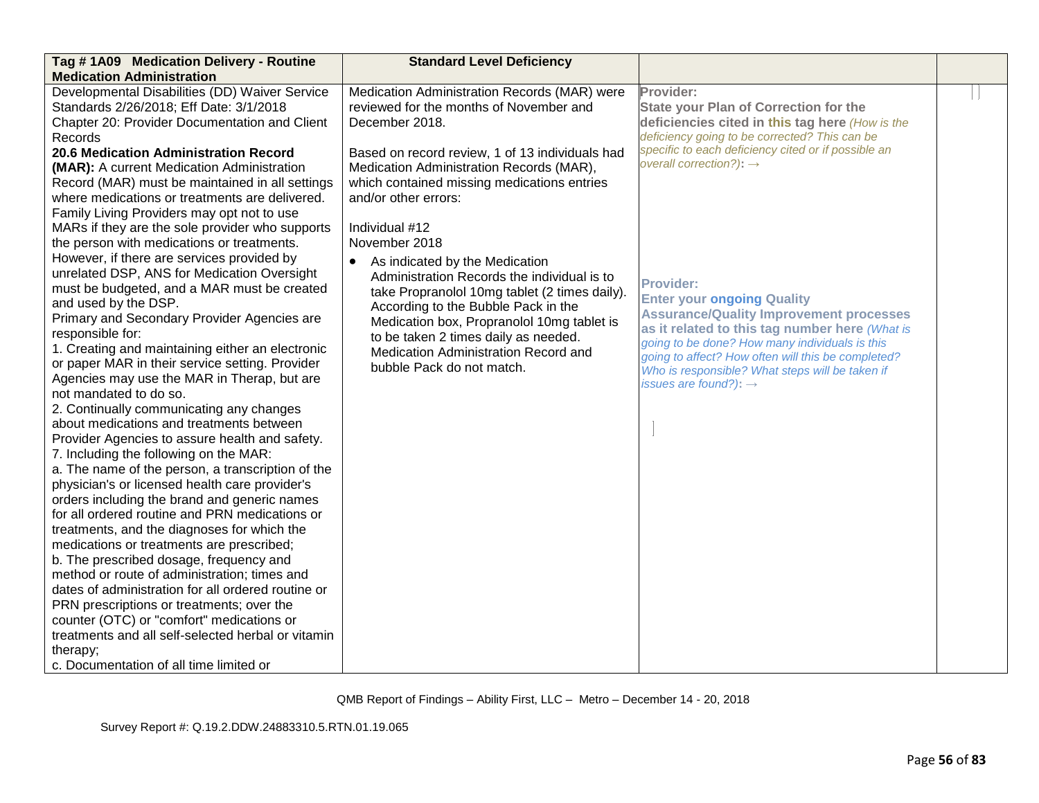| Tag # 1A09 Medication Delivery - Routine Medication Administration | Standard Level Deficiency | | |
|---|---|---|---|
| Developmental Disabilities (DD) Waiver Service Standards 2/26/2018; Eff Date: 3/1/2018<br>Chapter 20: Provider Documentation and Client Records<br>**20.6 Medication Administration Record (MAR):** A current Medication Administration Record (MAR) must be maintained in all settings where medications or treatments are delivered. Family Living Providers may opt not to use MARs if they are the sole provider who supports the person with medications or treatments. However, if there are services provided by unrelated DSP, ANS for Medication Oversight must be budgeted, and a MAR must be created and used by the DSP.<br>Primary and Secondary Provider Agencies are responsible for:<br>1. Creating and maintaining either an electronic or paper MAR in their service setting. Provider Agencies may use the MAR in Therap, but are not mandated to do so.<br>2. Continually communicating any changes about medications and treatments between Provider Agencies to assure health and safety.<br>7. Including the following on the MAR:<br>a. The name of the person, a transcription of the physician's or licensed health care provider's orders including the brand and generic names for all ordered routine and PRN medications or treatments, and the diagnoses for which the medications or treatments are prescribed;<br>b. The prescribed dosage, frequency and method or route of administration; times and dates of administration for all ordered routine or PRN prescriptions or treatments; over the counter (OTC) or "comfort" medications or treatments and all self-selected herbal or vitamin therapy;<br>c. Documentation of all time limited or | Medication Administration Records (MAR) were reviewed for the months of November and December 2018.<br><br>Based on record review, 1 of 13 individuals had Medication Administration Records (MAR), which contained missing medications entries and/or other errors:<br><br>Individual #12<br>November 2018<br>• As indicated by the Medication Administration Records the individual is to take Propranolol 10mg tablet (2 times daily). According to the Bubble Pack in the Medication box, Propranolol 10mg tablet is to be taken 2 times daily as needed. Medication Administration Record and bubble Pack do not match. | **Provider:**<br>**State your Plan of Correction for the deficiencies cited in this tag here** *(How is the deficiency going to be corrected? This can be specific to each deficiency cited or if possible an overall correction?)*: →<br><br>**Provider:**<br>**Enter your ongoing Quality Assurance/Quality Improvement processes as it related to this tag number here** *(What is going to be done? How many individuals is this going to affect? How often will this be completed? Who is responsible? What steps will be taken if issues are found?)*: → | |

QMB Report of Findings – Ability First, LLC – Metro – December 14 - 20, 2018

Survey Report #: Q.19.2.DDW.24883310.5.RTN.01.19.065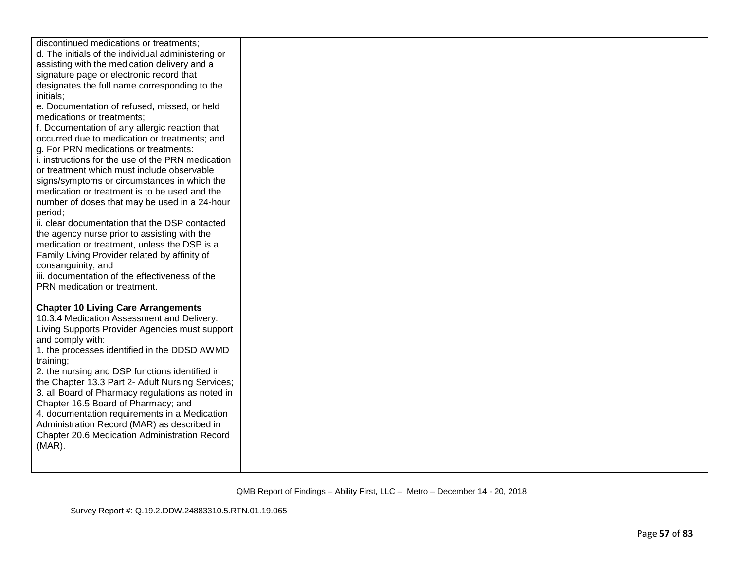| | | | |
|---|---|---|---|
| discontinued medications or treatments;<br>d. The initials of the individual administering or assisting with the medication delivery and a signature page or electronic record that designates the full name corresponding to the initials;<br>e. Documentation of refused, missed, or held medications or treatments;<br>f. Documentation of any allergic reaction that occurred due to medication or treatments; and<br>g. For PRN medications or treatments:<br>i. instructions for the use of the PRN medication or treatment which must include observable signs/symptoms or circumstances in which the medication or treatment is to be used and the number of doses that may be used in a 24-hour period;<br>ii. clear documentation that the DSP contacted the agency nurse prior to assisting with the medication or treatment, unless the DSP is a Family Living Provider related by affinity of consanguinity; and<br>iii. documentation of the effectiveness of the PRN medication or treatment.<br><br>**Chapter 10 Living Care Arrangements**<br>10.3.4 Medication Assessment and Delivery: Living Supports Provider Agencies must support and comply with:<br>1. the processes identified in the DDSD AWMD training;<br>2. the nursing and DSP functions identified in the Chapter 13.3 Part 2- Adult Nursing Services;<br>3. all Board of Pharmacy regulations as noted in Chapter 16.5 Board of Pharmacy; and<br>4. documentation requirements in a Medication Administration Record (MAR) as described in Chapter 20.6 Medication Administration Record (MAR). | | | |

QMB Report of Findings – Ability First, LLC – Metro – December 14 - 20, 2018

Survey Report #: Q.19.2.DDW.24883310.5.RTN.01.19.065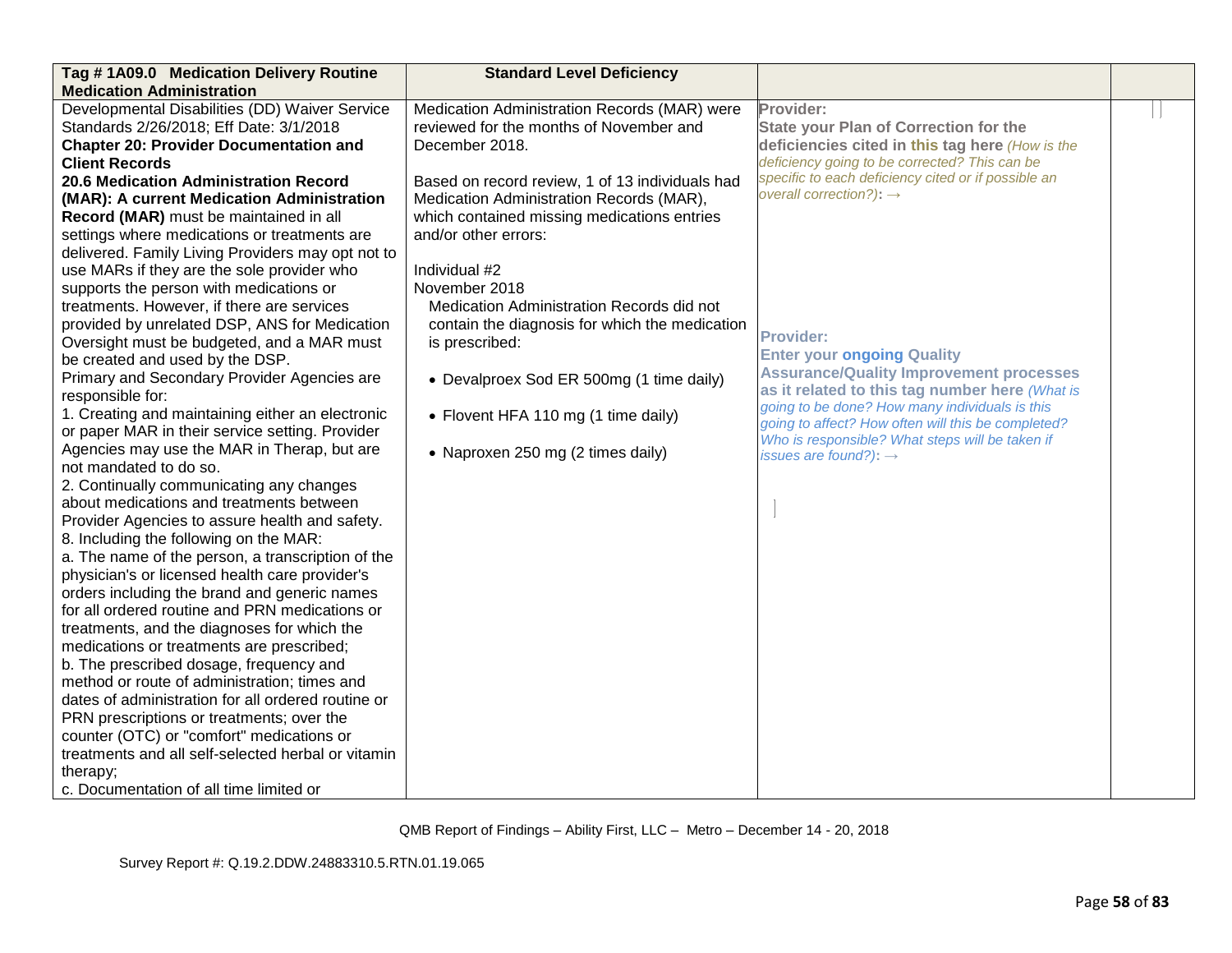| Tag # 1A09.0 Medication Delivery Routine Medication Administration | Standard Level Deficiency | | |
|---|---|---|---|
| Developmental Disabilities (DD) Waiver Service Standards 2/26/2018; Eff Date: 3/1/2018<br>**Chapter 20: Provider Documentation and Client Records**<br>**20.6 Medication Administration Record (MAR): A current Medication Administration Record (MAR)** must be maintained in all settings where medications or treatments are delivered. Family Living Providers may opt not to use MARs if they are the sole provider who supports the person with medications or treatments. However, if there are services provided by unrelated DSP, ANS for Medication Oversight must be budgeted, and a MAR must be created and used by the DSP.<br>Primary and Secondary Provider Agencies are responsible for:<br>1. Creating and maintaining either an electronic or paper MAR in their service setting. Provider Agencies may use the MAR in Therap, but are not mandated to do so.<br>2. Continually communicating any changes about medications and treatments between Provider Agencies to assure health and safety.<br>8. Including the following on the MAR:<br>a. The name of the person, a transcription of the physician's or licensed health care provider's orders including the brand and generic names for all ordered routine and PRN medications or treatments, and the diagnoses for which the medications or treatments are prescribed;<br>b. The prescribed dosage, frequency and method or route of administration; times and dates of administration for all ordered routine or PRN prescriptions or treatments; over the counter (OTC) or "comfort" medications or treatments and all self-selected herbal or vitamin therapy;<br>c. Documentation of all time limited or | Medication Administration Records (MAR) were reviewed for the months of November and December 2018.<br><br>Based on record review, 1 of 13 individuals had Medication Administration Records (MAR), which contained missing medications entries and/or other errors:<br><br>Individual #2<br>November 2018<br>Medication Administration Records did not contain the diagnosis for which the medication is prescribed:<br><br>• Devalproex Sod ER 500mg (1 time daily)<br><br>• Flovent HFA 110 mg (1 time daily)<br><br>• Naproxen 250 mg (2 times daily) | **Provider:**<br>**State your Plan of Correction for the deficiencies cited in this tag here** *(How is the deficiency going to be corrected? This can be specific to each deficiency cited or if possible an overall correction?)*: →<br><br><br><br>**Provider:**<br>**Enter your ongoing Quality Assurance/Quality Improvement processes as it related to this tag number here** *(What is going to be done? How many individuals is this going to affect? How often will this be completed? Who is responsible? What steps will be taken if issues are found?)*: → | |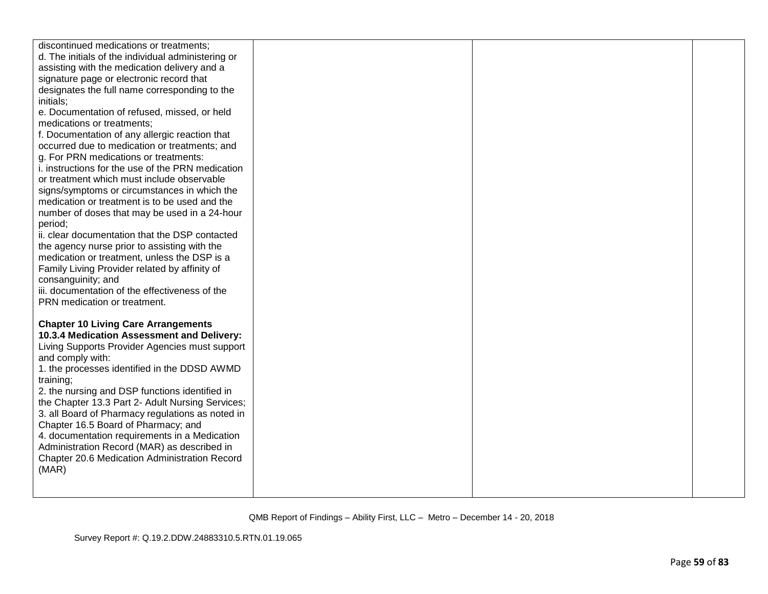| | | | |
|---|---|---|---|
| discontinued medications or treatments;<br>d. The initials of the individual administering or assisting with the medication delivery and a signature page or electronic record that designates the full name corresponding to the initials;<br>e. Documentation of refused, missed, or held medications or treatments;<br>f. Documentation of any allergic reaction that occurred due to medication or treatments; and<br>g. For PRN medications or treatments:<br>i. instructions for the use of the PRN medication or treatment which must include observable signs/symptoms or circumstances in which the medication or treatment is to be used and the number of doses that may be used in a 24-hour period;<br>ii. clear documentation that the DSP contacted the agency nurse prior to assisting with the medication or treatment, unless the DSP is a Family Living Provider related by affinity of consanguinity; and<br>iii. documentation of the effectiveness of the PRN medication or treatment.<br><br>**Chapter 10 Living Care Arrangements**<br>**10.3.4 Medication Assessment and Delivery:** Living Supports Provider Agencies must support and comply with:<br>1. the processes identified in the DDSD AWMD training;<br>2. the nursing and DSP functions identified in the Chapter 13.3 Part 2- Adult Nursing Services;<br>3. all Board of Pharmacy regulations as noted in Chapter 16.5 Board of Pharmacy; and<br>4. documentation requirements in a Medication Administration Record (MAR) as described in Chapter 20.6 Medication Administration Record (MAR) | | | |

QMB Report of Findings – Ability First, LLC – Metro – December 14 - 20, 2018

Survey Report #: Q.19.2.DDW.24883310.5.RTN.01.19.065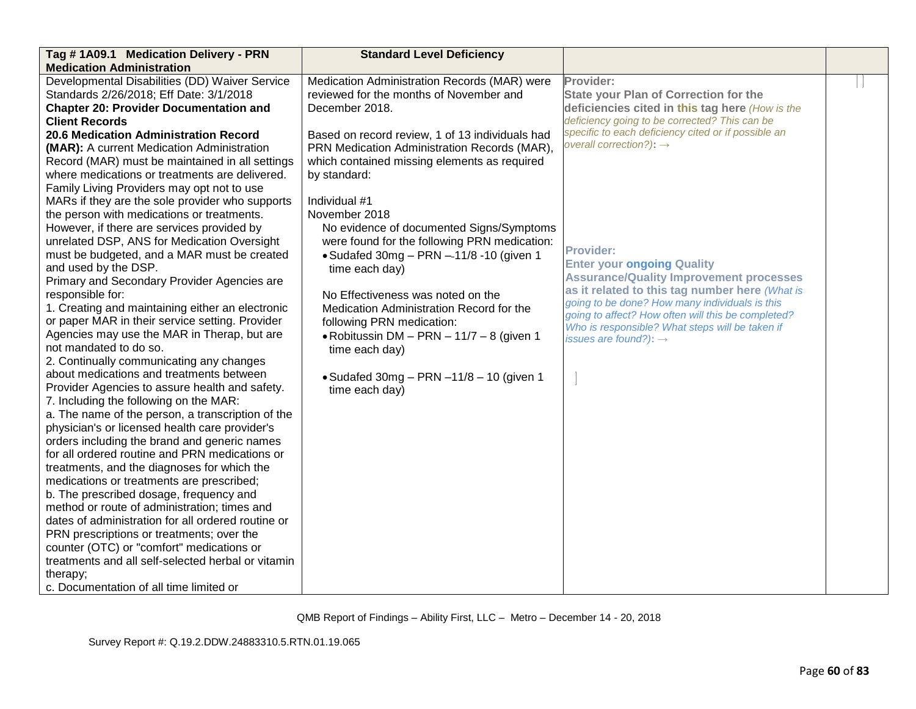| Tag # 1A09.1 Medication Delivery - PRN Medication Administration | Standard Level Deficiency | | |
|---|---|---|---|
| Developmental Disabilities (DD) Waiver Service Standards 2/26/2018; Eff Date: 3/1/2018<br>**Chapter 20: Provider Documentation and Client Records**<br>**20.6 Medication Administration Record (MAR):** A current Medication Administration Record (MAR) must be maintained in all settings where medications or treatments are delivered. Family Living Providers may opt not to use MARs if they are the sole provider who supports the person with medications or treatments. However, if there are services provided by unrelated DSP, ANS for Medication Oversight must be budgeted, and a MAR must be created and used by the DSP.<br>Primary and Secondary Provider Agencies are responsible for:<br>1. Creating and maintaining either an electronic or paper MAR in their service setting. Provider Agencies may use the MAR in Therap, but are not mandated to do so.<br>2. Continually communicating any changes about medications and treatments between Provider Agencies to assure health and safety.<br>7. Including the following on the MAR:<br>a. The name of the person, a transcription of the physician's or licensed health care provider's orders including the brand and generic names for all ordered routine and PRN medications or treatments, and the diagnoses for which the medications or treatments are prescribed;<br>b. The prescribed dosage, frequency and method or route of administration; times and dates of administration for all ordered routine or PRN prescriptions or treatments; over the counter (OTC) or "comfort" medications or treatments and all self-selected herbal or vitamin therapy;<br>c. Documentation of all time limited or | Medication Administration Records (MAR) were reviewed for the months of November and December 2018.<br><br>Based on record review, 1 of 13 individuals had PRN Medication Administration Records (MAR), which contained missing elements as required by standard:<br><br>Individual #1<br>November 2018<br>No evidence of documented Signs/Symptoms were found for the following PRN medication:<br>• Sudafed 30mg – PRN – 11/8 -10 (given 1 time each day)<br><br>No Effectiveness was noted on the Medication Administration Record for the following PRN medication:<br>• Robitussin DM – PRN – 11/7 – 8 (given 1 time each day)<br><br>• Sudafed 30mg – PRN –11/8 – 10 (given 1 time each day) | **Provider:**<br>**State your Plan of Correction for the deficiencies cited in this tag here** *(How is the deficiency going to be corrected? This can be specific to each deficiency cited or if possible an overall correction?)*: →<br><br>**Provider:**<br>**Enter your ongoing Quality Assurance/Quality Improvement processes as it related to this tag number here** *(What is going to be done? How many individuals is this going to affect? How often will this be completed? Who is responsible? What steps will be taken if issues are found?)*: → | |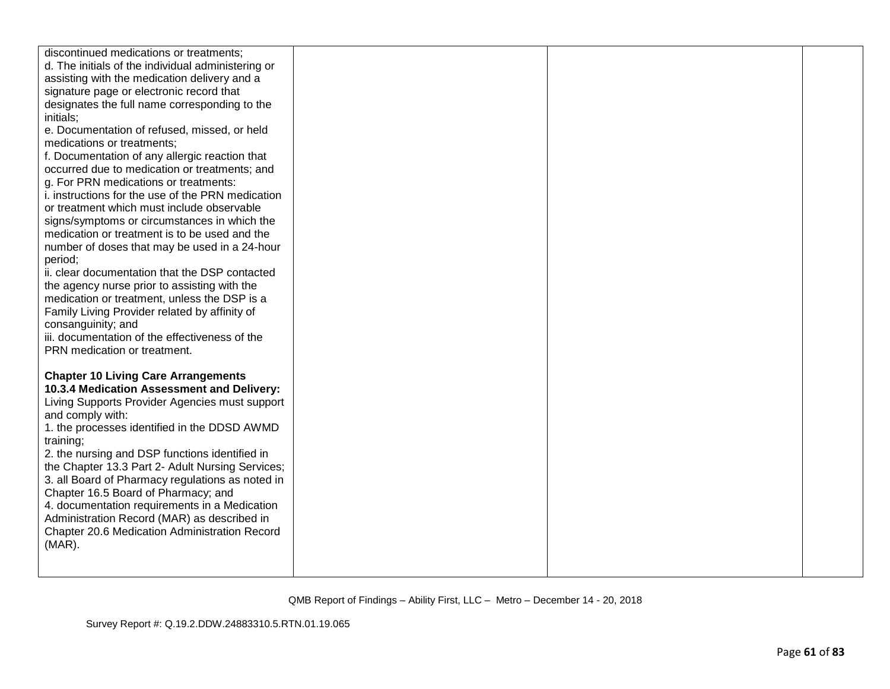| | | | |
|---|---|---|---|
| discontinued medications or treatments;<br>d. The initials of the individual administering or assisting with the medication delivery and a signature page or electronic record that designates the full name corresponding to the initials;<br>e. Documentation of refused, missed, or held medications or treatments;<br>f. Documentation of any allergic reaction that occurred due to medication or treatments; and<br>g. For PRN medications or treatments:<br>i. instructions for the use of the PRN medication or treatment which must include observable signs/symptoms or circumstances in which the medication or treatment is to be used and the number of doses that may be used in a 24-hour period;<br>ii. clear documentation that the DSP contacted the agency nurse prior to assisting with the medication or treatment, unless the DSP is a Family Living Provider related by affinity of consanguinity; and<br>iii. documentation of the effectiveness of the PRN medication or treatment.<br><br>**Chapter 10 Living Care Arrangements**<br>**10.3.4 Medication Assessment and Delivery:** Living Supports Provider Agencies must support and comply with:<br>1. the processes identified in the DDSD AWMD training;<br>2. the nursing and DSP functions identified in the Chapter 13.3 Part 2- Adult Nursing Services;<br>3. all Board of Pharmacy regulations as noted in Chapter 16.5 Board of Pharmacy; and<br>4. documentation requirements in a Medication Administration Record (MAR) as described in Chapter 20.6 Medication Administration Record (MAR). | | | |

QMB Report of Findings – Ability First, LLC – Metro – December 14 - 20, 2018

Survey Report #: Q.19.2.DDW.24883310.5.RTN.01.19.065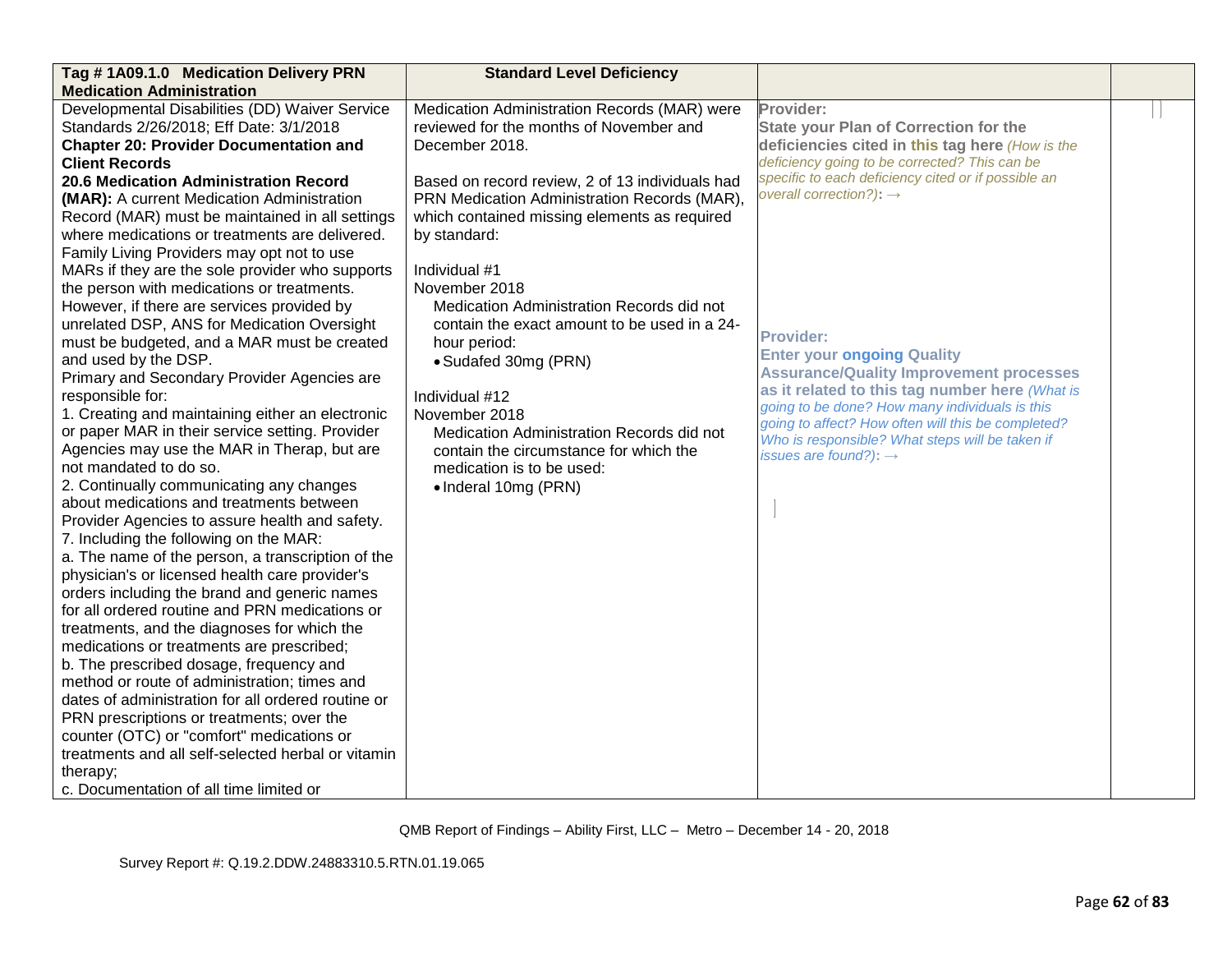| Tag # 1A09.1.0 Medication Delivery PRN Medication Administration | Standard Level Deficiency | | |
|---|---|---|---|
| Developmental Disabilities (DD) Waiver Service Standards 2/26/2018; Eff Date: 3/1/2018<br>**Chapter 20: Provider Documentation and Client Records**<br>**20.6 Medication Administration Record (MAR):** A current Medication Administration Record (MAR) must be maintained in all settings where medications or treatments are delivered. Family Living Providers may opt not to use MARs if they are the sole provider who supports the person with medications or treatments. However, if there are services provided by unrelated DSP, ANS for Medication Oversight must be budgeted, and a MAR must be created and used by the DSP.<br>Primary and Secondary Provider Agencies are responsible for:<br>1. Creating and maintaining either an electronic or paper MAR in their service setting. Provider Agencies may use the MAR in Therap, but are not mandated to do so.<br>2. Continually communicating any changes about medications and treatments between Provider Agencies to assure health and safety.<br>7. Including the following on the MAR:<br>a. The name of the person, a transcription of the physician's or licensed health care provider's orders including the brand and generic names for all ordered routine and PRN medications or treatments, and the diagnoses for which the medications or treatments are prescribed;<br>b. The prescribed dosage, frequency and method or route of administration; times and dates of administration for all ordered routine or PRN prescriptions or treatments; over the counter (OTC) or "comfort" medications or treatments and all self-selected herbal or vitamin therapy;<br>c. Documentation of all time limited or | Medication Administration Records (MAR) were reviewed for the months of November and December 2018.<br><br>Based on record review, 2 of 13 individuals had PRN Medication Administration Records (MAR), which contained missing elements as required by standard:<br><br>Individual #1<br>November 2018<br>Medication Administration Records did not contain the exact amount to be used in a 24-hour period:<br>• Sudafed 30mg (PRN)<br><br>Individual #12<br>November 2018<br>Medication Administration Records did not contain the circumstance for which the medication is to be used:<br>• Inderal 10mg (PRN) | **Provider:**<br>**State your Plan of Correction for the deficiencies cited in this tag here** *(How is the deficiency going to be corrected? This can be specific to each deficiency cited or if possible an overall correction?)*: →<br><br>**Provider:**<br>**Enter your ongoing Quality Assurance/Quality Improvement processes as it related to this tag number here** *(What is going to be done? How many individuals is this going to affect? How often will this be completed? Who is responsible? What steps will be taken if issues are found?)*: → | |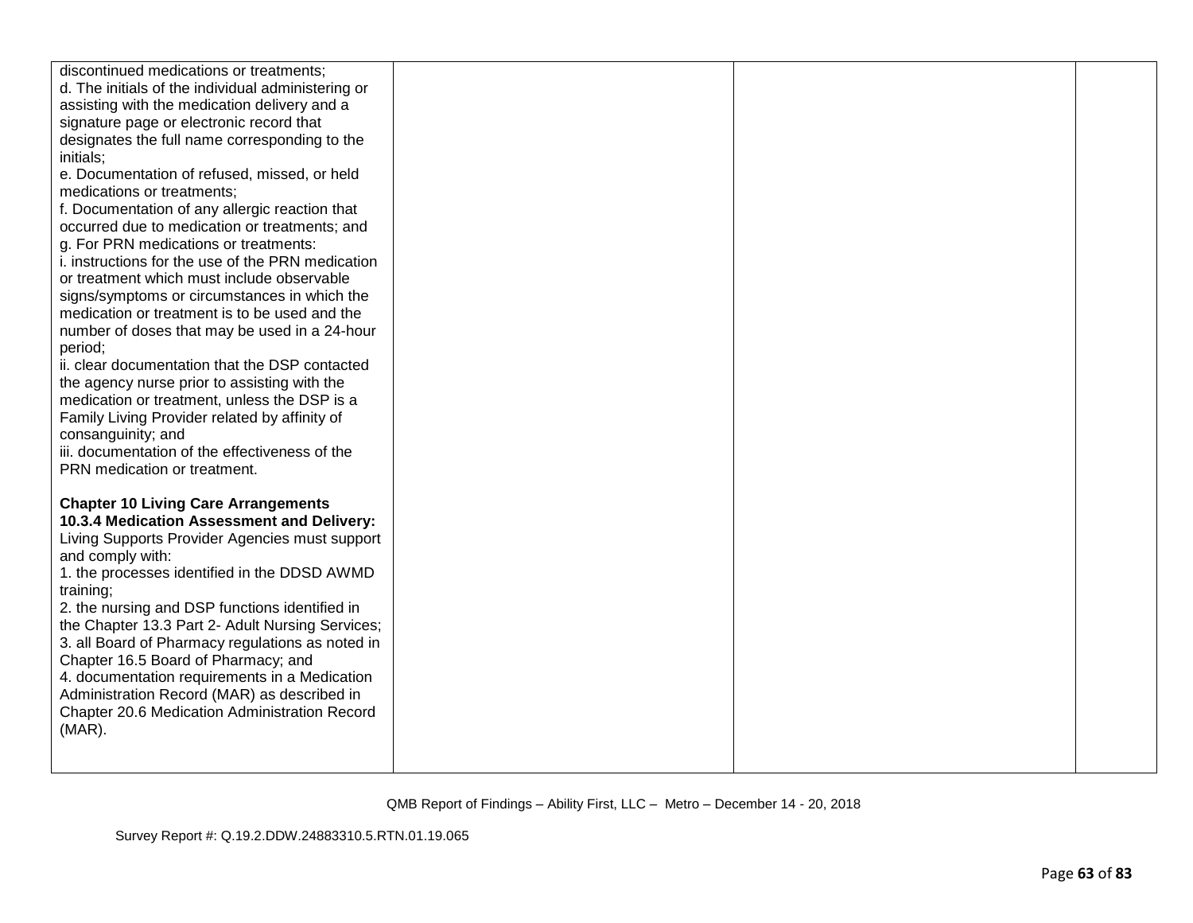| | | | |
|---|---|---|---|
| discontinued medications or treatments;<br>d. The initials of the individual administering or assisting with the medication delivery and a signature page or electronic record that designates the full name corresponding to the initials;<br>e. Documentation of refused, missed, or held medications or treatments;<br>f. Documentation of any allergic reaction that occurred due to medication or treatments; and<br>g. For PRN medications or treatments:<br>i. instructions for the use of the PRN medication or treatment which must include observable signs/symptoms or circumstances in which the medication or treatment is to be used and the number of doses that may be used in a 24-hour period;<br>ii. clear documentation that the DSP contacted the agency nurse prior to assisting with the medication or treatment, unless the DSP is a Family Living Provider related by affinity of consanguinity; and<br>iii. documentation of the effectiveness of the PRN medication or treatment.<br><br>**Chapter 10 Living Care Arrangements**<br>**10.3.4 Medication Assessment and Delivery:** Living Supports Provider Agencies must support and comply with:<br>1. the processes identified in the DDSD AWMD training;<br>2. the nursing and DSP functions identified in the Chapter 13.3 Part 2- Adult Nursing Services;<br>3. all Board of Pharmacy regulations as noted in Chapter 16.5 Board of Pharmacy; and<br>4. documentation requirements in a Medication Administration Record (MAR) as described in Chapter 20.6 Medication Administration Record (MAR). | | | |

QMB Report of Findings – Ability First, LLC – Metro – December 14 - 20, 2018

Survey Report #: Q.19.2.DDW.24883310.5.RTN.01.19.065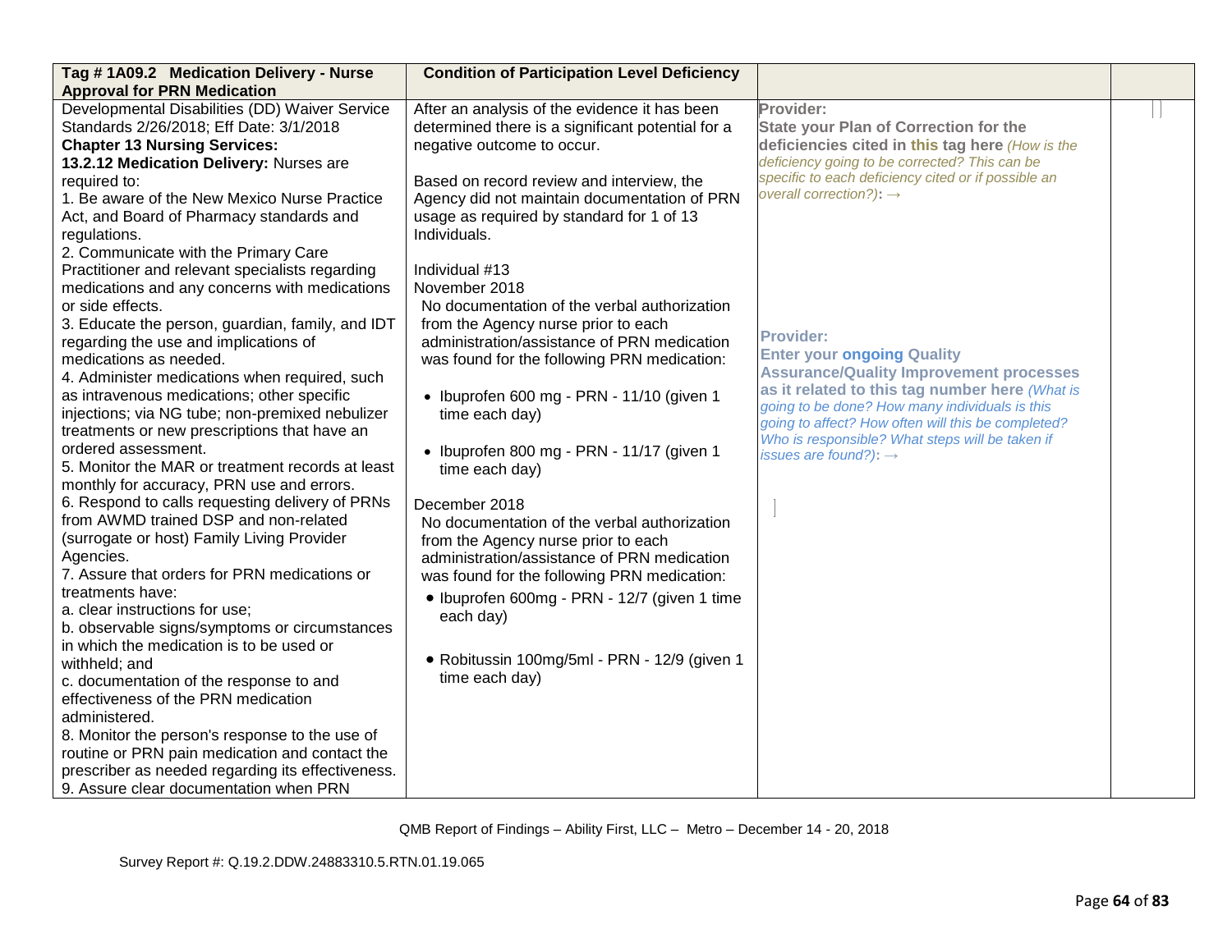| Tag # 1A09.2 Medication Delivery - Nurse Approval for PRN Medication | Condition of Participation Level Deficiency | | |
|---|---|---|---|
| Developmental Disabilities (DD) Waiver Service Standards 2/26/2018; Eff Date: 3/1/2018<br>**Chapter 13 Nursing Services:**<br>**13.2.12 Medication Delivery:** Nurses are required to:<br>1. Be aware of the New Mexico Nurse Practice Act, and Board of Pharmacy standards and regulations.<br>2. Communicate with the Primary Care Practitioner and relevant specialists regarding medications and any concerns with medications or side effects.<br>3. Educate the person, guardian, family, and IDT regarding the use and implications of medications as needed.<br>4. Administer medications when required, such as intravenous medications; other specific injections; via NG tube; non-premixed nebulizer treatments or new prescriptions that have an ordered assessment.<br>5. Monitor the MAR or treatment records at least monthly for accuracy, PRN use and errors.<br>6. Respond to calls requesting delivery of PRNs from AWMD trained DSP and non-related (surrogate or host) Family Living Provider Agencies.<br>7. Assure that orders for PRN medications or treatments have:<br>a. clear instructions for use;<br>b. observable signs/symptoms or circumstances in which the medication is to be used or withheld; and<br>c. documentation of the response to and effectiveness of the PRN medication administered.<br>8. Monitor the person's response to the use of routine or PRN pain medication and contact the prescriber as needed regarding its effectiveness.<br>9. Assure clear documentation when PRN | After an analysis of the evidence it has been determined there is a significant potential for a negative outcome to occur.<br><br>Based on record review and interview, the Agency did not maintain documentation of PRN usage as required by standard for 1 of 13 Individuals.<br><br>Individual #13<br>November 2018<br>No documentation of the verbal authorization from the Agency nurse prior to each administration/assistance of PRN medication was found for the following PRN medication:<br><br>• Ibuprofen 600 mg - PRN - 11/10 (given 1 time each day)<br><br>• Ibuprofen 800 mg - PRN - 11/17 (given 1 time each day)<br><br>December 2018<br>No documentation of the verbal authorization from the Agency nurse prior to each administration/assistance of PRN medication was found for the following PRN medication:<br>• Ibuprofen 600mg - PRN - 12/7 (given 1 time each day)<br><br>• Robitussin 100mg/5ml - PRN - 12/9 (given 1 time each day) | **Provider:**<br>**State your Plan of Correction for the deficiencies cited in this tag here** *(How is the deficiency going to be corrected? This can be specific to each deficiency cited or if possible an overall correction?)*: →<br><br>**Provider:**<br>**Enter your ongoing Quality Assurance/Quality Improvement processes as it related to this tag number here** *(What is going to be done? How many individuals is this going to affect? How often will this be completed? Who is responsible? What steps will be taken if issues are found?)*: → | |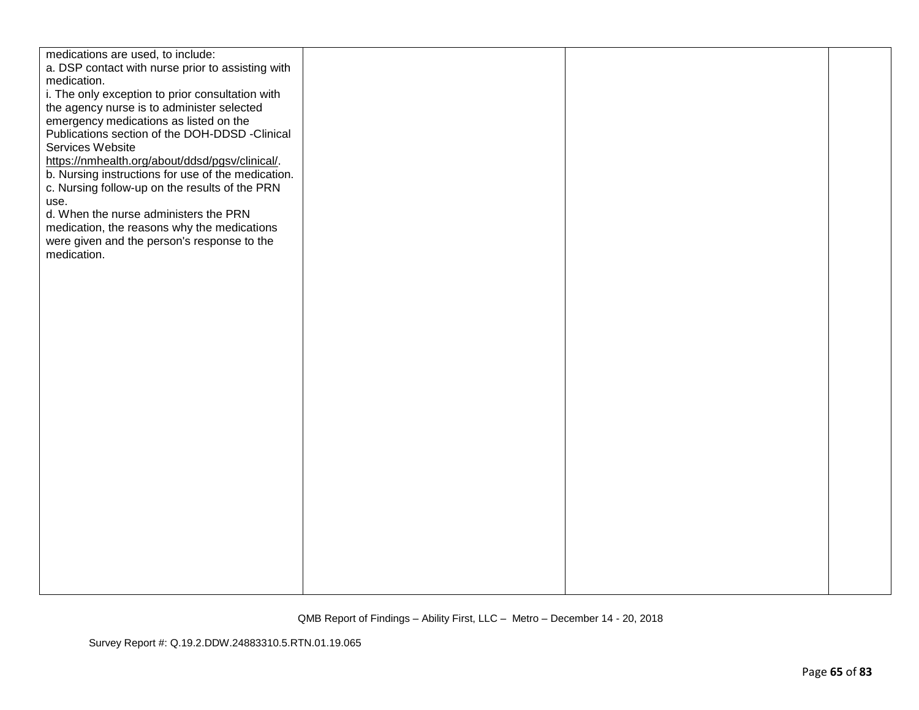| | | | |
|---|---|---|---|
| medications are used, to include:<br>a. DSP contact with nurse prior to assisting with medication.<br>i. The only exception to prior consultation with the agency nurse is to administer selected emergency medications as listed on the Publications section of the DOH-DDSD -Clinical Services Website https://nmhealth.org/about/ddsd/pgsv/clinical/.<br>b. Nursing instructions for use of the medication.<br>c. Nursing follow-up on the results of the PRN use.<br>d. When the nurse administers the PRN medication, the reasons why the medications were given and the person's response to the medication. | | | |

QMB Report of Findings – Ability First, LLC – Metro – December 14 - 20, 2018

Survey Report #: Q.19.2.DDW.24883310.5.RTN.01.19.065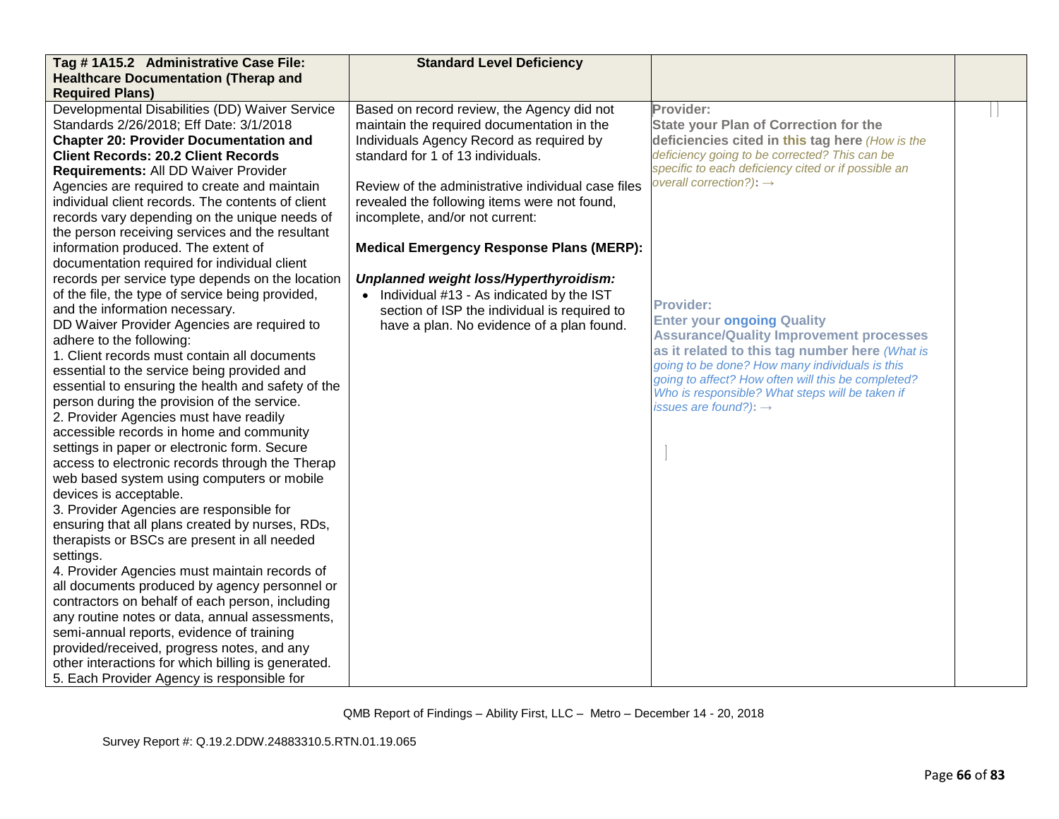| Tag # 1A15.2 Administrative Case File: Healthcare Documentation (Therap and Required Plans) | Standard Level Deficiency | | |
|---|---|---|---|
| Developmental Disabilities (DD) Waiver Service Standards 2/26/2018; Eff Date: 3/1/2018<br>**Chapter 20: Provider Documentation and Client Records: 20.2 Client Records Requirements:** All DD Waiver Provider Agencies are required to create and maintain individual client records. The contents of client records vary depending on the unique needs of the person receiving services and the resultant information produced. The extent of documentation required for individual client records per service type depends on the location of the file, the type of service being provided, and the information necessary.<br>DD Waiver Provider Agencies are required to adhere to the following:<br>1. Client records must contain all documents essential to the service being provided and essential to ensuring the health and safety of the person during the provision of the service.<br>2. Provider Agencies must have readily accessible records in home and community settings in paper or electronic form. Secure access to electronic records through the Therap web based system using computers or mobile devices is acceptable.<br>3. Provider Agencies are responsible for ensuring that all plans created by nurses, RDs, therapists or BSCs are present in all needed settings.<br>4. Provider Agencies must maintain records of all documents produced by agency personnel or contractors on behalf of each person, including any routine notes or data, annual assessments, semi-annual reports, evidence of training provided/received, progress notes, and any other interactions for which billing is generated.<br>5. Each Provider Agency is responsible for | Based on record review, the Agency did not maintain the required documentation in the Individuals Agency Record as required by standard for 1 of 13 individuals.<br><br>Review of the administrative individual case files revealed the following items were not found, incomplete, and/or not current:<br><br>**Medical Emergency Response Plans (MERP):**<br><br>***Unplanned weight loss/Hyperthyroidism:***<br>• Individual #13 - As indicated by the IST section of ISP the individual is required to have a plan. No evidence of a plan found. | **Provider:**<br>**State your Plan of Correction for the deficiencies cited in this tag here** *(How is the deficiency going to be corrected? This can be specific to each deficiency cited or if possible an overall correction?)*: →<br><br>**Provider:**<br>**Enter your ongoing Quality Assurance/Quality Improvement processes as it related to this tag number here** *(What is going to be done? How many individuals is this going to affect? How often will this be completed? Who is responsible? What steps will be taken if issues are found?)*: → | |

QMB Report of Findings – Ability First, LLC – Metro – December 14 - 20, 2018

Survey Report #: Q.19.2.DDW.24883310.5.RTN.01.19.065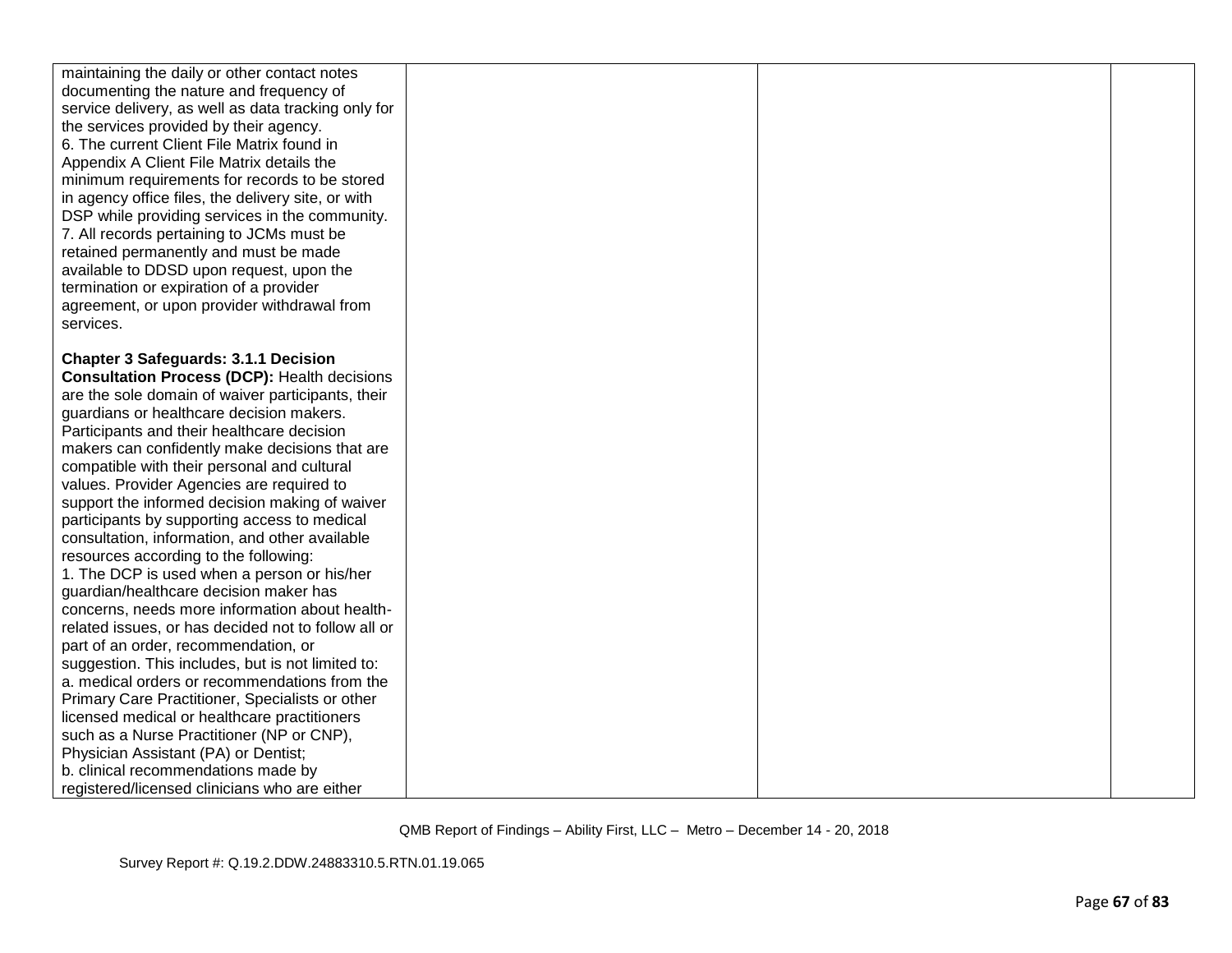| | | | |
|---|---|---|---|
| maintaining the daily or other contact notes documenting the nature and frequency of service delivery, as well as data tracking only for the services provided by their agency.<br>6. The current Client File Matrix found in Appendix A Client File Matrix details the minimum requirements for records to be stored in agency office files, the delivery site, or with DSP while providing services in the community.<br>7. All records pertaining to JCMs must be retained permanently and must be made available to DDSD upon request, upon the termination or expiration of a provider agreement, or upon provider withdrawal from services.<br><br>**Chapter 3 Safeguards: 3.1.1 Decision Consultation Process (DCP):** Health decisions are the sole domain of waiver participants, their guardians or healthcare decision makers. Participants and their healthcare decision makers can confidently make decisions that are compatible with their personal and cultural values. Provider Agencies are required to support the informed decision making of waiver participants by supporting access to medical consultation, information, and other available resources according to the following:<br>1. The DCP is used when a person or his/her guardian/healthcare decision maker has concerns, needs more information about health-related issues, or has decided not to follow all or part of an order, recommendation, or suggestion. This includes, but is not limited to:<br>a. medical orders or recommendations from the Primary Care Practitioner, Specialists or other licensed medical or healthcare practitioners such as a Nurse Practitioner (NP or CNP), Physician Assistant (PA) or Dentist;<br>b. clinical recommendations made by registered/licensed clinicians who are either | | | |

QMB Report of Findings – Ability First, LLC – Metro – December 14 - 20, 2018

Survey Report #: Q.19.2.DDW.24883310.5.RTN.01.19.065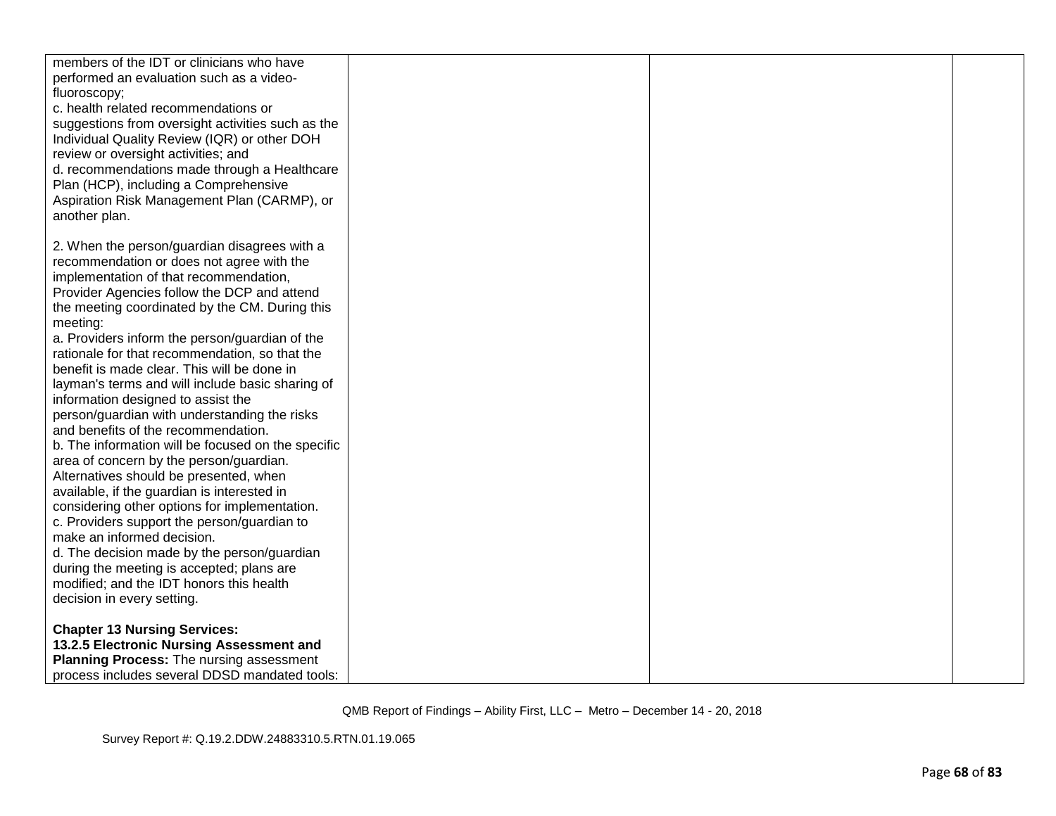| | | | |
|---|---|---|---|
| members of the IDT or clinicians who have performed an evaluation such as a video-fluoroscopy;<br>c. health related recommendations or suggestions from oversight activities such as the Individual Quality Review (IQR) or other DOH review or oversight activities; and<br>d. recommendations made through a Healthcare Plan (HCP), including a Comprehensive Aspiration Risk Management Plan (CARMP), or another plan.<br><br>2. When the person/guardian disagrees with a recommendation or does not agree with the implementation of that recommendation, Provider Agencies follow the DCP and attend the meeting coordinated by the CM. During this meeting:<br>a. Providers inform the person/guardian of the rationale for that recommendation, so that the benefit is made clear. This will be done in layman's terms and will include basic sharing of information designed to assist the person/guardian with understanding the risks and benefits of the recommendation.<br>b. The information will be focused on the specific area of concern by the person/guardian. Alternatives should be presented, when available, if the guardian is interested in considering other options for implementation.<br>c. Providers support the person/guardian to make an informed decision.<br>d. The decision made by the person/guardian during the meeting is accepted; plans are modified; and the IDT honors this health decision in every setting.<br><br>**Chapter 13 Nursing Services:**<br>**13.2.5 Electronic Nursing Assessment and Planning Process:** The nursing assessment process includes several DDSD mandated tools: | | | |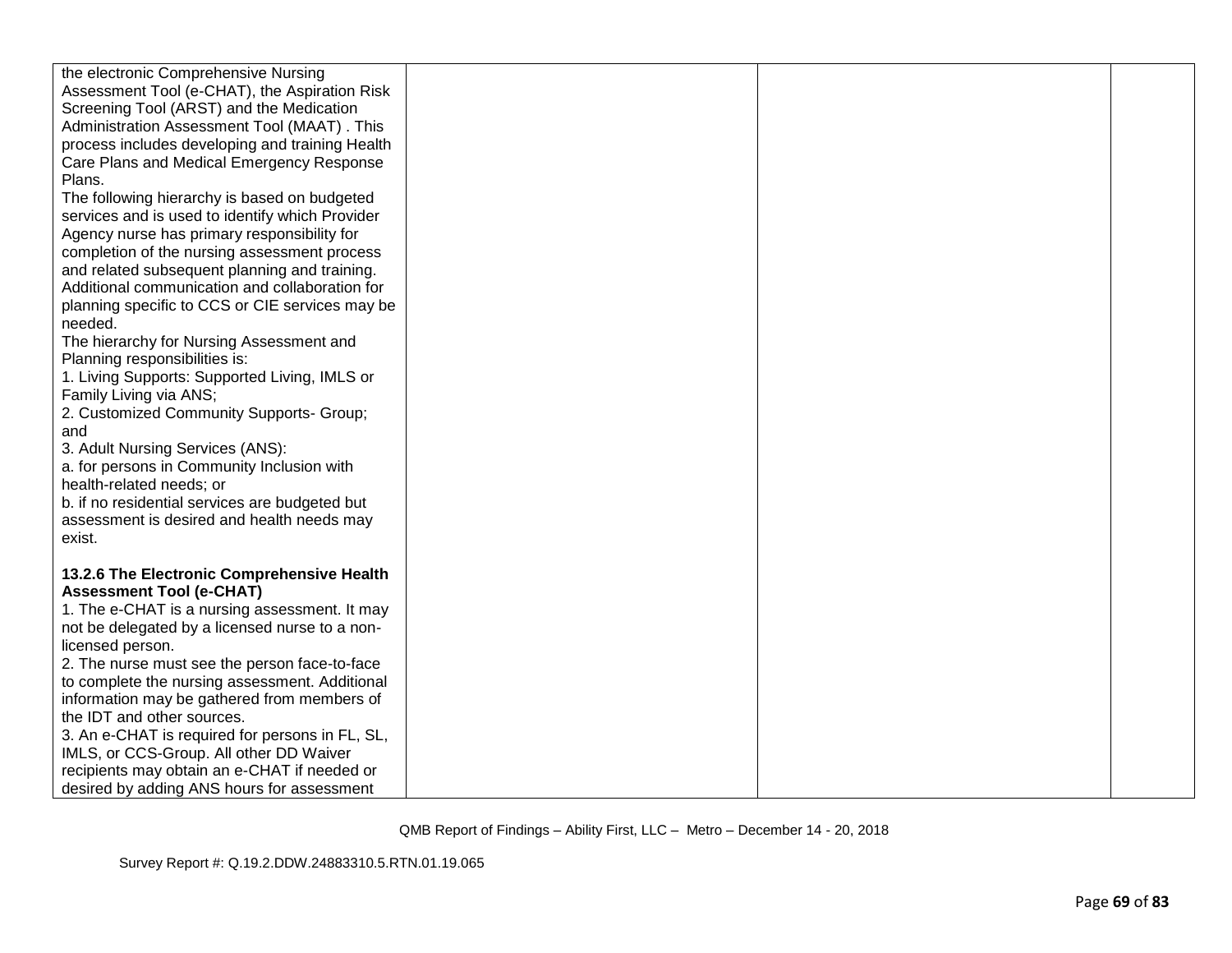| | | | |
|---|---|---|---|
| the electronic Comprehensive Nursing Assessment Tool (e-CHAT), the Aspiration Risk Screening Tool (ARST) and the Medication Administration Assessment Tool (MAAT) . This process includes developing and training Health Care Plans and Medical Emergency Response Plans.<br>The following hierarchy is based on budgeted services and is used to identify which Provider Agency nurse has primary responsibility for completion of the nursing assessment process and related subsequent planning and training. Additional communication and collaboration for planning specific to CCS or CIE services may be needed.<br>The hierarchy for Nursing Assessment and Planning responsibilities is:<br>1. Living Supports: Supported Living, IMLS or Family Living via ANS;<br>2. Customized Community Supports- Group; and<br>3. Adult Nursing Services (ANS):<br>a. for persons in Community Inclusion with health-related needs; or<br>b. if no residential services are budgeted but assessment is desired and health needs may exist.<br><br>**13.2.6 The Electronic Comprehensive Health Assessment Tool (e-CHAT)**<br>1. The e-CHAT is a nursing assessment. It may not be delegated by a licensed nurse to a non-licensed person.<br>2. The nurse must see the person face-to-face to complete the nursing assessment. Additional information may be gathered from members of the IDT and other sources.<br>3. An e-CHAT is required for persons in FL, SL, IMLS, or CCS-Group. All other DD Waiver recipients may obtain an e-CHAT if needed or desired by adding ANS hours for assessment | | | |

QMB Report of Findings – Ability First, LLC – Metro – December 14 - 20, 2018

Survey Report #: Q.19.2.DDW.24883310.5.RTN.01.19.065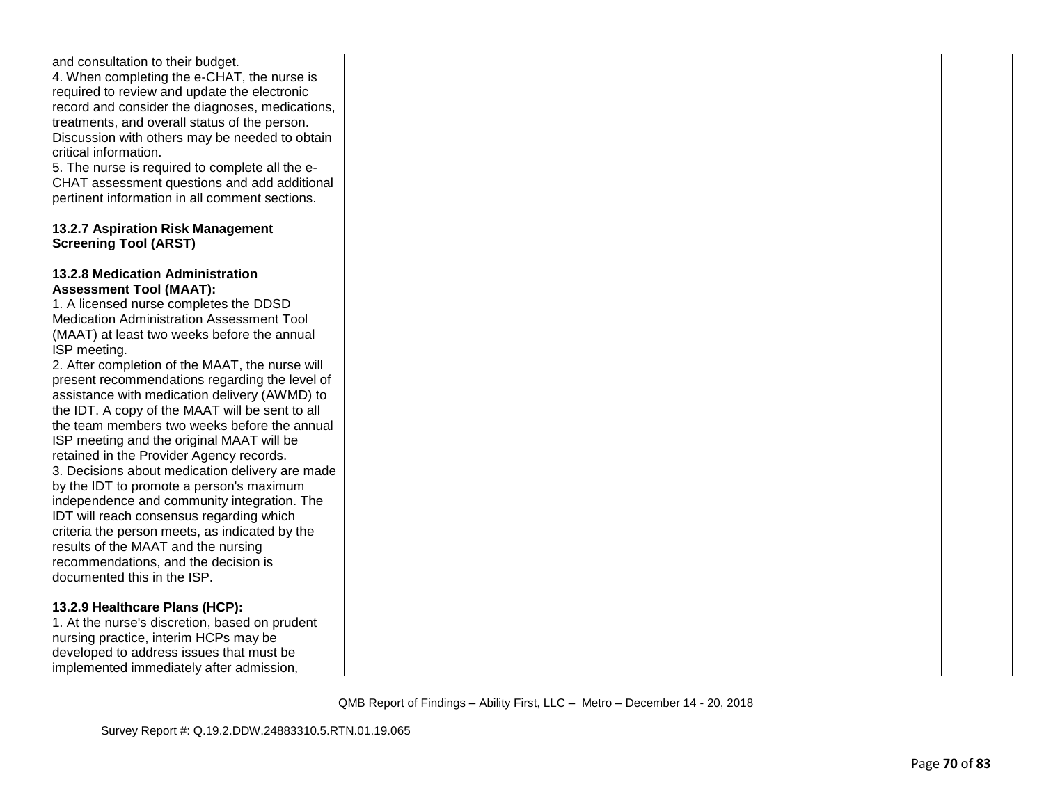| | | | |
|---|---|---|---|
| and consultation to their budget.<br>4. When completing the e-CHAT, the nurse is required to review and update the electronic record and consider the diagnoses, medications, treatments, and overall status of the person. Discussion with others may be needed to obtain critical information.<br>5. The nurse is required to complete all the e-CHAT assessment questions and add additional pertinent information in all comment sections.<br><br>**13.2.7 Aspiration Risk Management Screening Tool (ARST)**<br><br>**13.2.8 Medication Administration Assessment Tool (MAAT):**<br>1. A licensed nurse completes the DDSD Medication Administration Assessment Tool (MAAT) at least two weeks before the annual ISP meeting.<br>2. After completion of the MAAT, the nurse will present recommendations regarding the level of assistance with medication delivery (AWMD) to the IDT. A copy of the MAAT will be sent to all the team members two weeks before the annual ISP meeting and the original MAAT will be retained in the Provider Agency records.<br>3. Decisions about medication delivery are made by the IDT to promote a person's maximum independence and community integration. The IDT will reach consensus regarding which criteria the person meets, as indicated by the results of the MAAT and the nursing recommendations, and the decision is documented this in the ISP.<br><br>**13.2.9 Healthcare Plans (HCP):**<br>1. At the nurse's discretion, based on prudent nursing practice, interim HCPs may be developed to address issues that must be implemented immediately after admission, | | | |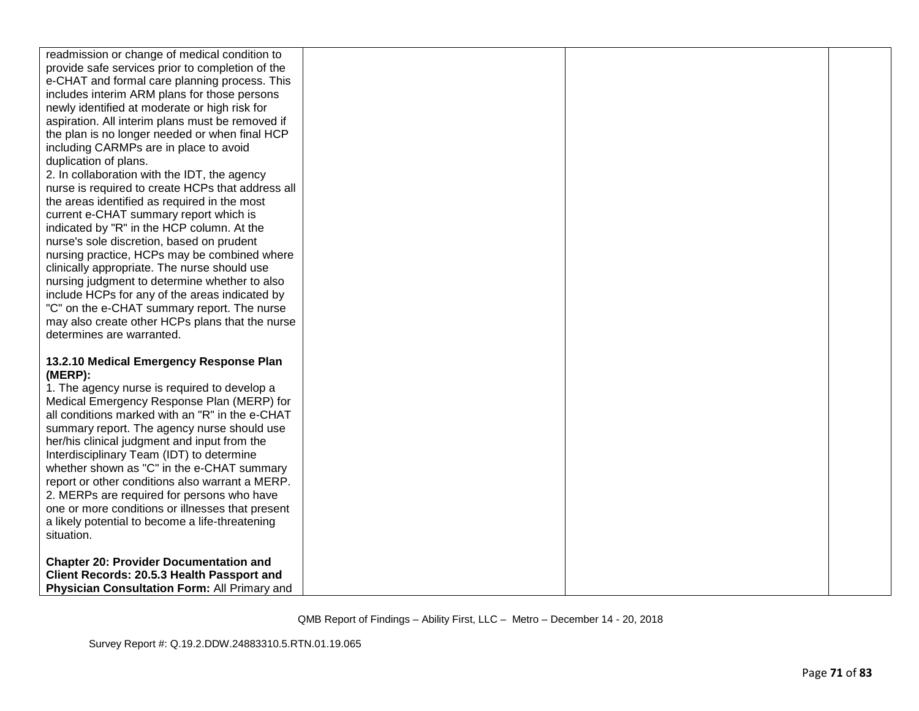| | | | |
|---|---|---|---|
| readmission or change of medical condition to provide safe services prior to completion of the e-CHAT and formal care planning process. This includes interim ARM plans for those persons newly identified at moderate or high risk for aspiration. All interim plans must be removed if the plan is no longer needed or when final HCP including CARMPs are in place to avoid duplication of plans.<br>2. In collaboration with the IDT, the agency nurse is required to create HCPs that address all the areas identified as required in the most current e-CHAT summary report which is indicated by "R" in the HCP column. At the nurse's sole discretion, based on prudent nursing practice, HCPs may be combined where clinically appropriate. The nurse should use nursing judgment to determine whether to also include HCPs for any of the areas indicated by "C" on the e-CHAT summary report. The nurse may also create other HCPs plans that the nurse determines are warranted.<br><br>**13.2.10 Medical Emergency Response Plan (MERP):**<br>1. The agency nurse is required to develop a Medical Emergency Response Plan (MERP) for all conditions marked with an "R" in the e-CHAT summary report. The agency nurse should use her/his clinical judgment and input from the Interdisciplinary Team (IDT) to determine whether shown as "C" in the e-CHAT summary report or other conditions also warrant a MERP.<br>2. MERPs are required for persons who have one or more conditions or illnesses that present a likely potential to become a life-threatening situation.<br><br>**Chapter 20: Provider Documentation and Client Records: 20.5.3 Health Passport and Physician Consultation Form:** All Primary and | | | |

QMB Report of Findings – Ability First, LLC – Metro – December 14 - 20, 2018

Survey Report #: Q.19.2.DDW.24883310.5.RTN.01.19.065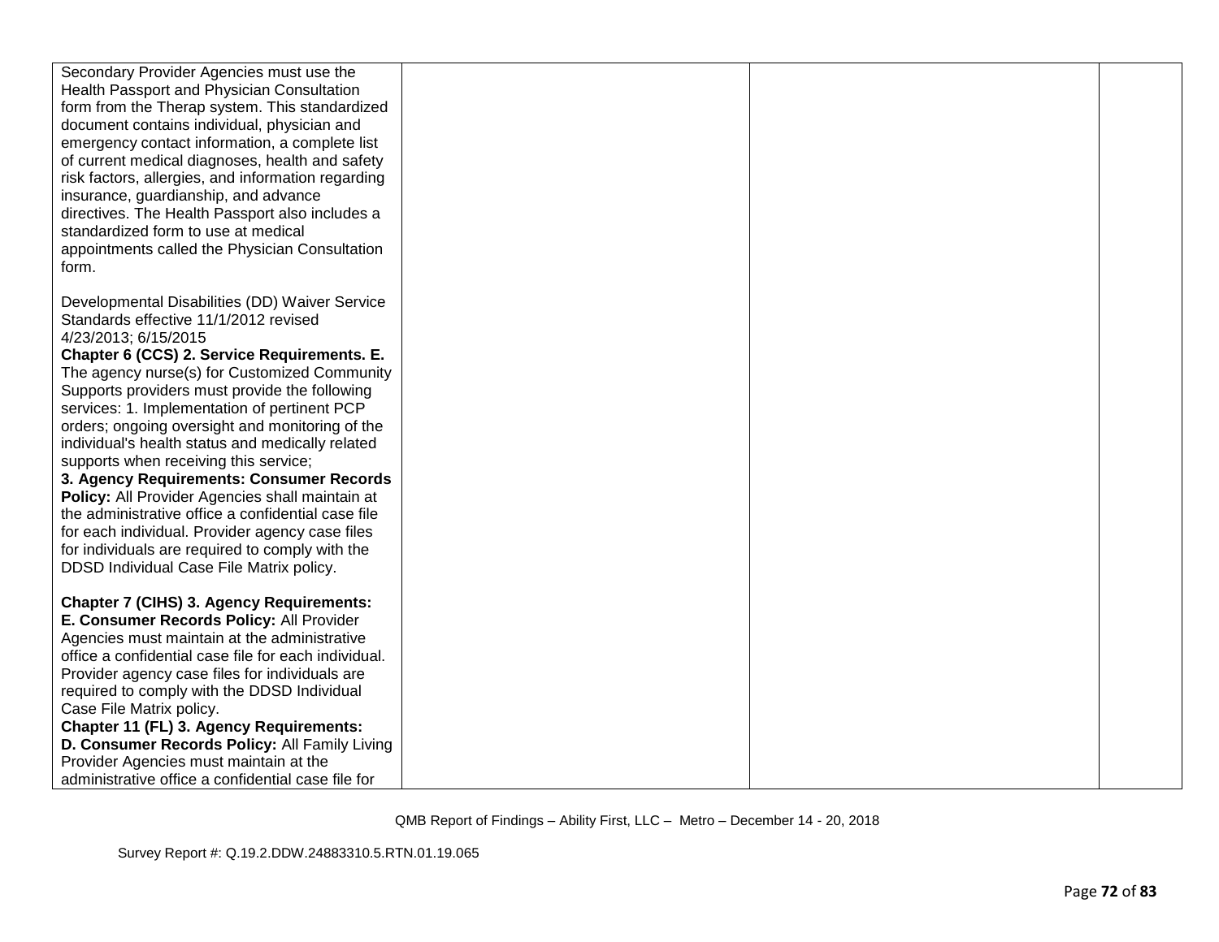| | | | |
|---|---|---|---|
| Secondary Provider Agencies must use the Health Passport and Physician Consultation form from the Therap system. This standardized document contains individual, physician and emergency contact information, a complete list of current medical diagnoses, health and safety risk factors, allergies, and information regarding insurance, guardianship, and advance directives. The Health Passport also includes a standardized form to use at medical appointments called the Physician Consultation form.<br><br>Developmental Disabilities (DD) Waiver Service Standards effective 11/1/2012 revised 4/23/2013; 6/15/2015<br>**Chapter 6 (CCS) 2. Service Requirements. E.** The agency nurse(s) for Customized Community Supports providers must provide the following services: 1. Implementation of pertinent PCP orders; ongoing oversight and monitoring of the individual's health status and medically related supports when receiving this service;<br>**3. Agency Requirements: Consumer Records Policy:** All Provider Agencies shall maintain at the administrative office a confidential case file for each individual. Provider agency case files for individuals are required to comply with the DDSD Individual Case File Matrix policy.<br><br>**Chapter 7 (CIHS) 3. Agency Requirements: E. Consumer Records Policy:** All Provider Agencies must maintain at the administrative office a confidential case file for each individual. Provider agency case files for individuals are required to comply with the DDSD Individual Case File Matrix policy.<br>**Chapter 11 (FL) 3. Agency Requirements: D. Consumer Records Policy:** All Family Living Provider Agencies must maintain at the administrative office a confidential case file for | | | |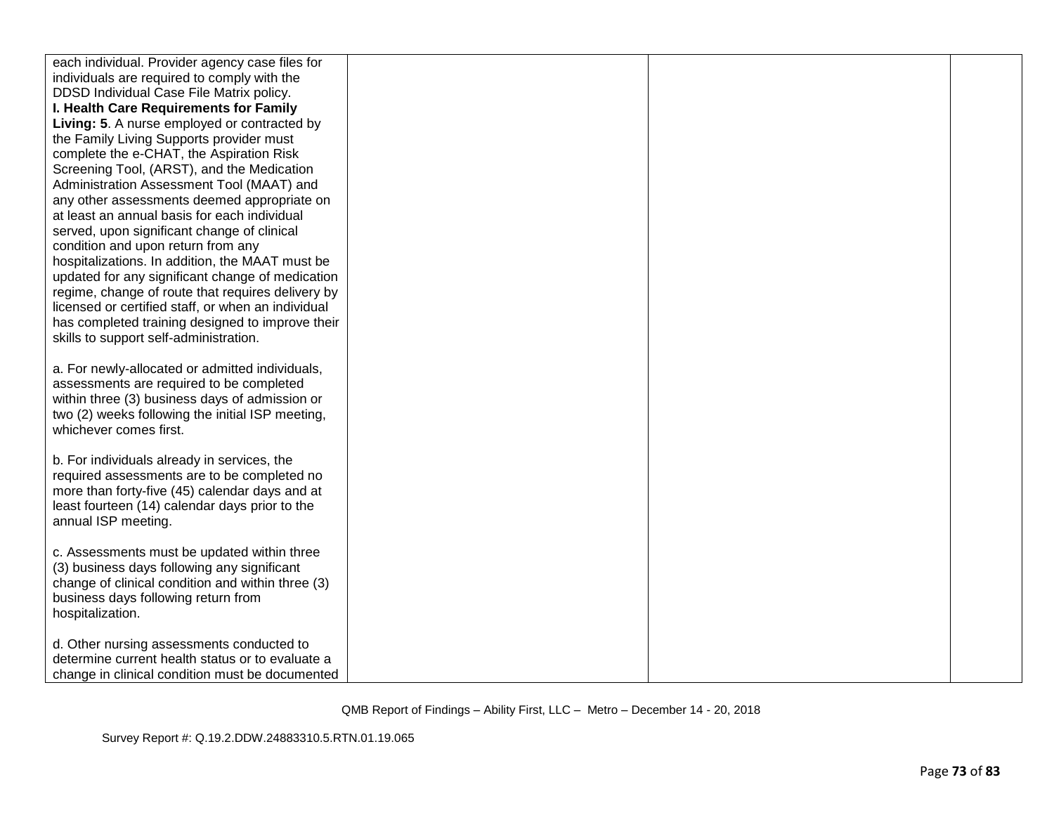| | | | |
|---|---|---|---|
| each individual. Provider agency case files for individuals are required to comply with the DDSD Individual Case File Matrix policy.<br>**I. Health Care Requirements for Family Living: 5**. A nurse employed or contracted by the Family Living Supports provider must complete the e-CHAT, the Aspiration Risk Screening Tool, (ARST), and the Medication Administration Assessment Tool (MAAT) and any other assessments deemed appropriate on at least an annual basis for each individual served, upon significant change of clinical condition and upon return from any hospitalizations. In addition, the MAAT must be updated for any significant change of medication regime, change of route that requires delivery by licensed or certified staff, or when an individual has completed training designed to improve their skills to support self-administration.<br><br>a. For newly-allocated or admitted individuals, assessments are required to be completed within three (3) business days of admission or two (2) weeks following the initial ISP meeting, whichever comes first.<br><br>b. For individuals already in services, the required assessments are to be completed no more than forty-five (45) calendar days and at least fourteen (14) calendar days prior to the annual ISP meeting.<br><br>c. Assessments must be updated within three (3) business days following any significant change of clinical condition and within three (3) business days following return from hospitalization.<br><br>d. Other nursing assessments conducted to determine current health status or to evaluate a change in clinical condition must be documented | | | |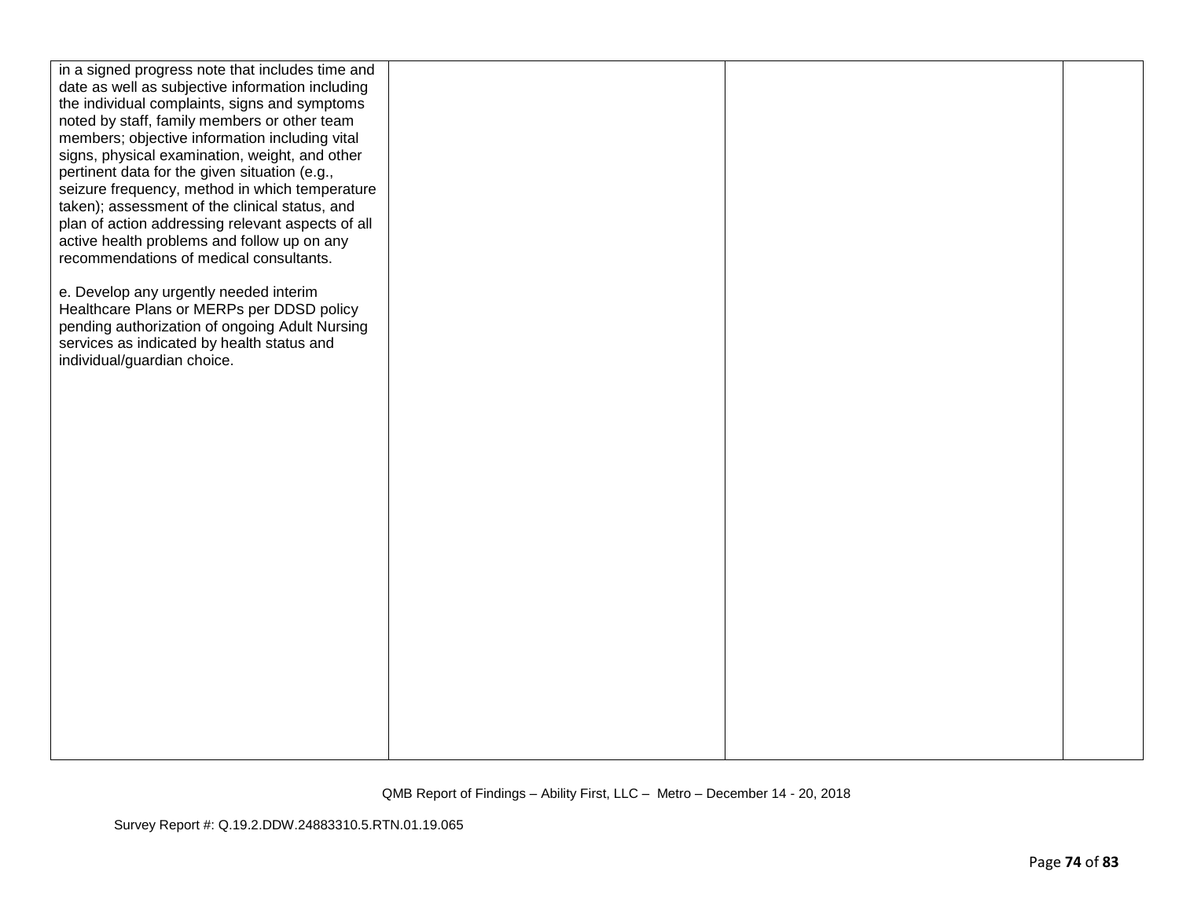| | | | |
|---|---|---|---|
| in a signed progress note that includes time and date as well as subjective information including the individual complaints, signs and symptoms noted by staff, family members or other team members; objective information including vital signs, physical examination, weight, and other pertinent data for the given situation (e.g., seizure frequency, method in which temperature taken); assessment of the clinical status, and plan of action addressing relevant aspects of all active health problems and follow up on any recommendations of medical consultants.<br><br>e. Develop any urgently needed interim Healthcare Plans or MERPs per DDSD policy pending authorization of ongoing Adult Nursing services as indicated by health status and individual/guardian choice. | | | |

QMB Report of Findings – Ability First, LLC – Metro – December 14 - 20, 2018

Survey Report #: Q.19.2.DDW.24883310.5.RTN.01.19.065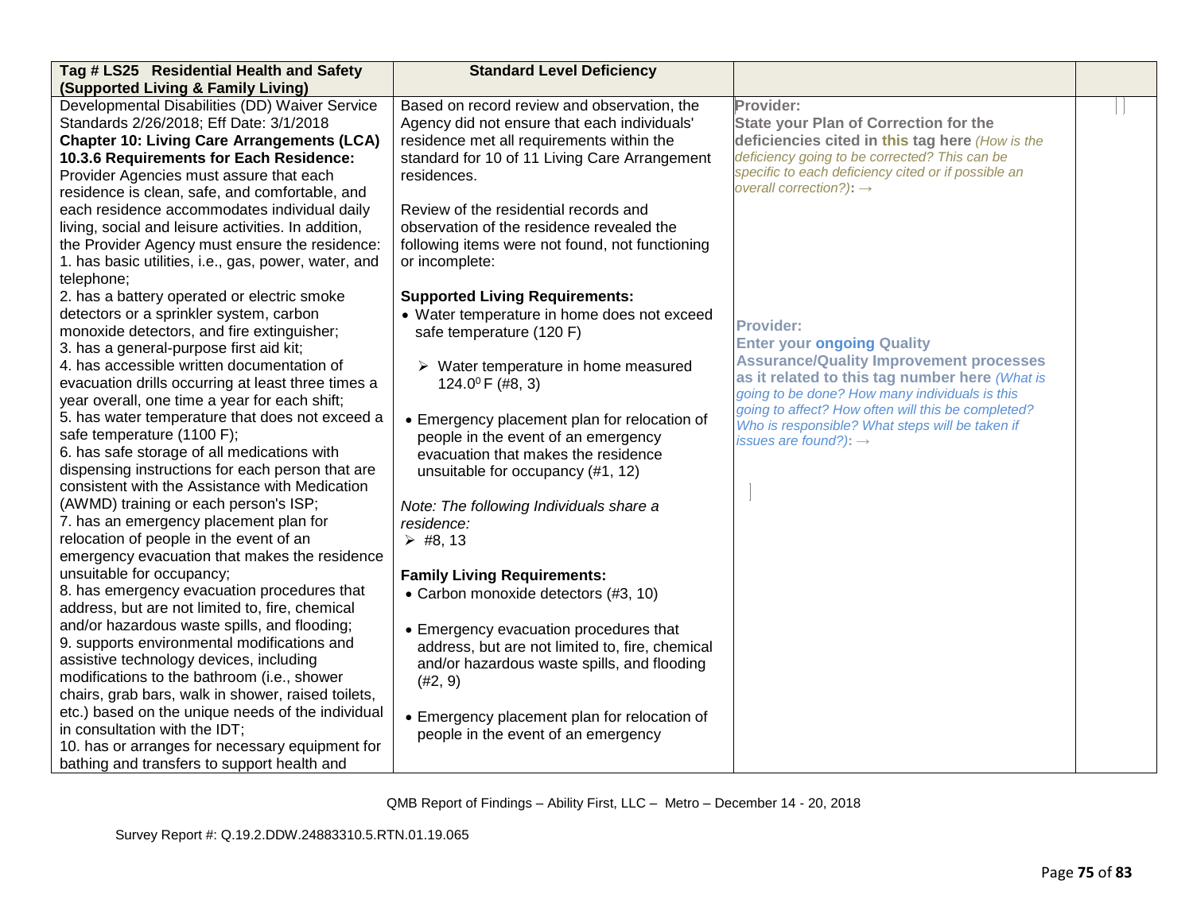| Tag # LS25 Residential Health and Safety (Supported Living & Family Living) | Standard Level Deficiency | | |
|---|---|---|---|
| Developmental Disabilities (DD) Waiver Service Standards 2/26/2018; Eff Date: 3/1/2018<br>**Chapter 10: Living Care Arrangements (LCA) 10.3.6 Requirements for Each Residence:** Provider Agencies must assure that each residence is clean, safe, and comfortable, and each residence accommodates individual daily living, social and leisure activities. In addition, the Provider Agency must ensure the residence:<br>1. has basic utilities, i.e., gas, power, water, and telephone;<br>2. has a battery operated or electric smoke detectors or a sprinkler system, carbon monoxide detectors, and fire extinguisher;<br>3. has a general-purpose first aid kit;<br>4. has accessible written documentation of evacuation drills occurring at least three times a year overall, one time a year for each shift;<br>5. has water temperature that does not exceed a safe temperature (1100 F);<br>6. has safe storage of all medications with dispensing instructions for each person that are consistent with the Assistance with Medication (AWMD) training or each person's ISP;<br>7. has an emergency placement plan for relocation of people in the event of an emergency evacuation that makes the residence unsuitable for occupancy;<br>8. has emergency evacuation procedures that address, but are not limited to, fire, chemical and/or hazardous waste spills, and flooding;<br>9. supports environmental modifications and assistive technology devices, including modifications to the bathroom (i.e., shower chairs, grab bars, walk in shower, raised toilets, etc.) based on the unique needs of the individual in consultation with the IDT;<br>10. has or arranges for necessary equipment for bathing and transfers to support health and | Based on record review and observation, the Agency did not ensure that each individuals' residence met all requirements within the standard for 10 of 11 Living Care Arrangement residences.<br><br>Review of the residential records and observation of the residence revealed the following items were not found, not functioning or incomplete:<br><br>**Supported Living Requirements:**<br>• Water temperature in home does not exceed safe temperature (120 F)<br>➢ Water temperature in home measured 124.0⁰ F (#8, 3)<br><br>• Emergency placement plan for relocation of people in the event of an emergency evacuation that makes the residence unsuitable for occupancy (#1, 12)<br><br>*Note: The following Individuals share a residence:*<br>➢ #8, 13<br><br>**Family Living Requirements:**<br>• Carbon monoxide detectors (#3, 10)<br><br>• Emergency evacuation procedures that address, but are not limited to, fire, chemical and/or hazardous waste spills, and flooding (#2, 9)<br><br>• Emergency placement plan for relocation of people in the event of an emergency | **Provider:**<br>**State your Plan of Correction for the deficiencies cited in this tag here** *(How is the deficiency going to be corrected? This can be specific to each deficiency cited or if possible an overall correction?)*: →<br><br>**Provider:**<br>**Enter your ongoing Quality Assurance/Quality Improvement processes as it related to this tag number here** *(What is going to be done? How many individuals is this going to affect? How often will this be completed? Who is responsible? What steps will be taken if issues are found?)*: → | |

QMB Report of Findings – Ability First, LLC – Metro – December 14 - 20, 2018

Survey Report #: Q.19.2.DDW.24883310.5.RTN.01.19.065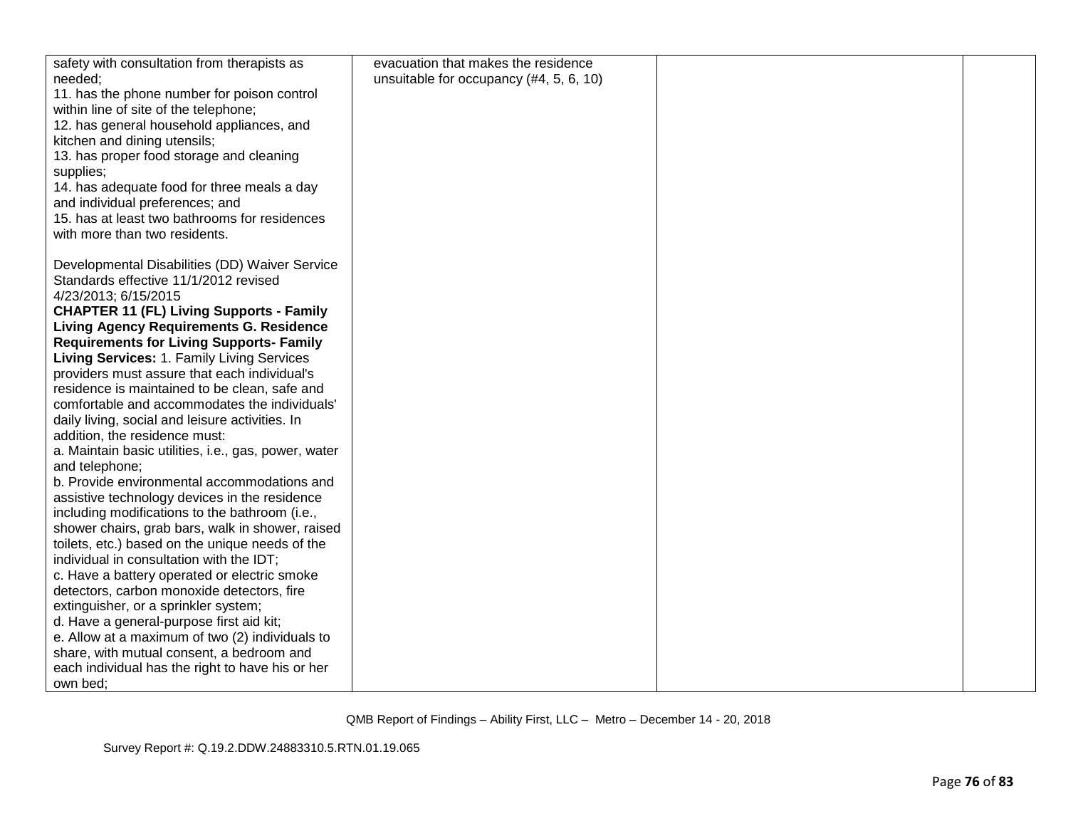| | | | |
|---|---|---|---|
| safety with consultation from therapists as needed;<br>11. has the phone number for poison control within line of site of the telephone;<br>12. has general household appliances, and kitchen and dining utensils;<br>13. has proper food storage and cleaning supplies;<br>14. has adequate food for three meals a day and individual preferences; and<br>15. has at least two bathrooms for residences with more than two residents.<br><br>Developmental Disabilities (DD) Waiver Service Standards effective 11/1/2012 revised 4/23/2013; 6/15/2015<br>**CHAPTER 11 (FL) Living Supports - Family Living Agency Requirements G. Residence Requirements for Living Supports- Family Living Services:** 1. Family Living Services providers must assure that each individual's residence is maintained to be clean, safe and comfortable and accommodates the individuals' daily living, social and leisure activities. In addition, the residence must:<br>a. Maintain basic utilities, i.e., gas, power, water and telephone;<br>b. Provide environmental accommodations and assistive technology devices in the residence including modifications to the bathroom (i.e., shower chairs, grab bars, walk in shower, raised toilets, etc.) based on the unique needs of the individual in consultation with the IDT;<br>c. Have a battery operated or electric smoke detectors, carbon monoxide detectors, fire extinguisher, or a sprinkler system;<br>d. Have a general-purpose first aid kit;<br>e. Allow at a maximum of two (2) individuals to share, with mutual consent, a bedroom and each individual has the right to have his or her own bed; | evacuation that makes the residence unsuitable for occupancy (#4, 5, 6, 10) | | |

QMB Report of Findings – Ability First, LLC – Metro – December 14 - 20, 2018

Survey Report #: Q.19.2.DDW.24883310.5.RTN.01.19.065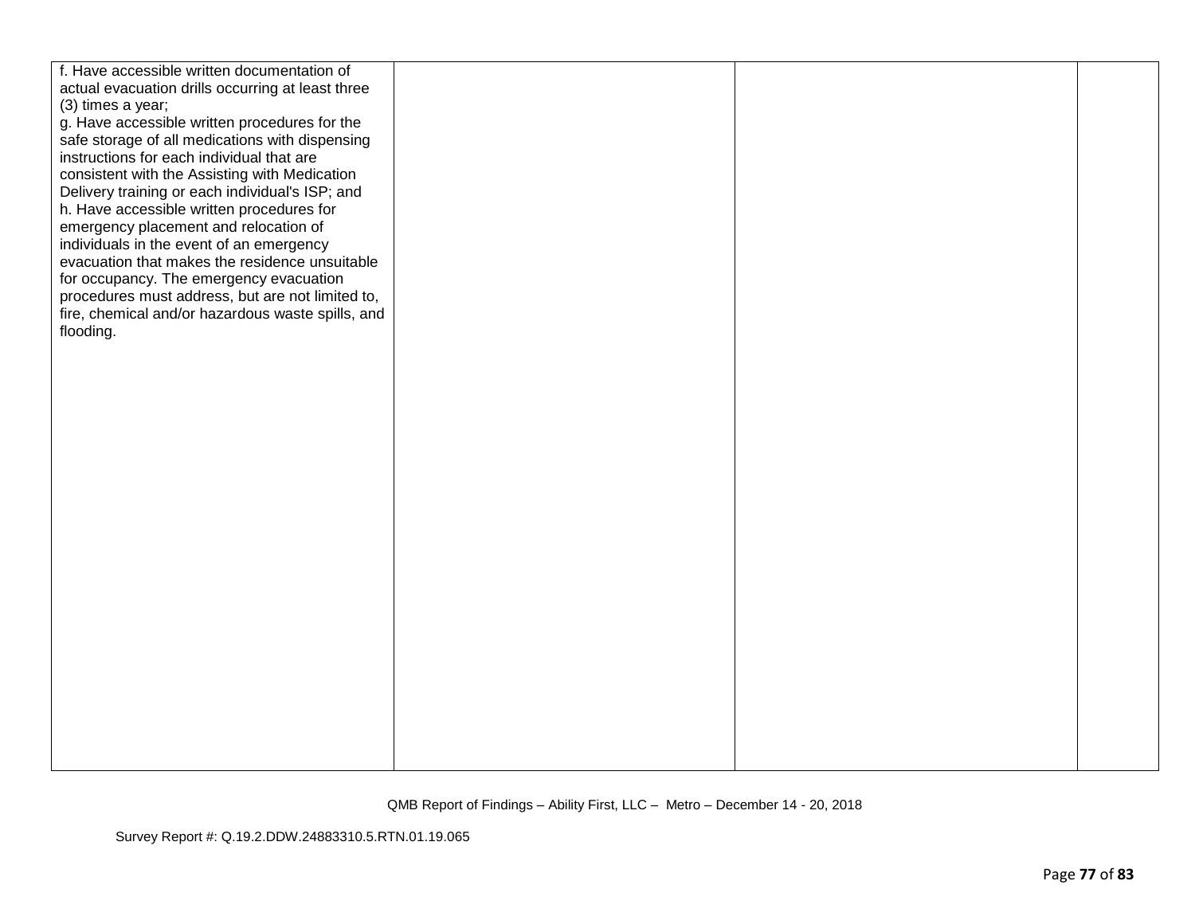| | | | |
|---|---|---|---|
| f. Have accessible written documentation of actual evacuation drills occurring at least three (3) times a year;<br>g. Have accessible written procedures for the safe storage of all medications with dispensing instructions for each individual that are consistent with the Assisting with Medication Delivery training or each individual's ISP; and<br>h. Have accessible written procedures for emergency placement and relocation of individuals in the event of an emergency evacuation that makes the residence unsuitable for occupancy. The emergency evacuation procedures must address, but are not limited to, fire, chemical and/or hazardous waste spills, and flooding. | | | |

QMB Report of Findings – Ability First, LLC – Metro – December 14 - 20, 2018

Survey Report #: Q.19.2.DDW.24883310.5.RTN.01.19.065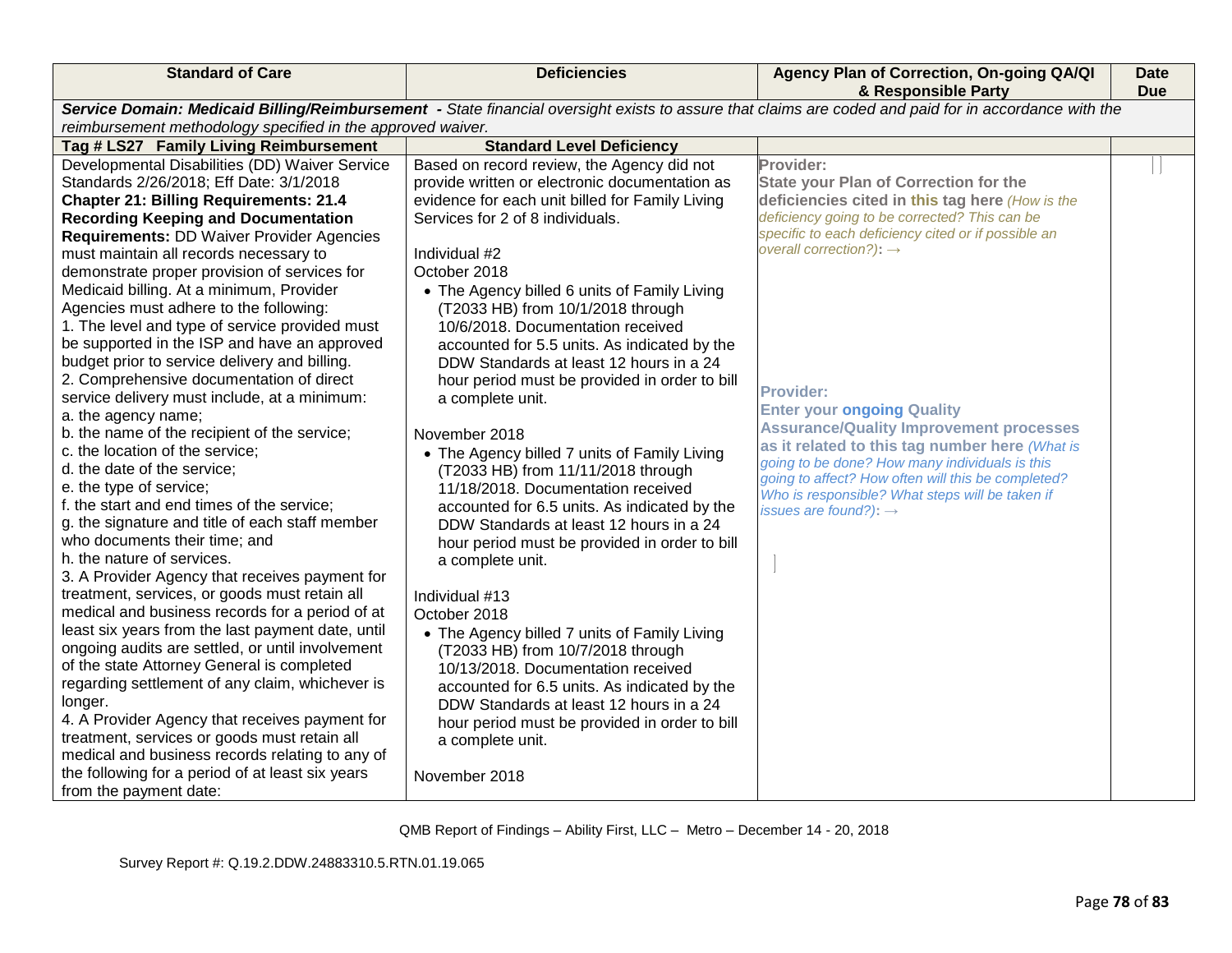| Standard of Care | Deficiencies | Agency Plan of Correction, On-going QA/QI & Responsible Party | Date Due |
|---|---|---|---|
| ***Service Domain: Medicaid Billing/Reimbursement** - State financial oversight exists to assure that claims are coded and paid for in accordance with the reimbursement methodology specified in the approved waiver.* | | | |
| **Tag # LS27 Family Living Reimbursement** | **Standard Level Deficiency** | | |
| Developmental Disabilities (DD) Waiver Service Standards 2/26/2018; Eff Date: 3/1/2018<br>**Chapter 21: Billing Requirements: 21.4 Recording Keeping and Documentation Requirements:** DD Waiver Provider Agencies must maintain all records necessary to demonstrate proper provision of services for Medicaid billing. At a minimum, Provider Agencies must adhere to the following:<br>1. The level and type of service provided must be supported in the ISP and have an approved budget prior to service delivery and billing.<br>2. Comprehensive documentation of direct service delivery must include, at a minimum:<br>a. the agency name;<br>b. the name of the recipient of the service;<br>c. the location of the service;<br>d. the date of the service;<br>e. the type of service;<br>f. the start and end times of the service;<br>g. the signature and title of each staff member who documents their time; and<br>h. the nature of services.<br>3. A Provider Agency that receives payment for treatment, services, or goods must retain all medical and business records for a period of at least six years from the last payment date, until ongoing audits are settled, or until involvement of the state Attorney General is completed regarding settlement of any claim, whichever is longer.<br>4. A Provider Agency that receives payment for treatment, services or goods must retain all medical and business records relating to any of the following for a period of at least six years from the payment date: | Based on record review, the Agency did not provide written or electronic documentation as evidence for each unit billed for Family Living Services for 2 of 8 individuals.<br><br>Individual #2<br>October 2018<br>• The Agency billed 6 units of Family Living (T2033 HB) from 10/1/2018 through 10/6/2018. Documentation received accounted for 5.5 units. As indicated by the DDW Standards at least 12 hours in a 24 hour period must be provided in order to bill a complete unit.<br><br>November 2018<br>• The Agency billed 7 units of Family Living (T2033 HB) from 11/11/2018 through 11/18/2018. Documentation received accounted for 6.5 units. As indicated by the DDW Standards at least 12 hours in a 24 hour period must be provided in order to bill a complete unit.<br><br>Individual #13<br>October 2018<br>• The Agency billed 7 units of Family Living (T2033 HB) from 10/7/2018 through 10/13/2018. Documentation received accounted for 6.5 units. As indicated by the DDW Standards at least 12 hours in a 24 hour period must be provided in order to bill a complete unit.<br><br>November 2018 | **Provider:**<br>**State your Plan of Correction for the deficiencies cited in this tag here** *(How is the deficiency going to be corrected? This can be specific to each deficiency cited or if possible an overall correction?)***:** →<br><br>**Provider:**<br>**Enter your ongoing Quality Assurance/Quality Improvement processes as it related to this tag number here** *(What is going to be done? How many individuals is this going to affect? How often will this be completed? Who is responsible? What steps will be taken if issues are found?)***:** → | |

QMB Report of Findings – Ability First, LLC – Metro – December 14 - 20, 2018

Survey Report #: Q.19.2.DDW.24883310.5.RTN.01.19.065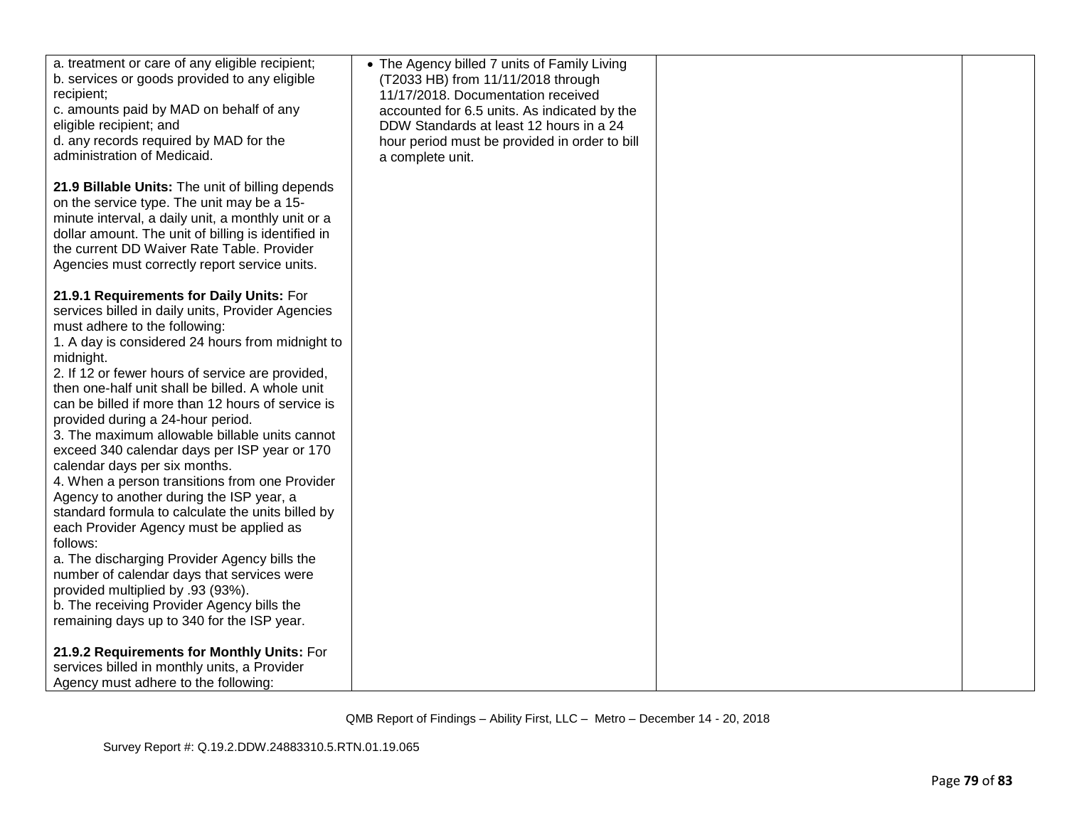| | | | |
|---|---|---|---|
| a. treatment or care of any eligible recipient;<br>b. services or goods provided to any eligible recipient;<br>c. amounts paid by MAD on behalf of any eligible recipient; and<br>d. any records required by MAD for the administration of Medicaid.<br><br>**21.9 Billable Units:** The unit of billing depends on the service type. The unit may be a 15-minute interval, a daily unit, a monthly unit or a dollar amount. The unit of billing is identified in the current DD Waiver Rate Table. Provider Agencies must correctly report service units.<br><br>**21.9.1 Requirements for Daily Units:** For services billed in daily units, Provider Agencies must adhere to the following:<br>1. A day is considered 24 hours from midnight to midnight.<br>2. If 12 or fewer hours of service are provided, then one-half unit shall be billed. A whole unit can be billed if more than 12 hours of service is provided during a 24-hour period.<br>3. The maximum allowable billable units cannot exceed 340 calendar days per ISP year or 170 calendar days per six months.<br>4. When a person transitions from one Provider Agency to another during the ISP year, a standard formula to calculate the units billed by each Provider Agency must be applied as follows:<br>a. The discharging Provider Agency bills the number of calendar days that services were provided multiplied by .93 (93%).<br>b. The receiving Provider Agency bills the remaining days up to 340 for the ISP year.<br><br>**21.9.2 Requirements for Monthly Units:** For services billed in monthly units, a Provider Agency must adhere to the following: | • The Agency billed 7 units of Family Living (T2033 HB) from 11/11/2018 through 11/17/2018. Documentation received accounted for 6.5 units. As indicated by the DDW Standards at least 12 hours in a 24 hour period must be provided in order to bill a complete unit. | | |

QMB Report of Findings – Ability First, LLC – Metro – December 14 - 20, 2018

Survey Report #: Q.19.2.DDW.24883310.5.RTN.01.19.065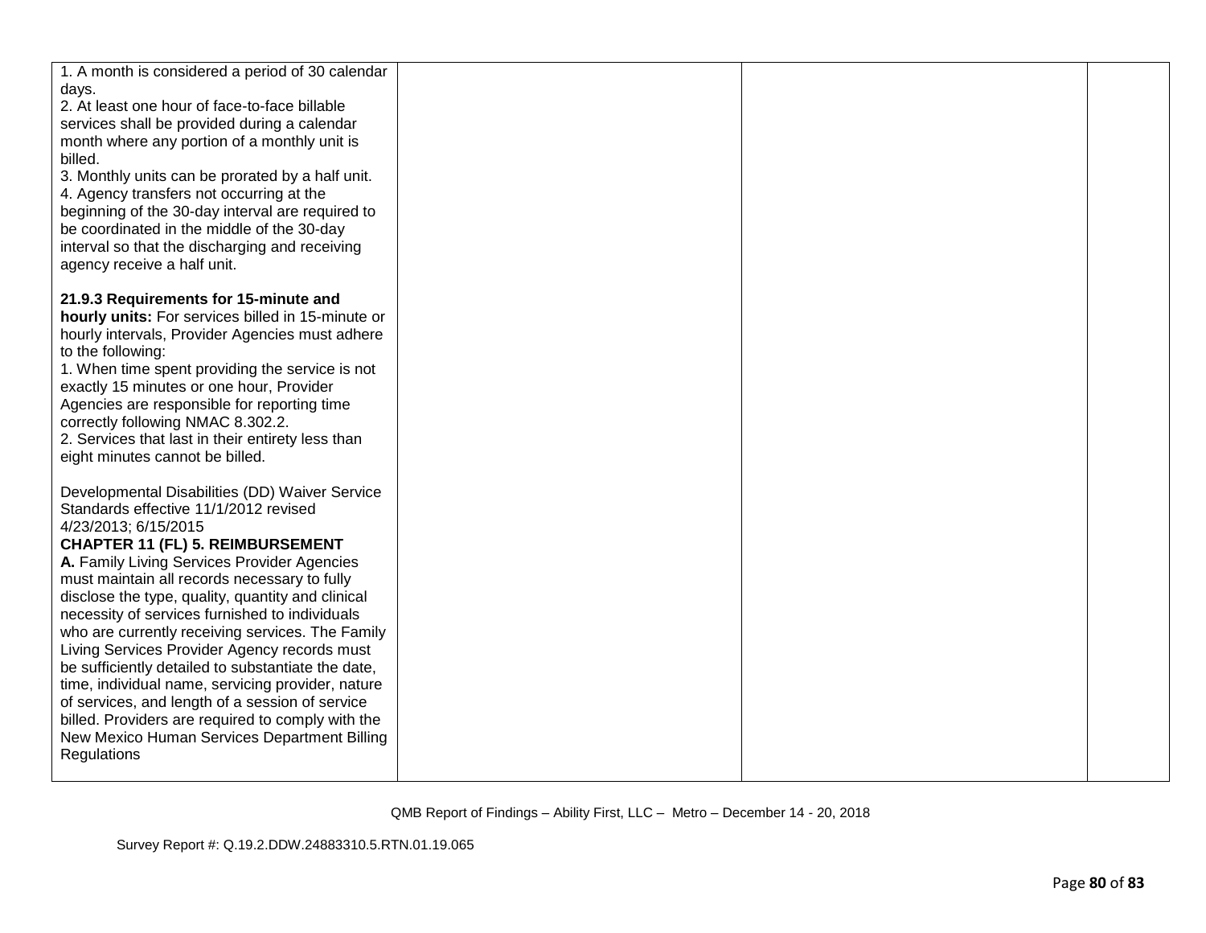| | | | |
|---|---|---|---|
| 1. A month is considered a period of 30 calendar days.<br>2. At least one hour of face-to-face billable services shall be provided during a calendar month where any portion of a monthly unit is billed.<br>3. Monthly units can be prorated by a half unit.<br>4. Agency transfers not occurring at the beginning of the 30-day interval are required to be coordinated in the middle of the 30-day interval so that the discharging and receiving agency receive a half unit.<br><br>**21.9.3 Requirements for 15-minute and hourly units:** For services billed in 15-minute or hourly intervals, Provider Agencies must adhere to the following:<br>1. When time spent providing the service is not exactly 15 minutes or one hour, Provider Agencies are responsible for reporting time correctly following NMAC 8.302.2.<br>2. Services that last in their entirety less than eight minutes cannot be billed.<br><br>Developmental Disabilities (DD) Waiver Service Standards effective 11/1/2012 revised 4/23/2013; 6/15/2015<br>**CHAPTER 11 (FL) 5. REIMBURSEMENT**<br>**A.** Family Living Services Provider Agencies must maintain all records necessary to fully disclose the type, quality, quantity and clinical necessity of services furnished to individuals who are currently receiving services. The Family Living Services Provider Agency records must be sufficiently detailed to substantiate the date, time, individual name, servicing provider, nature of services, and length of a session of service billed. Providers are required to comply with the New Mexico Human Services Department Billing Regulations | | | |

QMB Report of Findings – Ability First, LLC – Metro – December 14 - 20, 2018

Survey Report #: Q.19.2.DDW.24883310.5.RTN.01.19.065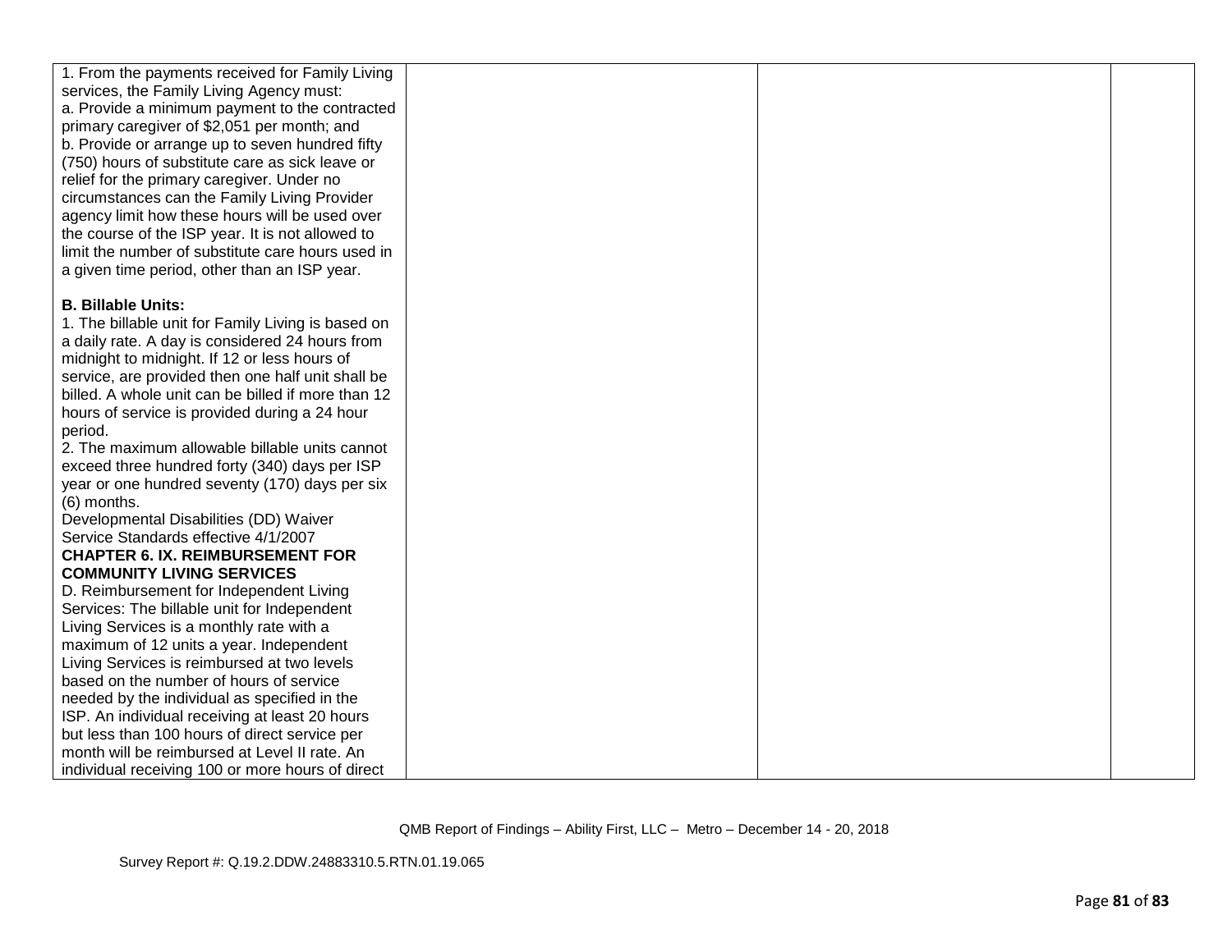| | | | |
|---|---|---|---|
| 1. From the payments received for Family Living services, the Family Living Agency must:<br>a. Provide a minimum payment to the contracted primary caregiver of $2,051 per month; and<br>b. Provide or arrange up to seven hundred fifty (750) hours of substitute care as sick leave or relief for the primary caregiver. Under no circumstances can the Family Living Provider agency limit how these hours will be used over the course of the ISP year. It is not allowed to limit the number of substitute care hours used in a given time period, other than an ISP year.<br><br>**B. Billable Units:**<br>1. The billable unit for Family Living is based on a daily rate. A day is considered 24 hours from midnight to midnight. If 12 or less hours of service, are provided then one half unit shall be billed. A whole unit can be billed if more than 12 hours of service is provided during a 24 hour period.<br>2. The maximum allowable billable units cannot exceed three hundred forty (340) days per ISP year or one hundred seventy (170) days per six (6) months.<br>Developmental Disabilities (DD) Waiver Service Standards effective 4/1/2007<br>**CHAPTER 6. IX. REIMBURSEMENT FOR COMMUNITY LIVING SERVICES**<br>D. Reimbursement for Independent Living Services: The billable unit for Independent Living Services is a monthly rate with a maximum of 12 units a year. Independent Living Services is reimbursed at two levels based on the number of hours of service needed by the individual as specified in the ISP. An individual receiving at least 20 hours but less than 100 hours of direct service per month will be reimbursed at Level II rate. An individual receiving 100 or more hours of direct | | | |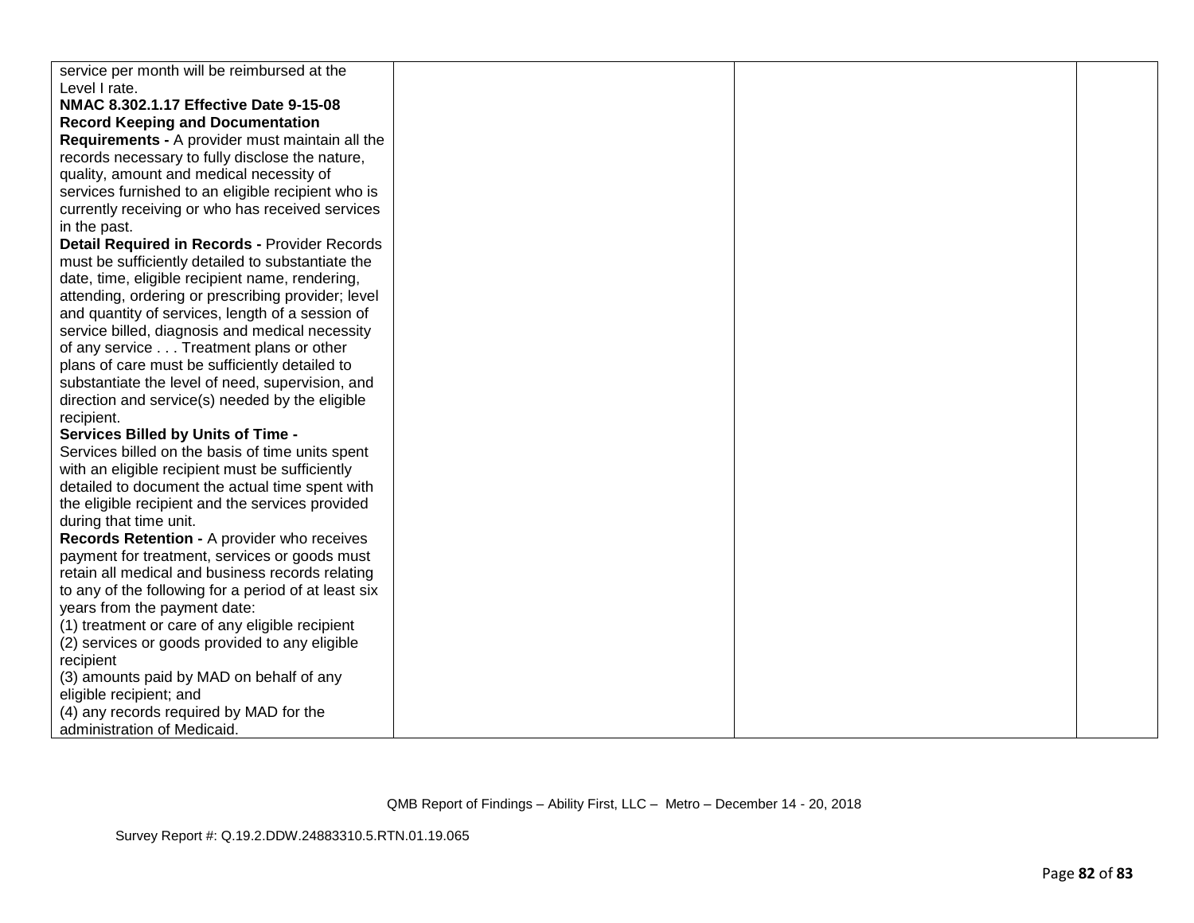| | | | |
|---|---|---|---|
| service per month will be reimbursed at the Level I rate.<br>**NMAC 8.302.1.17 Effective Date 9-15-08 Record Keeping and Documentation Requirements -** A provider must maintain all the records necessary to fully disclose the nature, quality, amount and medical necessity of services furnished to an eligible recipient who is currently receiving or who has received services in the past.<br>**Detail Required in Records -** Provider Records must be sufficiently detailed to substantiate the date, time, eligible recipient name, rendering, attending, ordering or prescribing provider; level and quantity of services, length of a session of service billed, diagnosis and medical necessity of any service . . . Treatment plans or other plans of care must be sufficiently detailed to substantiate the level of need, supervision, and direction and service(s) needed by the eligible recipient.<br>**Services Billed by Units of Time -** Services billed on the basis of time units spent with an eligible recipient must be sufficiently detailed to document the actual time spent with the eligible recipient and the services provided during that time unit.<br>**Records Retention -** A provider who receives payment for treatment, services or goods must retain all medical and business records relating to any of the following for a period of at least six years from the payment date:<br>(1) treatment or care of any eligible recipient<br>(2) services or goods provided to any eligible recipient<br>(3) amounts paid by MAD on behalf of any eligible recipient; and<br>(4) any records required by MAD for the administration of Medicaid. | | | |

QMB Report of Findings – Ability First, LLC – Metro – December 14 - 20, 2018

Survey Report #: Q.19.2.DDW.24883310.5.RTN.01.19.065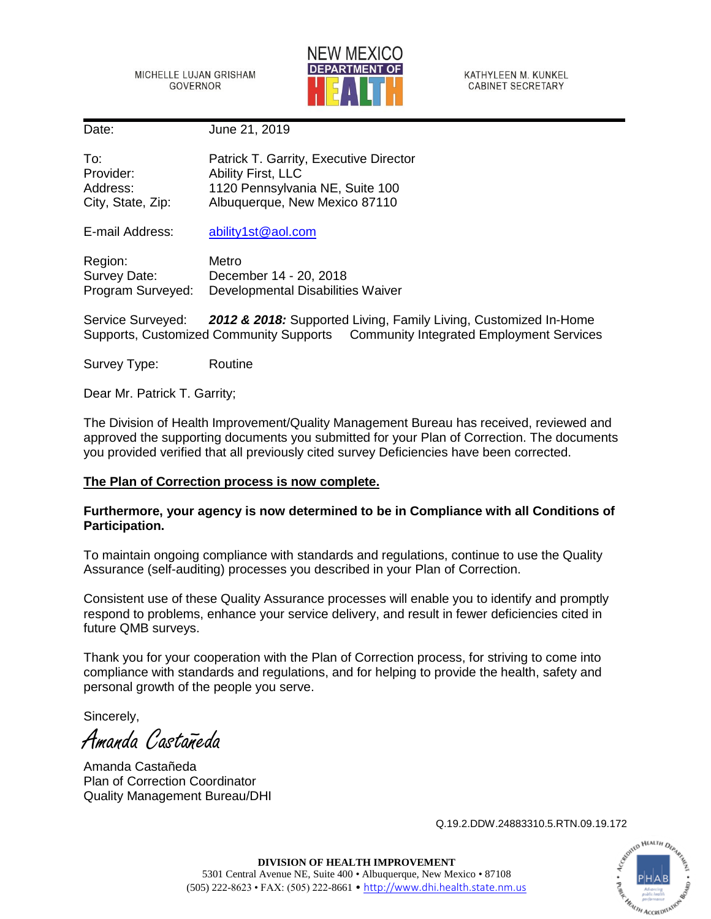MICHELLE LUJAN GRISHAM
GOVERNOR

NEW MEXICO
DEPARTMENT OF
HEALTH

KATHYLEEN M. KUNKEL
CABINET SECRETARY

| | |
|---|---|
| Date: | June 21, 2019 |
| To: | Patrick T. Garrity, Executive Director |
| Provider: | Ability First, LLC |
| Address: | 1120 Pennsylvania NE, Suite 100 |
| City, State, Zip: | Albuquerque, New Mexico 87110 |
| E-mail Address: | ability1st@aol.com |
| Region: | Metro |
| Survey Date: | December 14 - 20, 2018 |
| Program Surveyed: | Developmental Disabilities Waiver |

Service Surveyed: ***2012 & 2018:*** Supported Living, Family Living, Customized In-Home Supports, Customized Community Supports Community Integrated Employment Services

Survey Type: Routine

Dear Mr. Patrick T. Garrity;

The Division of Health Improvement/Quality Management Bureau has received, reviewed and approved the supporting documents you submitted for your Plan of Correction. The documents you provided verified that all previously cited survey Deficiencies have been corrected.

**The Plan of Correction process is now complete.**

**Furthermore, your agency is now determined to be in Compliance with all Conditions of Participation.**

To maintain ongoing compliance with standards and regulations, continue to use the Quality Assurance (self-auditing) processes you described in your Plan of Correction.

Consistent use of these Quality Assurance processes will enable you to identify and promptly respond to problems, enhance your service delivery, and result in fewer deficiencies cited in future QMB surveys.

Thank you for your cooperation with the Plan of Correction process, for striving to come into compliance with standards and regulations, and for helping to provide the health, safety and personal growth of the people you serve.

Sincerely,

*Amanda Castañeda*

Amanda Castañeda
Plan of Correction Coordinator
Quality Management Bureau/DHI

Q.19.2.DDW.24883310.5.RTN.09.19.172

**DIVISION OF HEALTH IMPROVEMENT**
5301 Central Avenue NE, Suite 400 • Albuquerque, New Mexico • 87108
(505) 222-8623 • FAX: (505) 222-8661 • http://www.dhi.health.state.nm.us